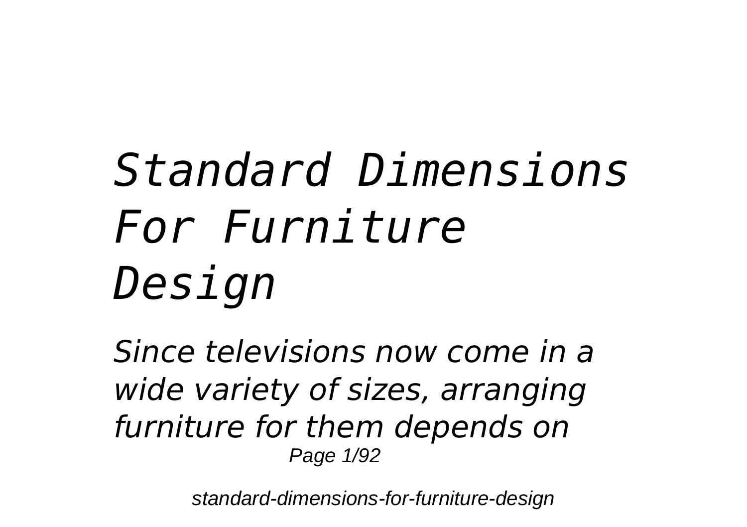# *Standard Dimensions For Furniture Design*

*Since televisions now come in a wide variety of sizes, arranging furniture for them depends on*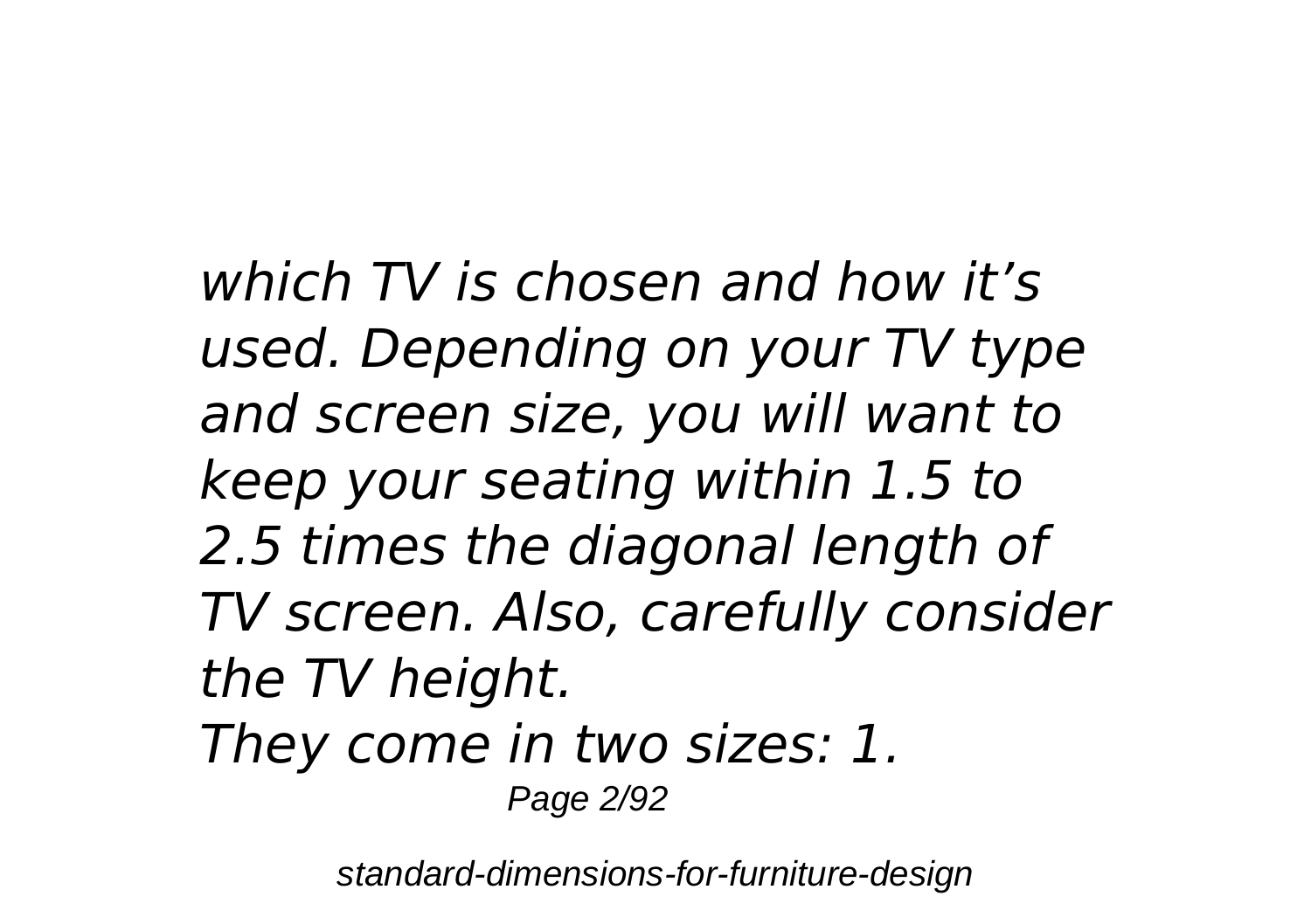*which TV is chosen and how it's used. Depending on your TV type and screen size, you will want to keep your seating within 1.5 to 2.5 times the diagonal length of TV screen. Also, carefully consider the TV height.*

*They come in two sizes: 1.*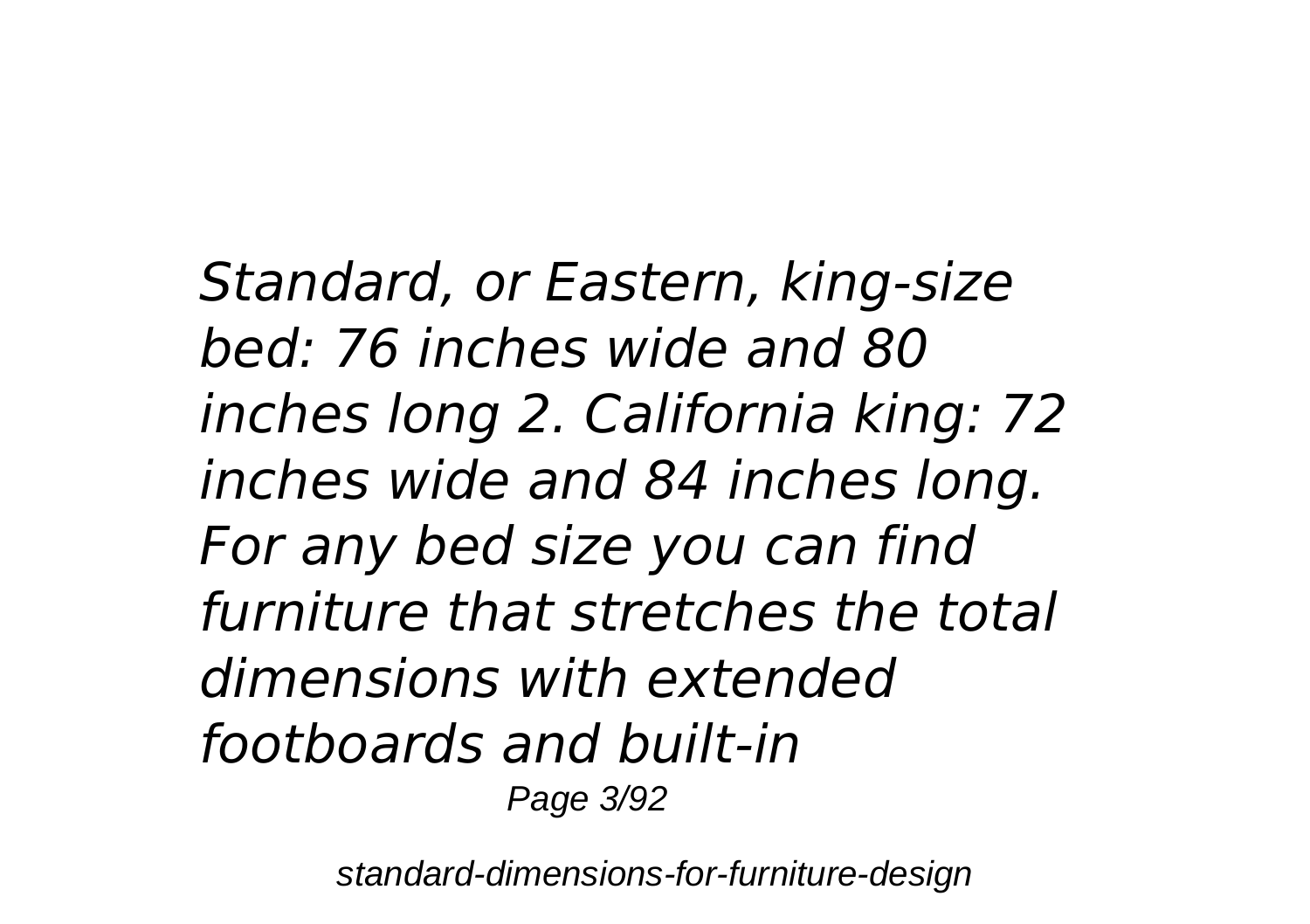*Standard, or Eastern, king-size bed: 76 inches wide and 80 inches long 2. California king: 72 inches wide and 84 inches long. For any bed size you can find furniture that stretches the total dimensions with extended footboards and built-in*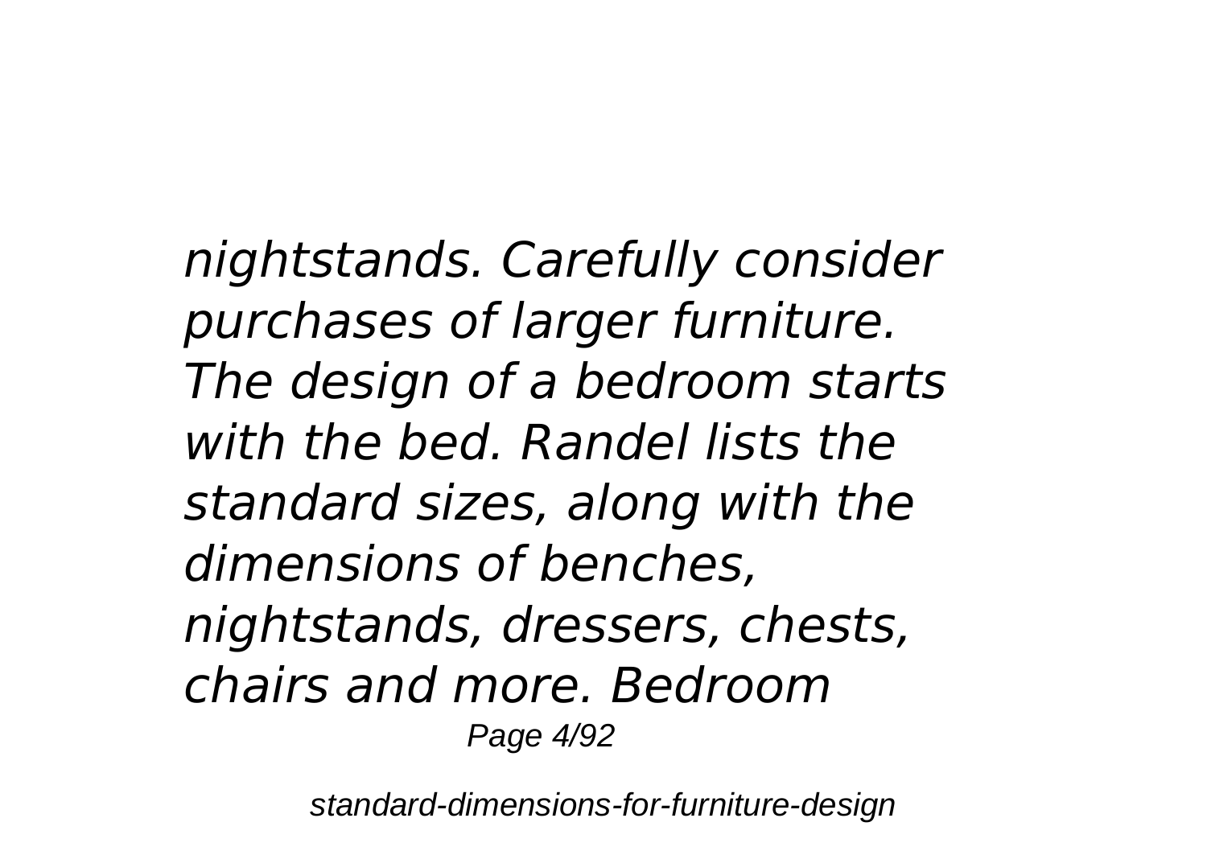*nightstands. Carefully consider purchases of larger furniture. The design of a bedroom starts with the bed. Randel lists the standard sizes, along with the dimensions of benches, nightstands, dressers, chests, chairs and more. Bedroom*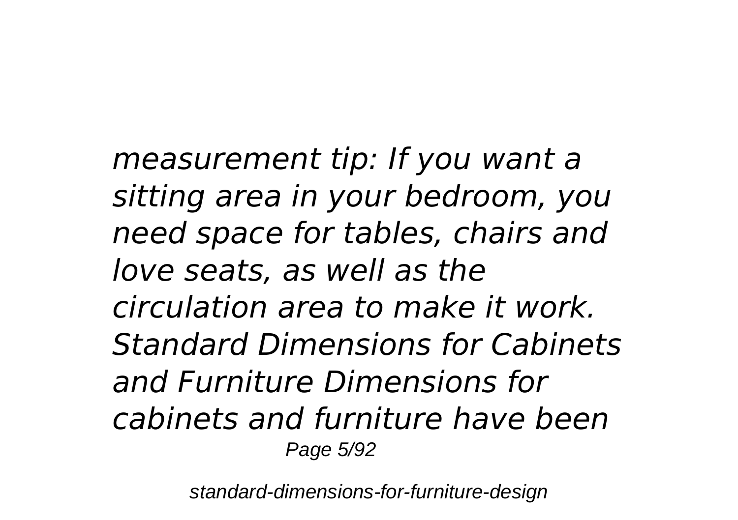*measurement tip: If you want a sitting area in your bedroom, you need space for tables, chairs and love seats, as well as the circulation area to make it work. Standard Dimensions for Cabinets and Furniture Dimensions for cabinets and furniture have been*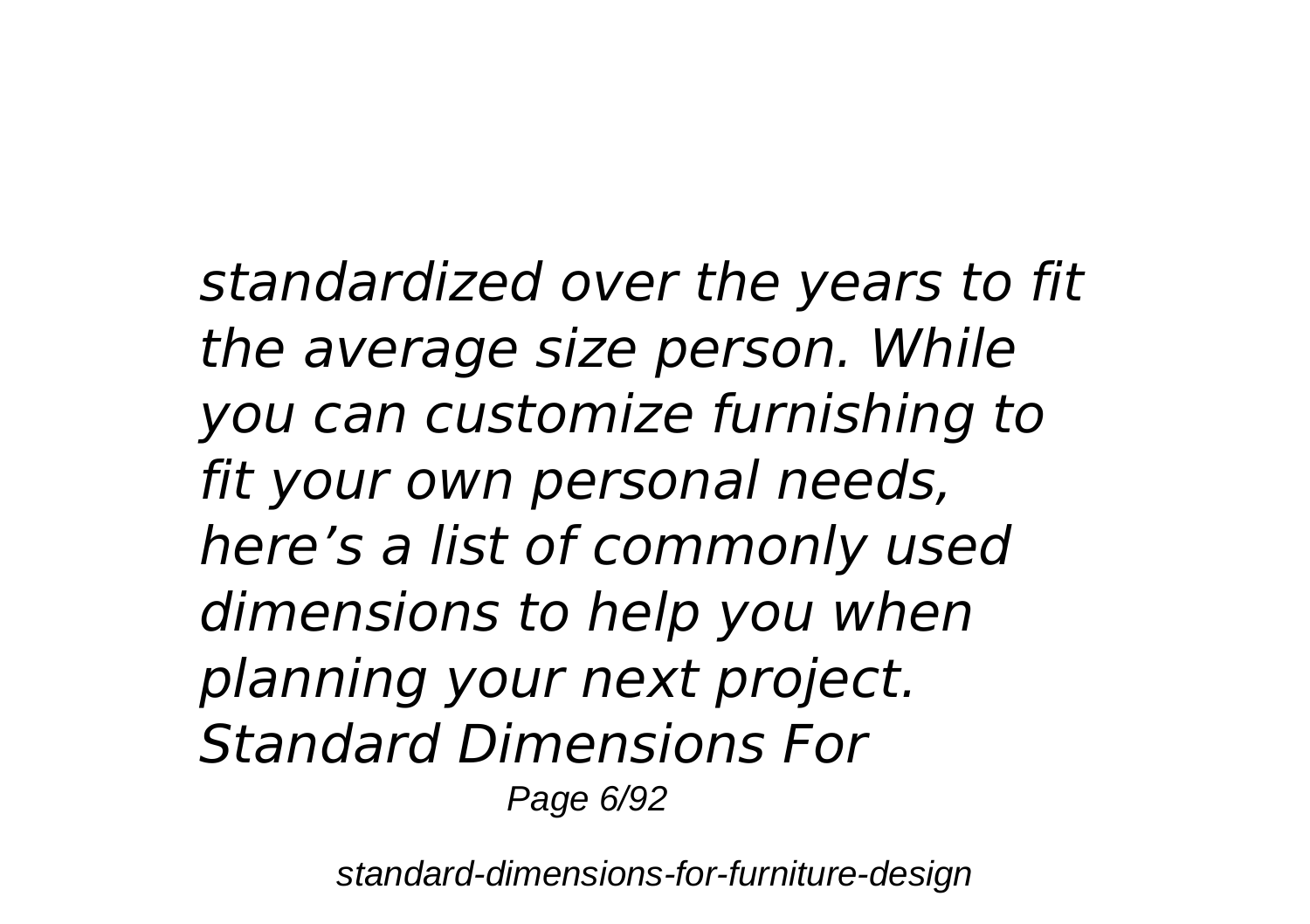*standardized over the years to fit the average size person. While you can customize furnishing to fit your own personal needs, here's a list of commonly used dimensions to help you when planning your next project.*
*Standard Dimensions For*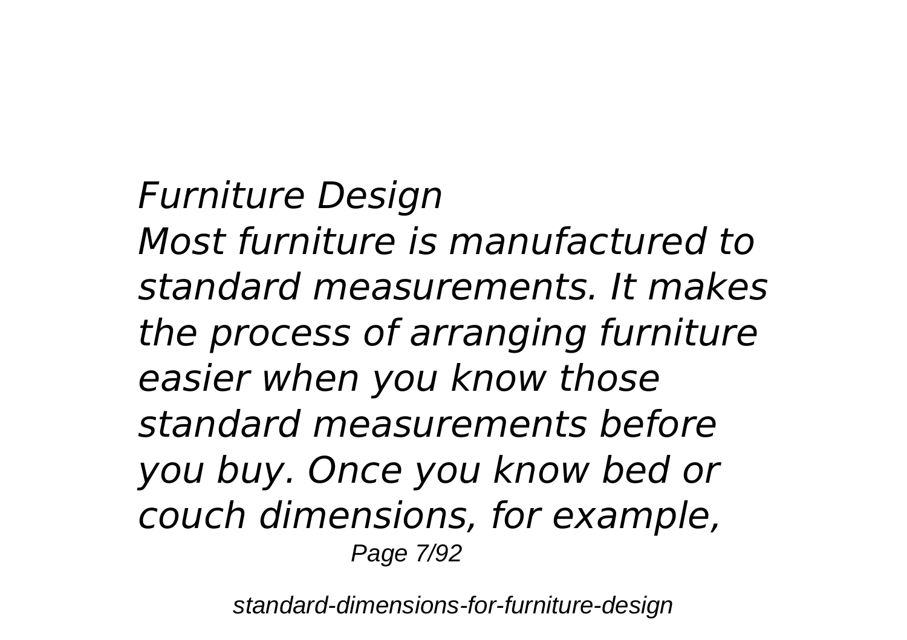*Furniture Design*

*Most furniture is manufactured to standard measurements. It makes the process of arranging furniture easier when you know those standard measurements before you buy. Once you know bed or couch dimensions, for example,*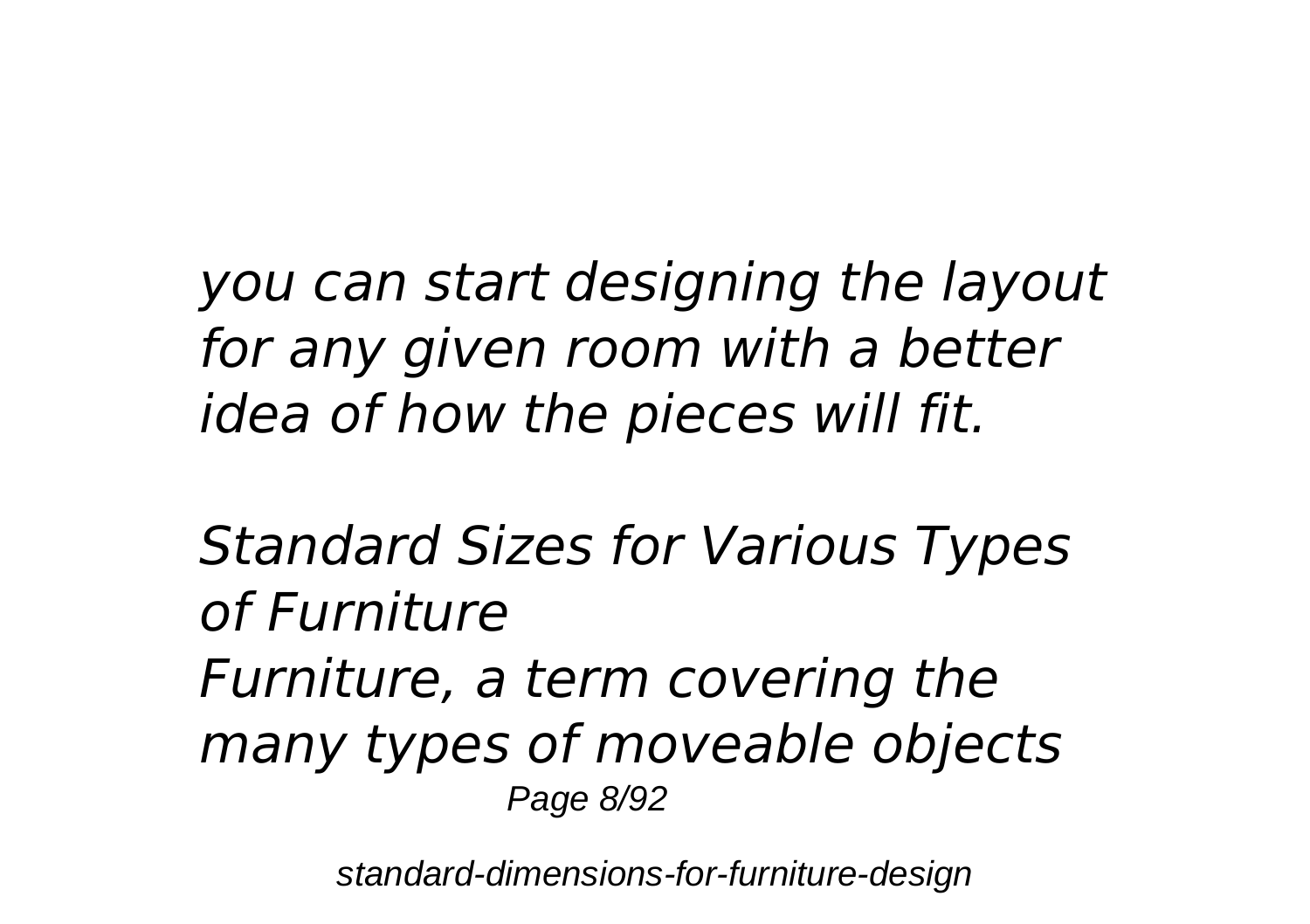*you can start designing the layout for any given room with a better idea of how the pieces will fit.*

*Standard Sizes for Various Types of Furniture*

*Furniture, a term covering the many types of moveable objects*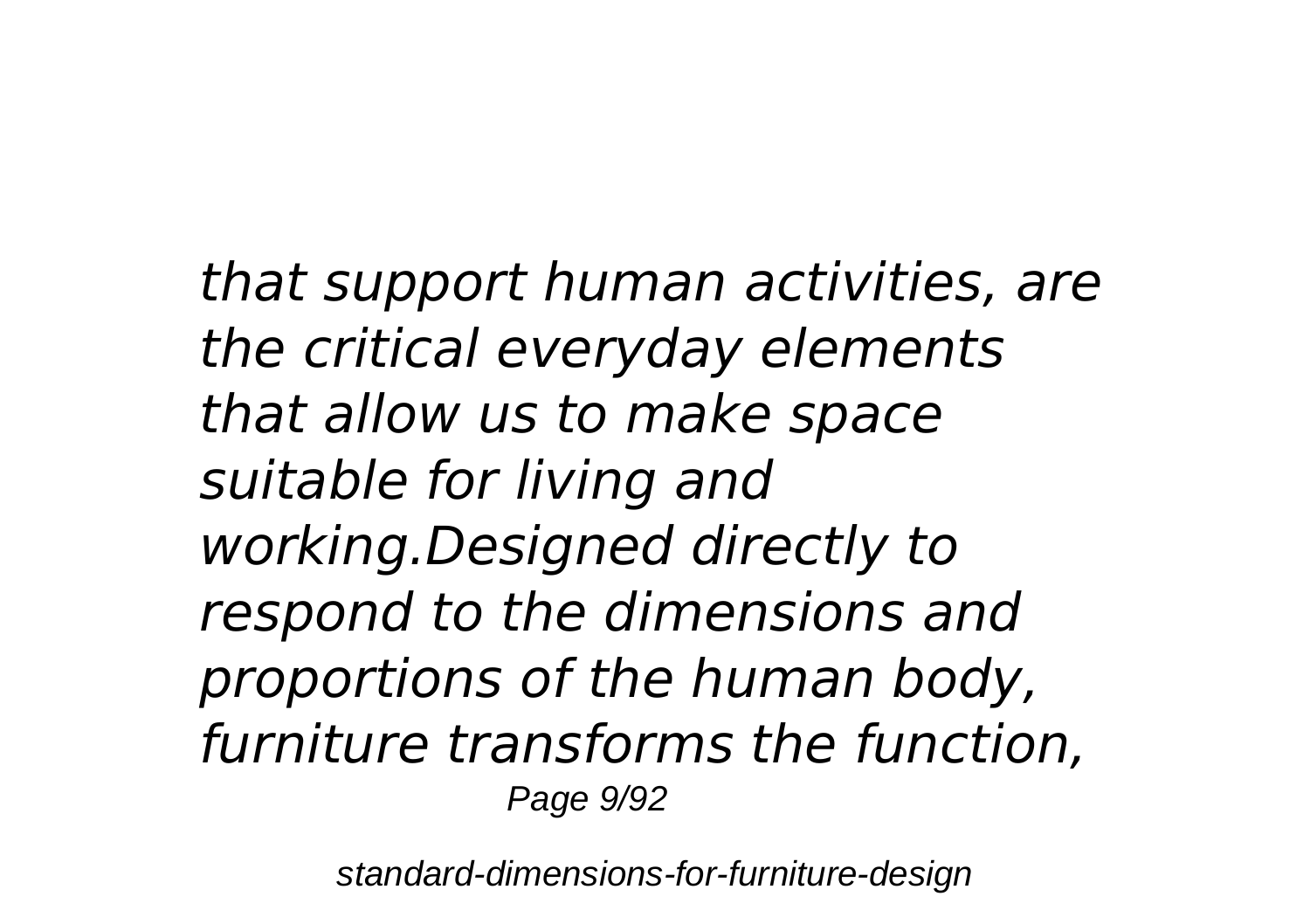*that support human activities, are the critical everyday elements that allow us to make space suitable for living and working.Designed directly to respond to the dimensions and proportions of the human body, furniture transforms the function,*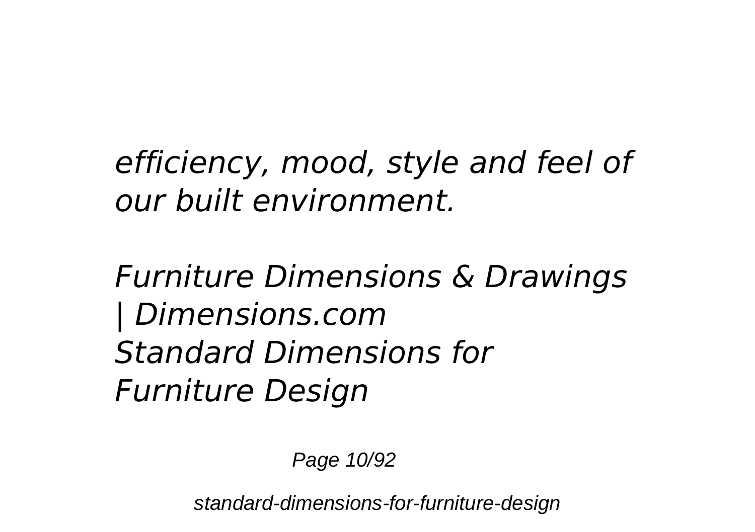*efficiency, mood, style and feel of our built environment.*

*Furniture Dimensions & Drawings | Dimensions.com*
*Standard Dimensions for Furniture Design*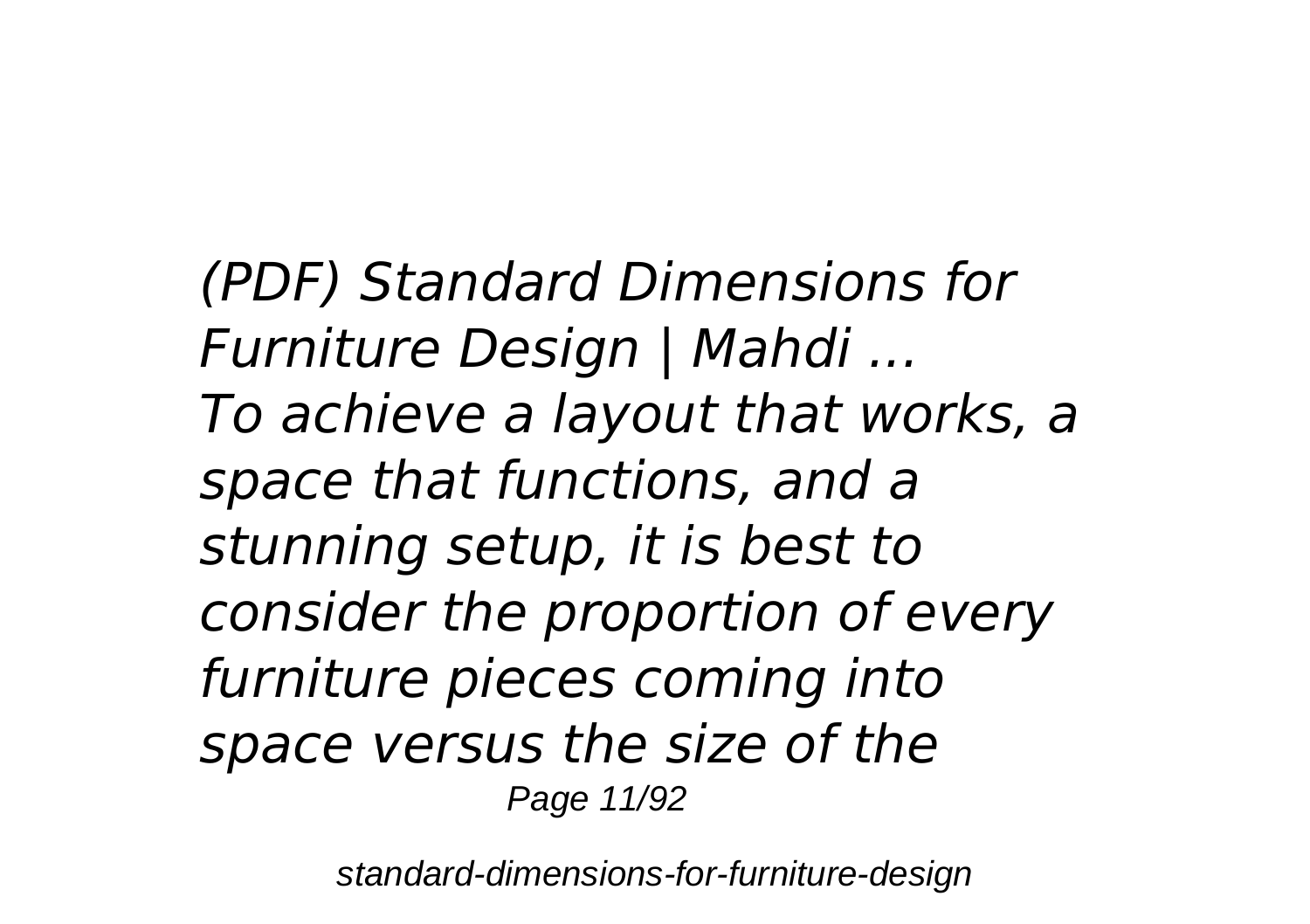*(PDF) Standard Dimensions for Furniture Design | Mahdi ...*
*To achieve a layout that works, a space that functions, and a stunning setup, it is best to consider the proportion of every furniture pieces coming into space versus the size of the*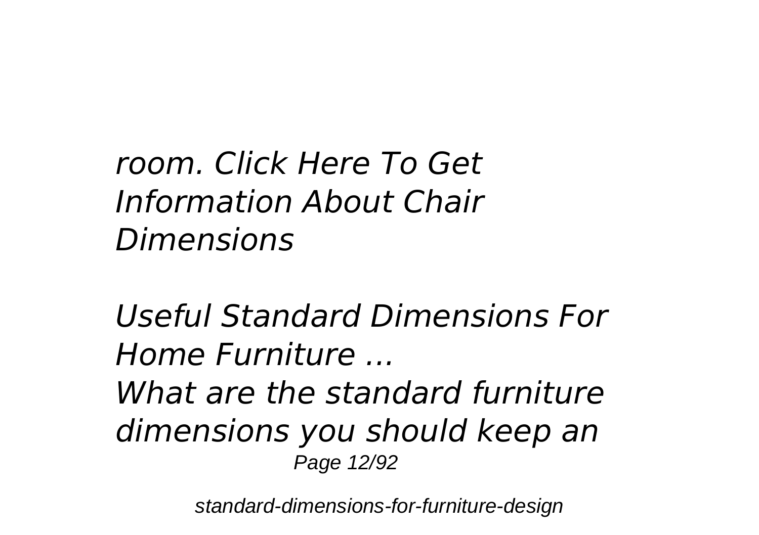*room. Click Here To Get Information About Chair Dimensions*

*Useful Standard Dimensions For Home Furniture ...*

*What are the standard furniture dimensions you should keep an*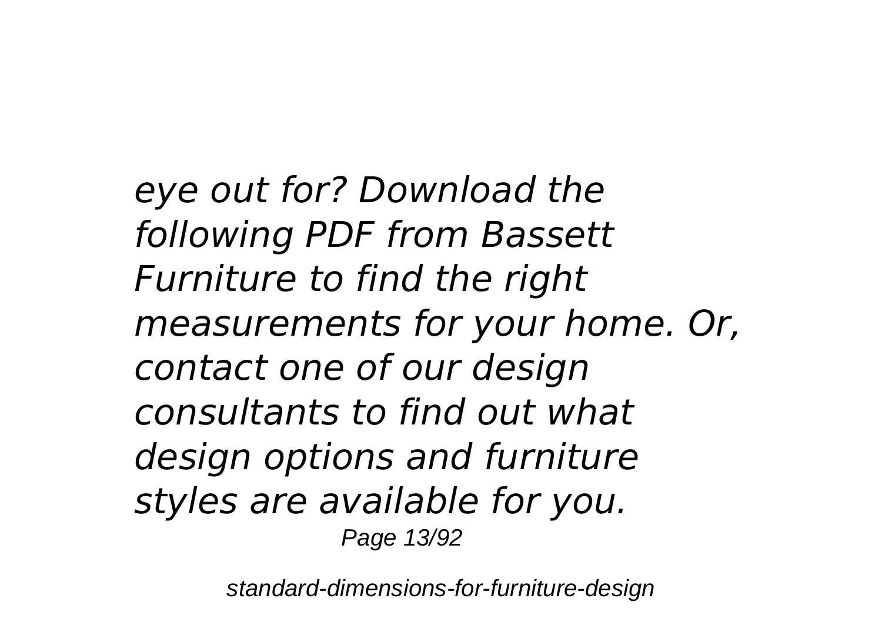*eye out for? Download the following PDF from Bassett Furniture to find the right measurements for your home. Or, contact one of our design consultants to find out what design options and furniture styles are available for you.*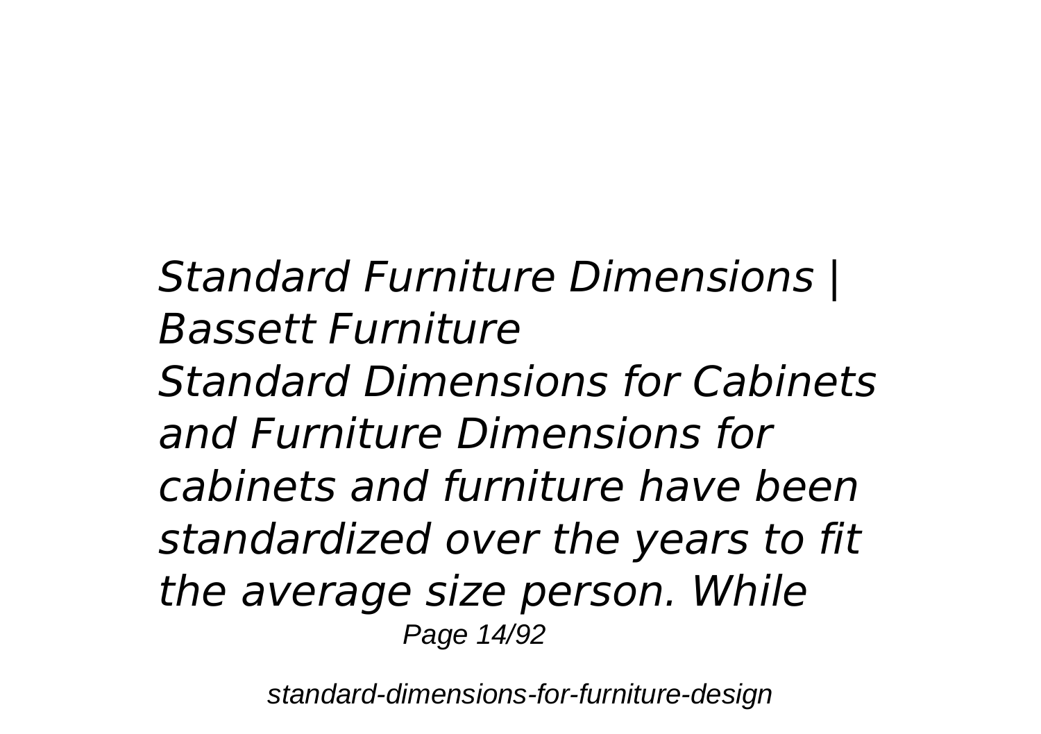*Standard Furniture Dimensions | Bassett Furniture*

*Standard Dimensions for Cabinets and Furniture Dimensions for cabinets and furniture have been standardized over the years to fit the average size person. While*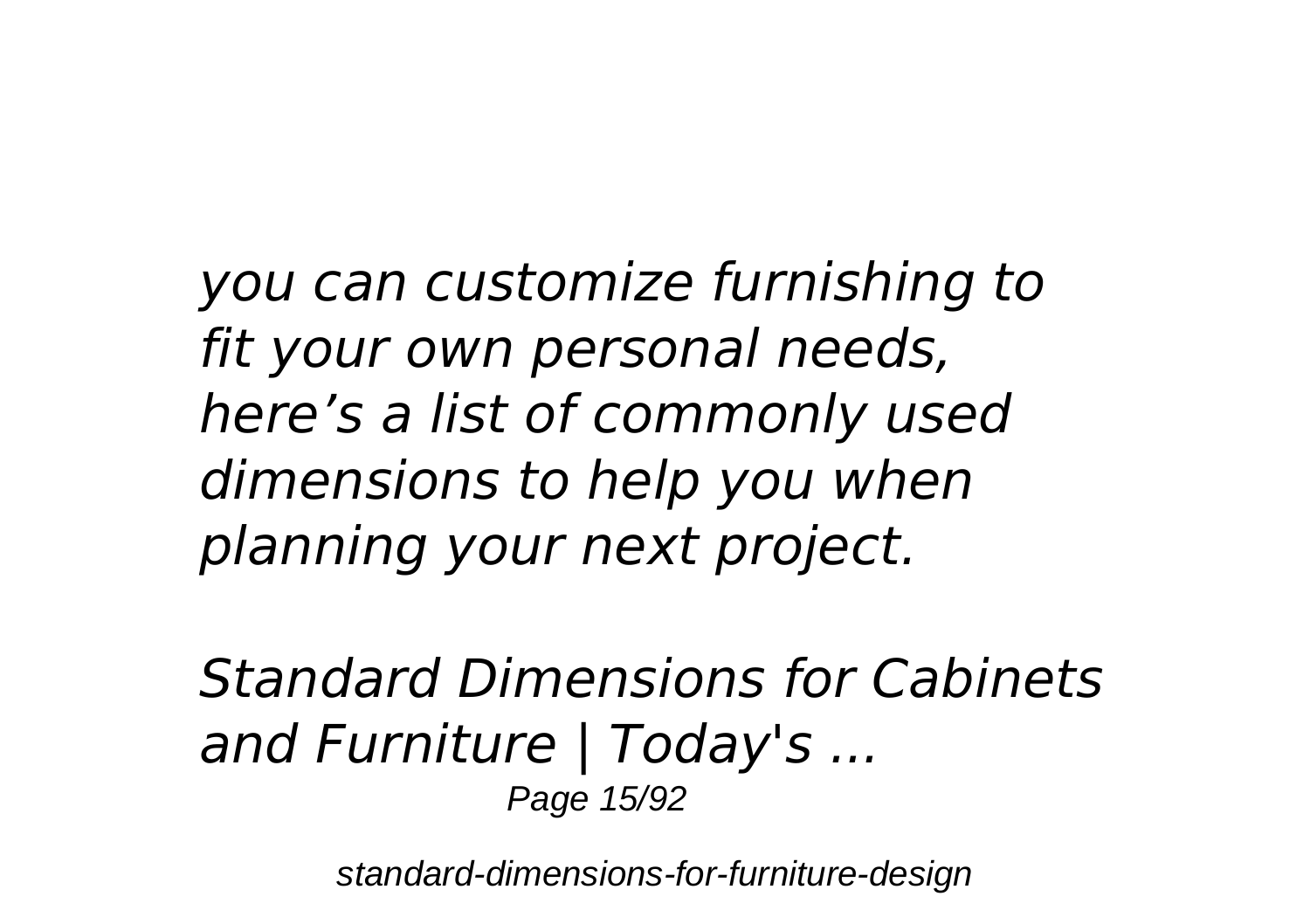*you can customize furnishing to fit your own personal needs, here’s a list of commonly used dimensions to help you when planning your next project.*

*Standard Dimensions for Cabinets and Furniture | Today's ...*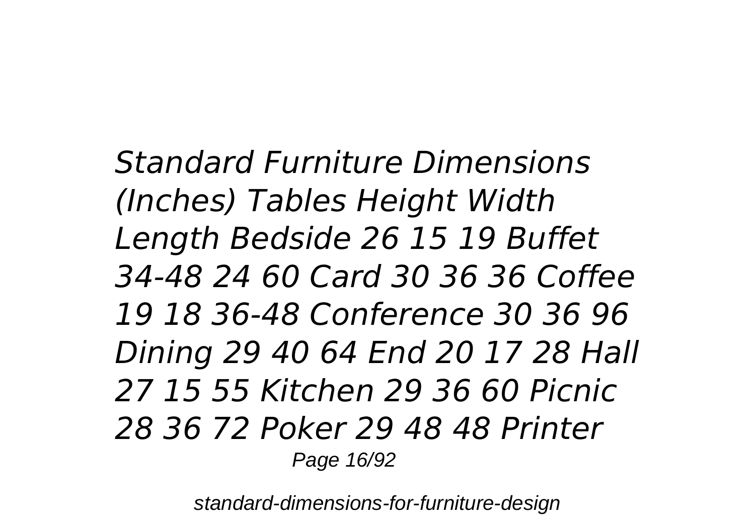*Standard Furniture Dimensions (Inches) Tables Height Width Length Bedside 26 15 19 Buffet 34-48 24 60 Card 30 36 36 Coffee 19 18 36-48 Conference 30 36 96 Dining 29 40 64 End 20 17 28 Hall 27 15 55 Kitchen 29 36 60 Picnic 28 36 72 Poker 29 48 48 Printer*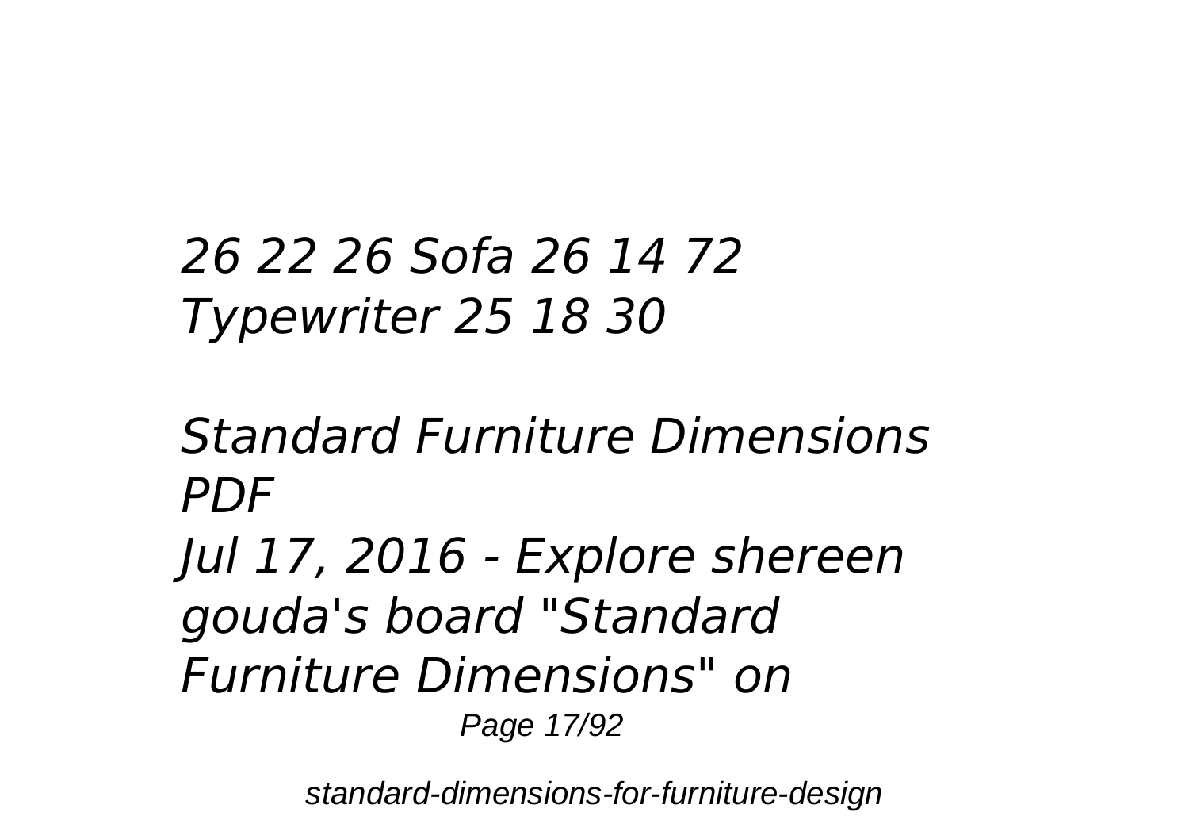*26 22 26 Sofa 26 14 72 Typewriter 25 18 30*

*Standard Furniture Dimensions PDF*

*Jul 17, 2016 - Explore shereen gouda's board "Standard Furniture Dimensions" on*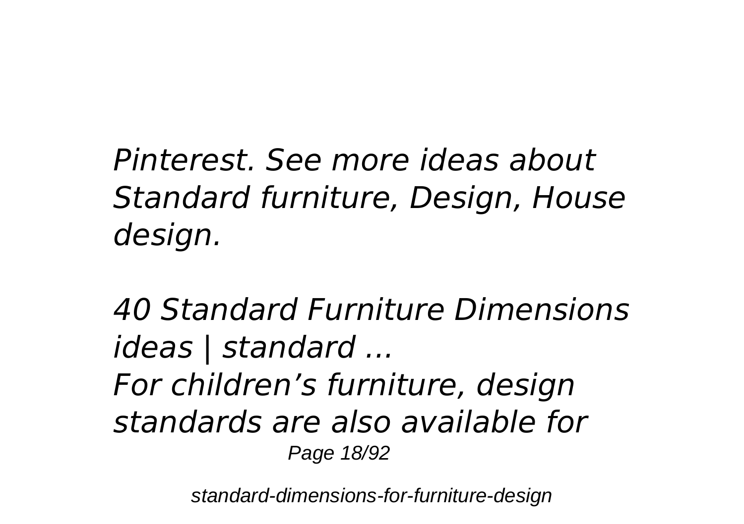*Pinterest. See more ideas about Standard furniture, Design, House design.*

*40 Standard Furniture Dimensions ideas | standard ...*

*For children’s furniture, design standards are also available for*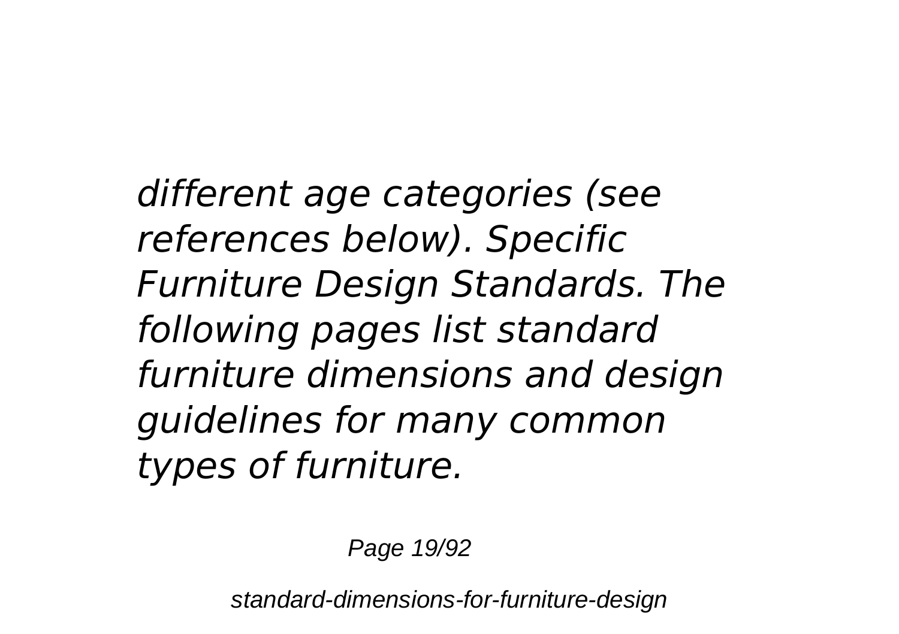*different age categories (see references below). Specific Furniture Design Standards. The following pages list standard furniture dimensions and design guidelines for many common types of furniture.*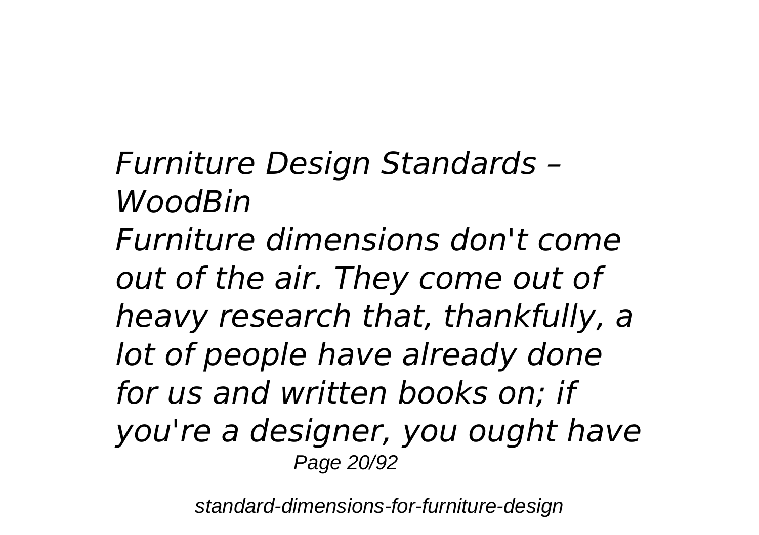*Furniture Design Standards – WoodBin*

*Furniture dimensions don't come out of the air. They come out of heavy research that, thankfully, a lot of people have already done for us and written books on; if you're a designer, you ought have*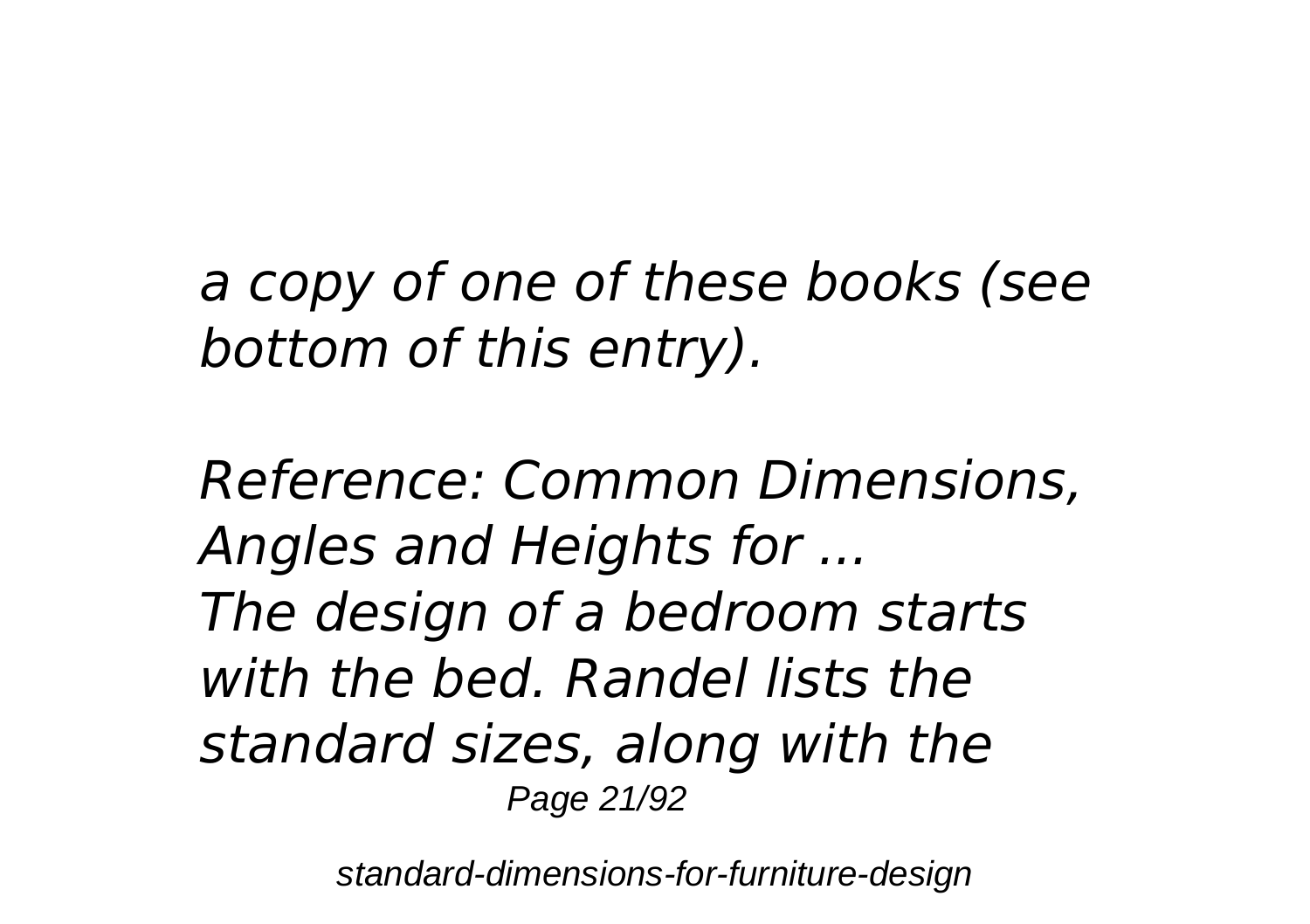*a copy of one of these books (see bottom of this entry).*

*Reference: Common Dimensions, Angles and Heights for ...*

*The design of a bedroom starts with the bed. Randel lists the standard sizes, along with the*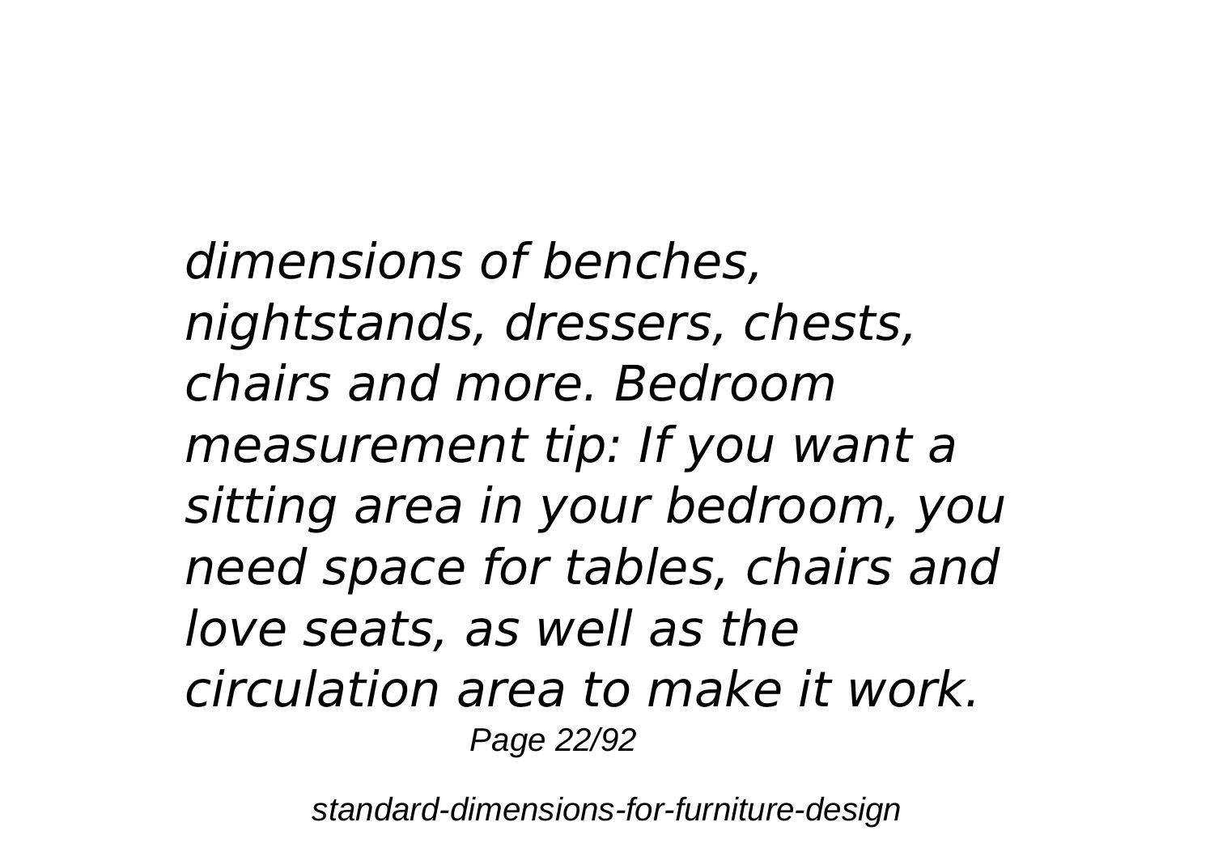*dimensions of benches, nightstands, dressers, chests, chairs and more. Bedroom measurement tip: If you want a sitting area in your bedroom, you need space for tables, chairs and love seats, as well as the circulation area to make it work.*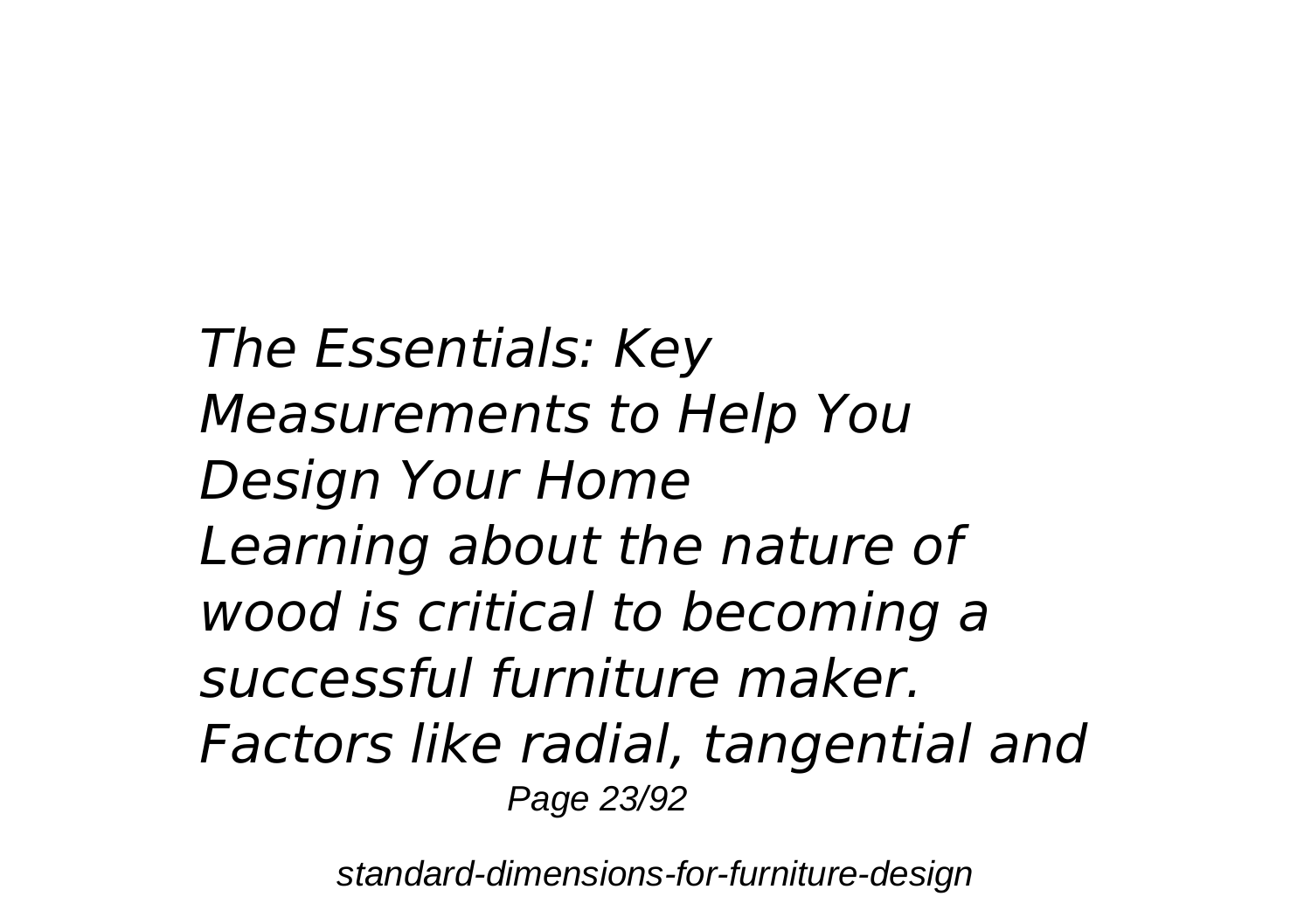*The Essentials: Key Measurements to Help You Design Your Home*

*Learning about the nature of wood is critical to becoming a successful furniture maker. Factors like radial, tangential and*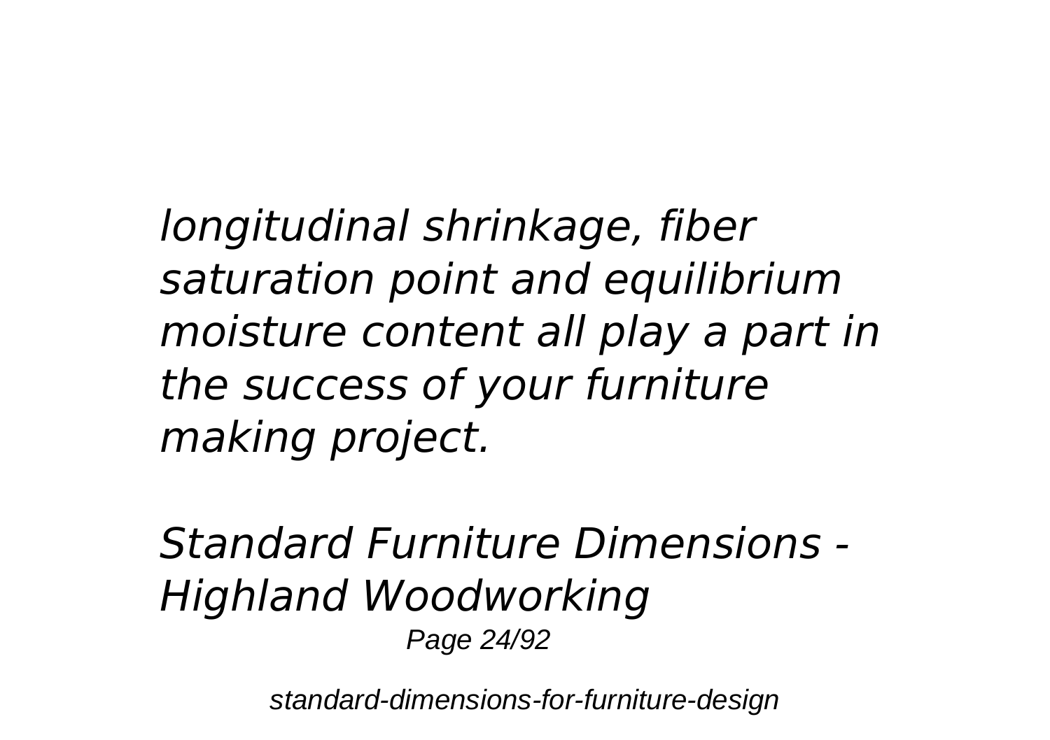*longitudinal shrinkage, fiber saturation point and equilibrium moisture content all play a part in the success of your furniture making project.*

*Standard Furniture Dimensions - Highland Woodworking*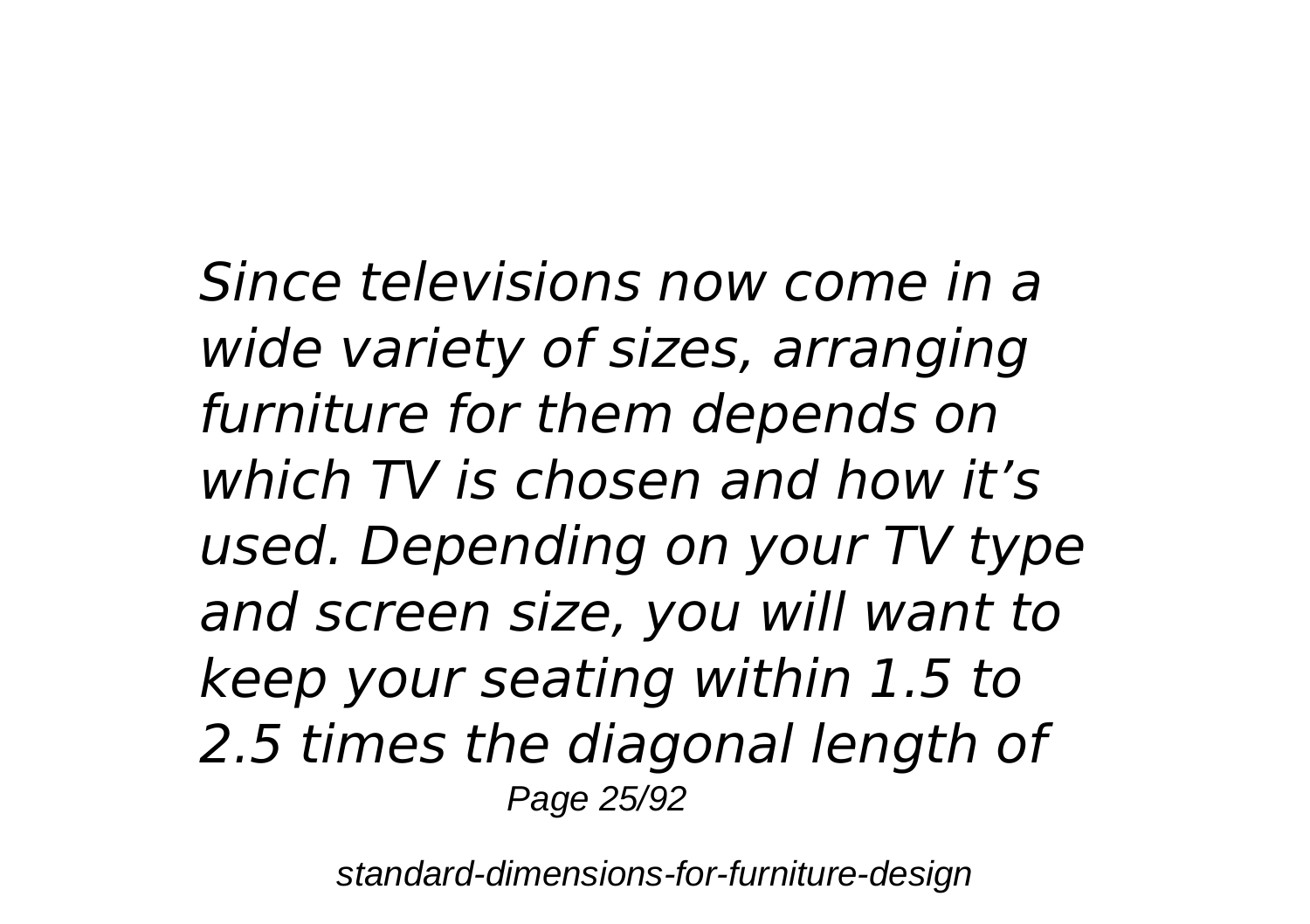*Since televisions now come in a wide variety of sizes, arranging furniture for them depends on which TV is chosen and how it's used. Depending on your TV type and screen size, you will want to keep your seating within 1.5 to 2.5 times the diagonal length of*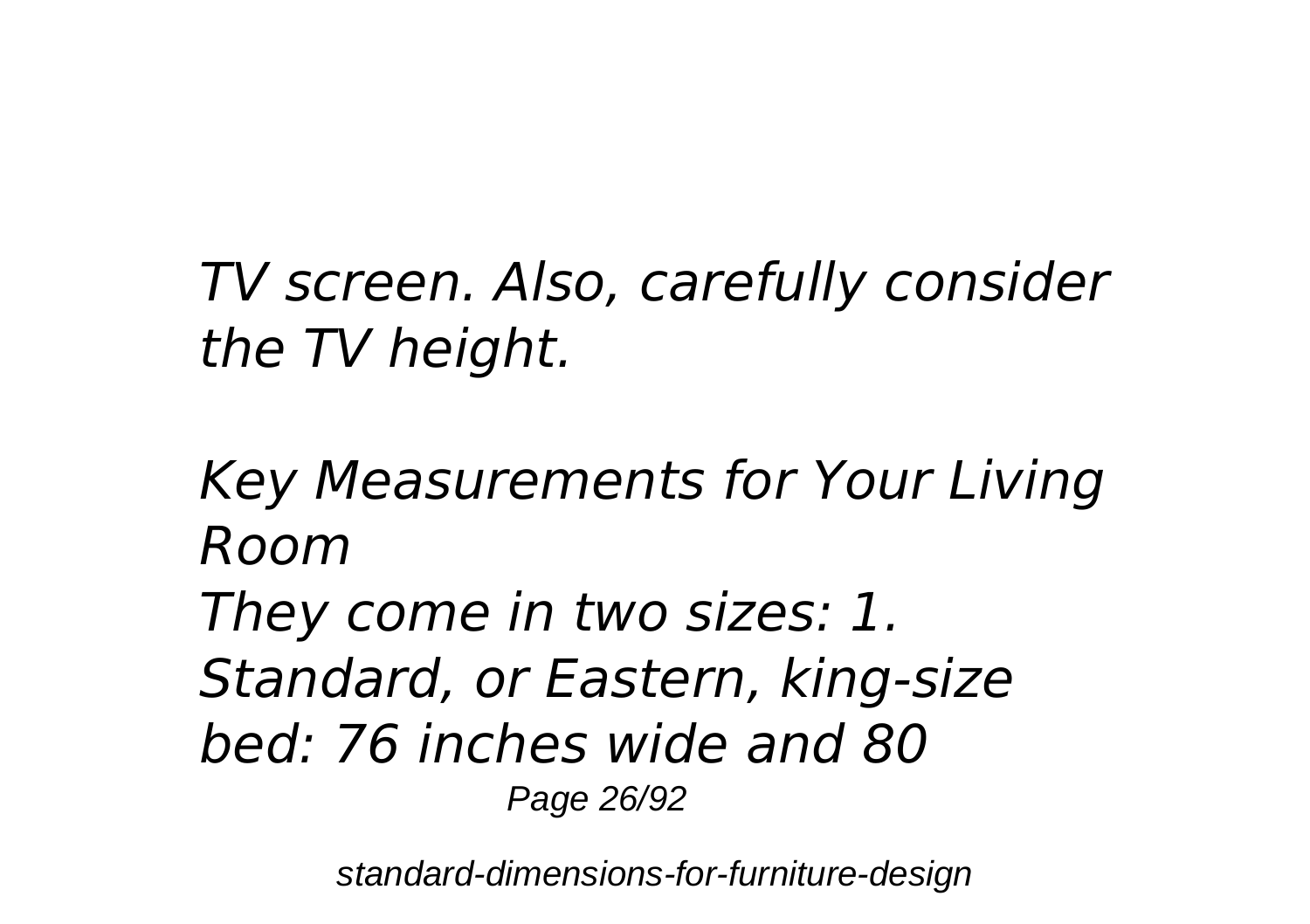*TV screen. Also, carefully consider the TV height.*

*Key Measurements for Your Living Room*

*They come in two sizes: 1. Standard, or Eastern, king-size bed: 76 inches wide and 80*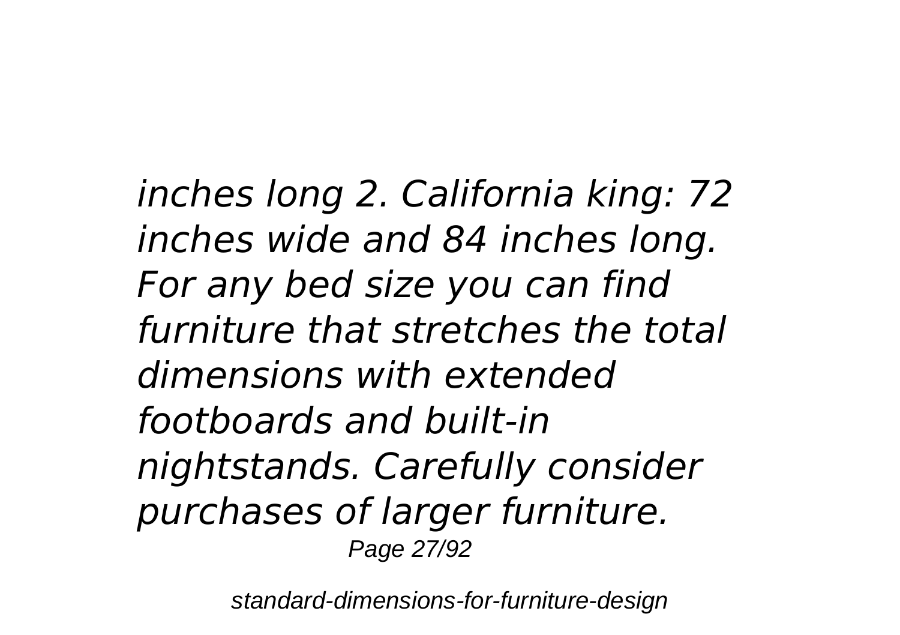*inches long 2. California king: 72 inches wide and 84 inches long. For any bed size you can find furniture that stretches the total dimensions with extended footboards and built-in nightstands. Carefully consider purchases of larger furniture.*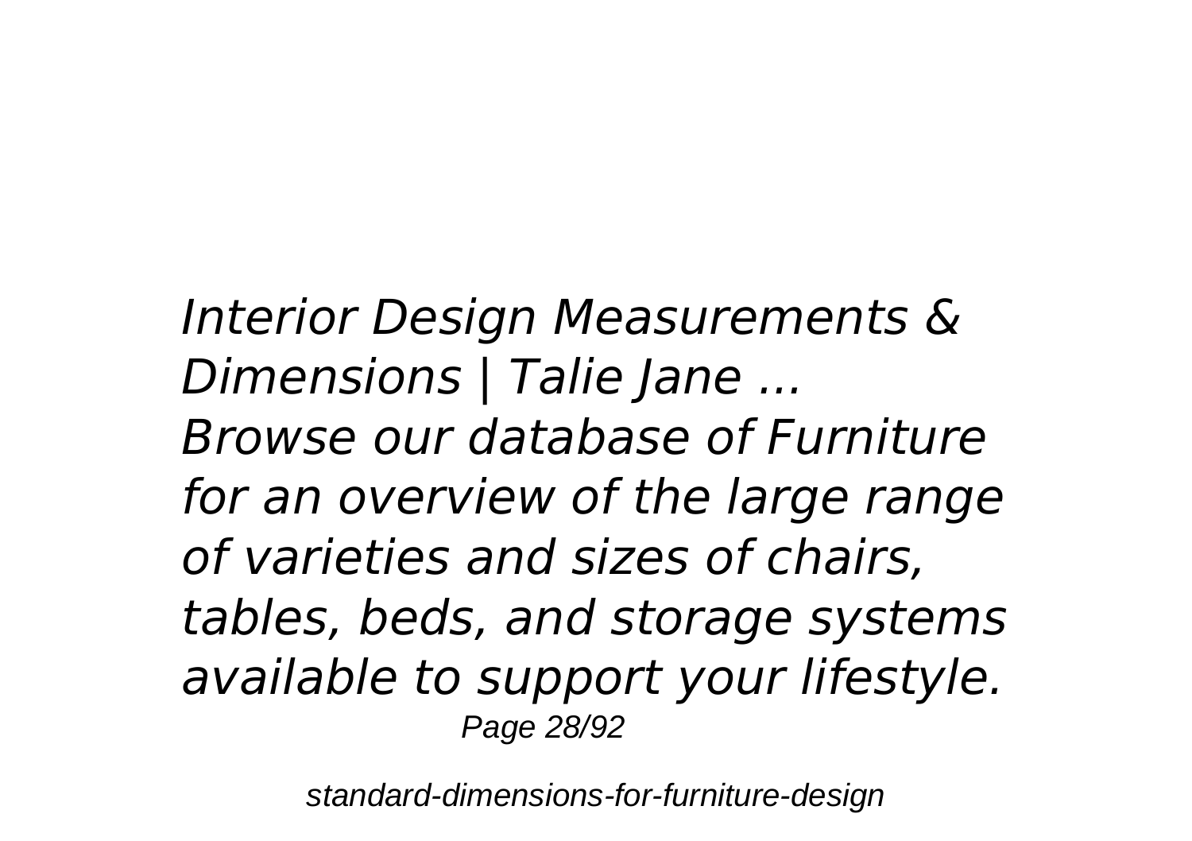*Interior Design Measurements & Dimensions | Talie Jane ...*
*Browse our database of Furniture for an overview of the large range of varieties and sizes of chairs, tables, beds, and storage systems available to support your lifestyle.*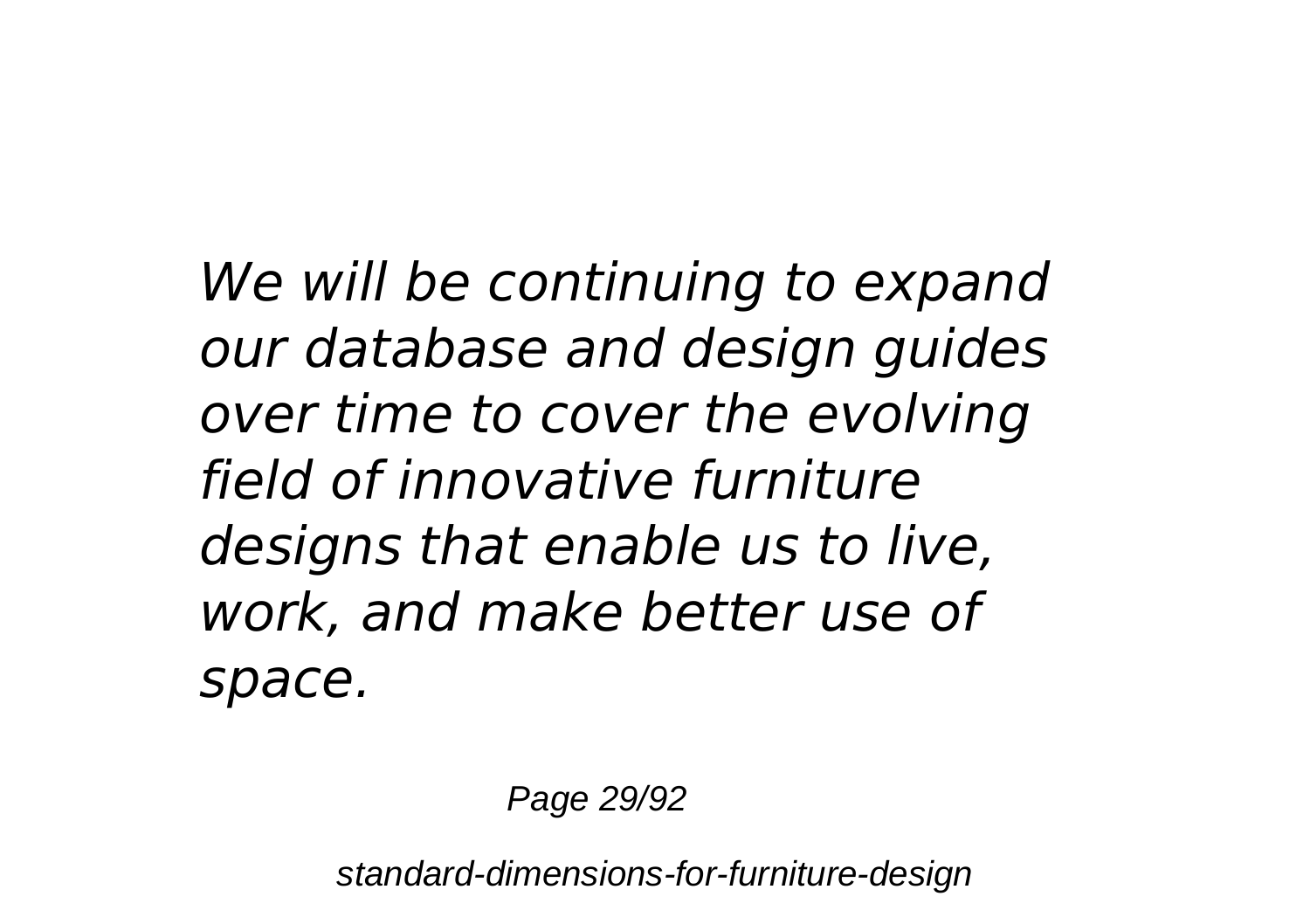*We will be continuing to expand our database and design guides over time to cover the evolving field of innovative furniture designs that enable us to live, work, and make better use of space.*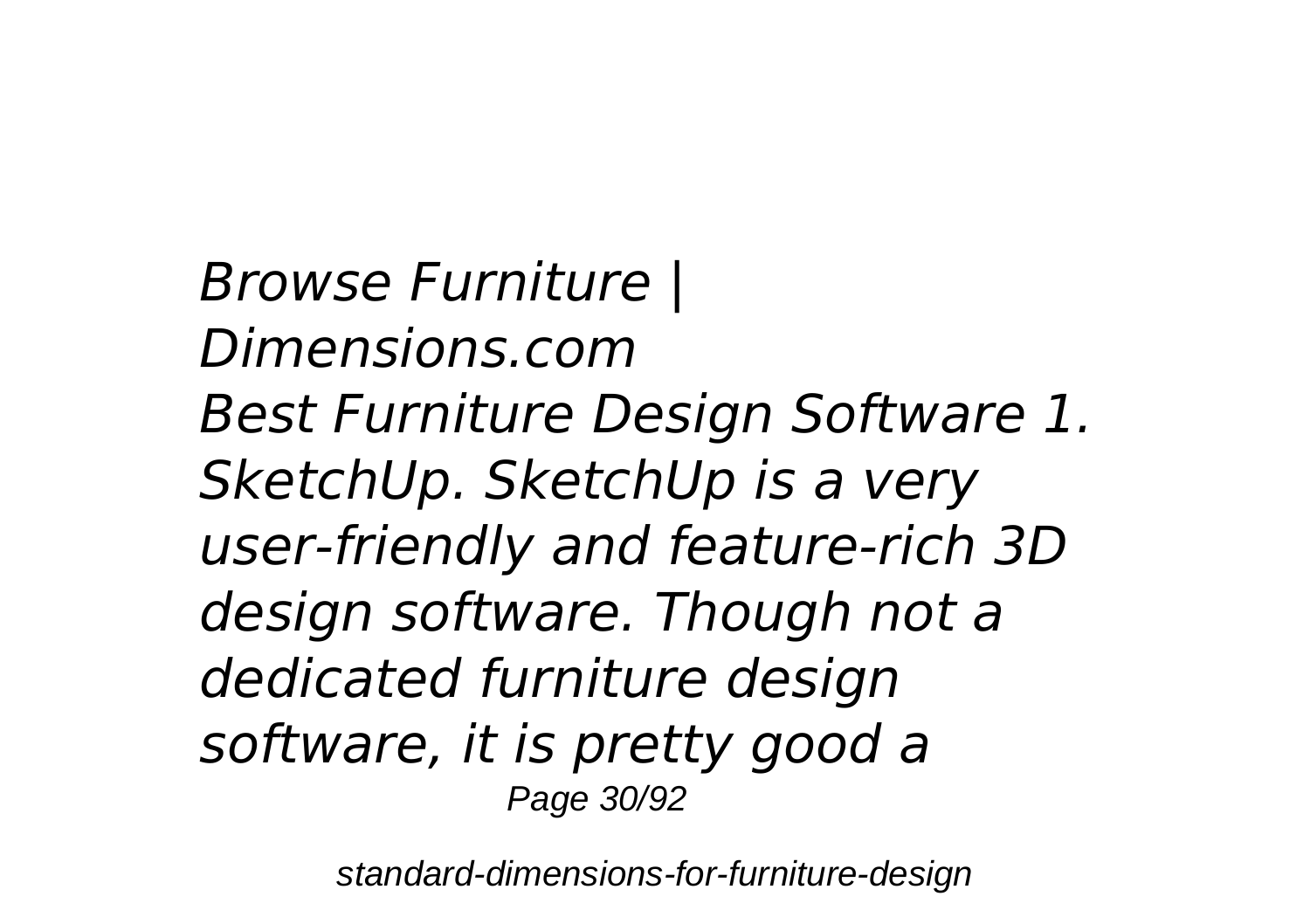*Browse Furniture | Dimensions.com*

*Best Furniture Design Software 1. SketchUp. SketchUp is a very user-friendly and feature-rich 3D design software. Though not a dedicated furniture design software, it is pretty good a*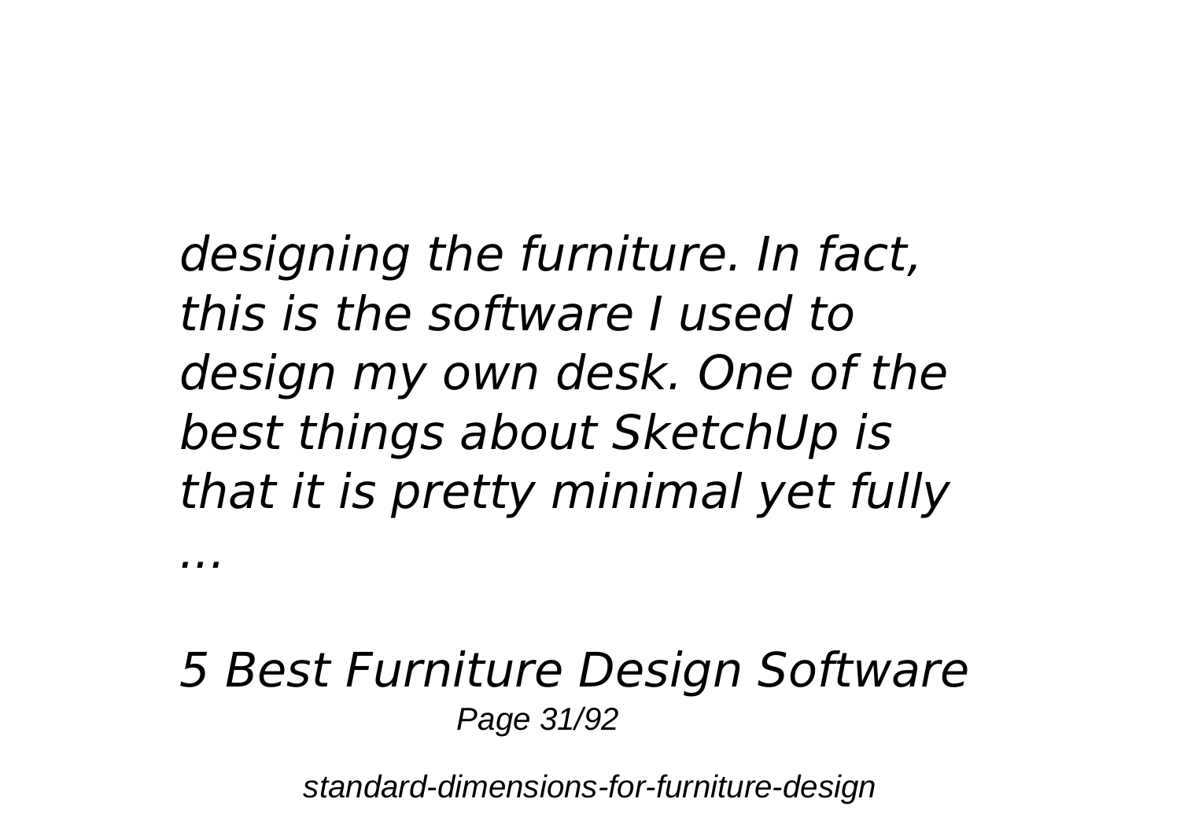*designing the furniture. In fact, this is the software I used to design my own desk. One of the best things about SketchUp is that it is pretty minimal yet fully ...*

*5 Best Furniture Design Software*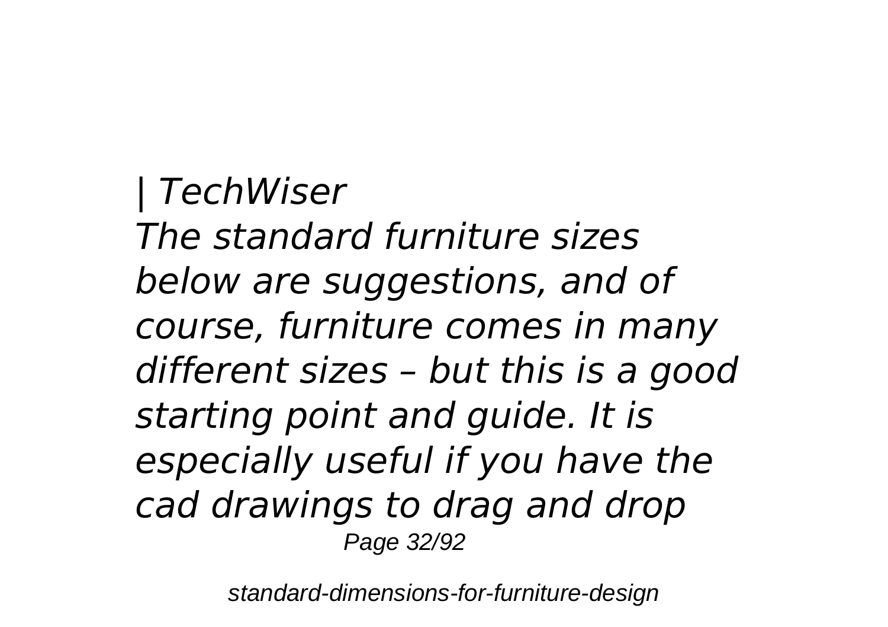*| TechWiser*

*The standard furniture sizes below are suggestions, and of course, furniture comes in many different sizes – but this is a good starting point and guide. It is especially useful if you have the cad drawings to drag and drop*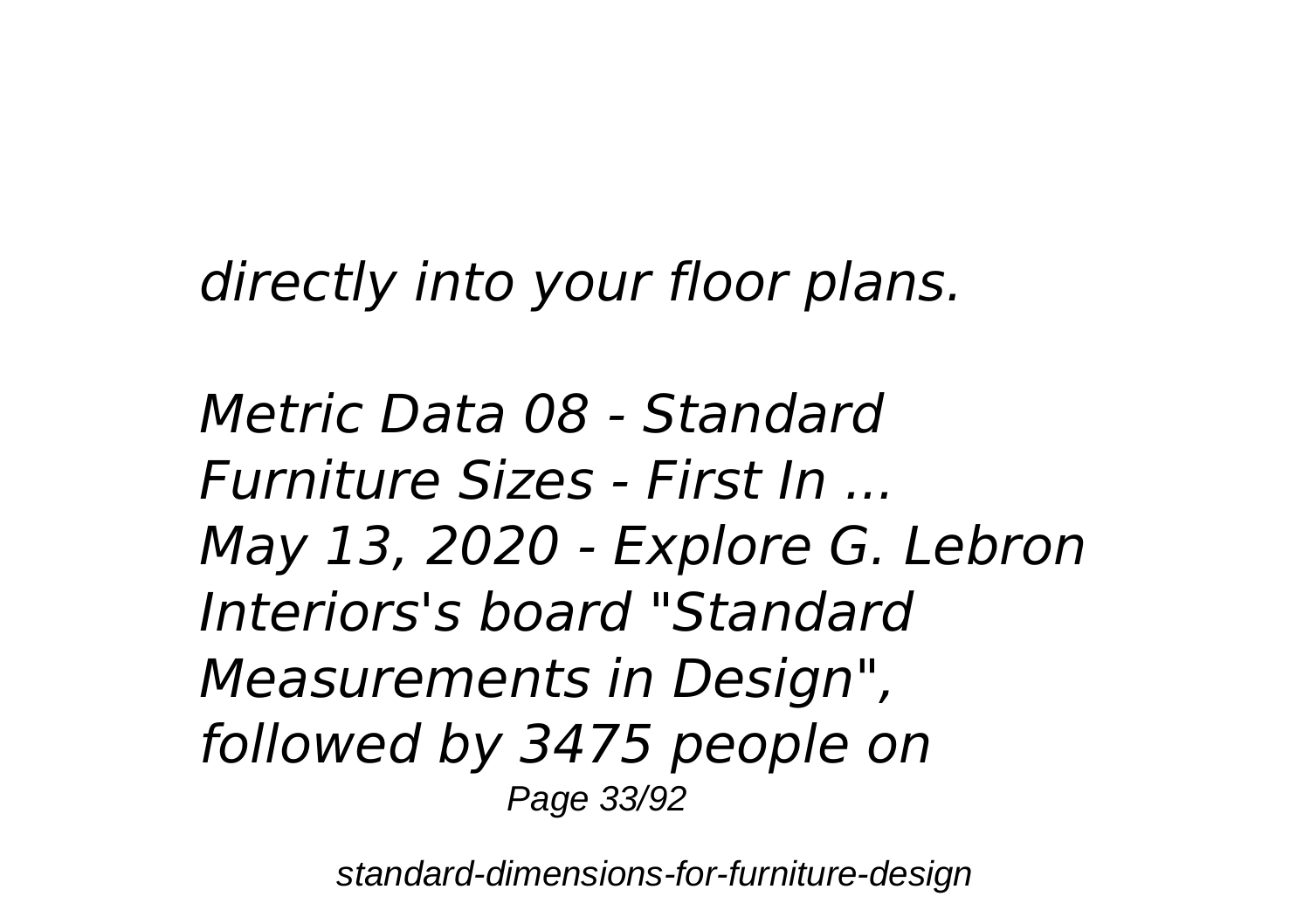*directly into your floor plans.*

*Metric Data 08 - Standard Furniture Sizes - First In ...*
*May 13, 2020 - Explore G. Lebron Interiors's board "Standard Measurements in Design", followed by 3475 people on*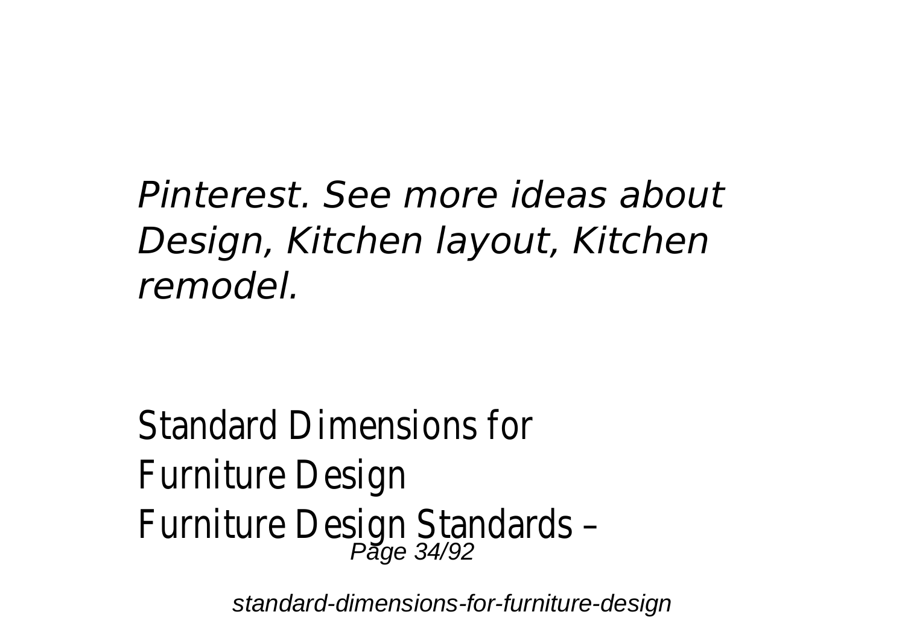*Pinterest. See more ideas about Design, Kitchen layout, Kitchen remodel.*

Standard Dimensions for Furniture Design
Furniture Design Standards –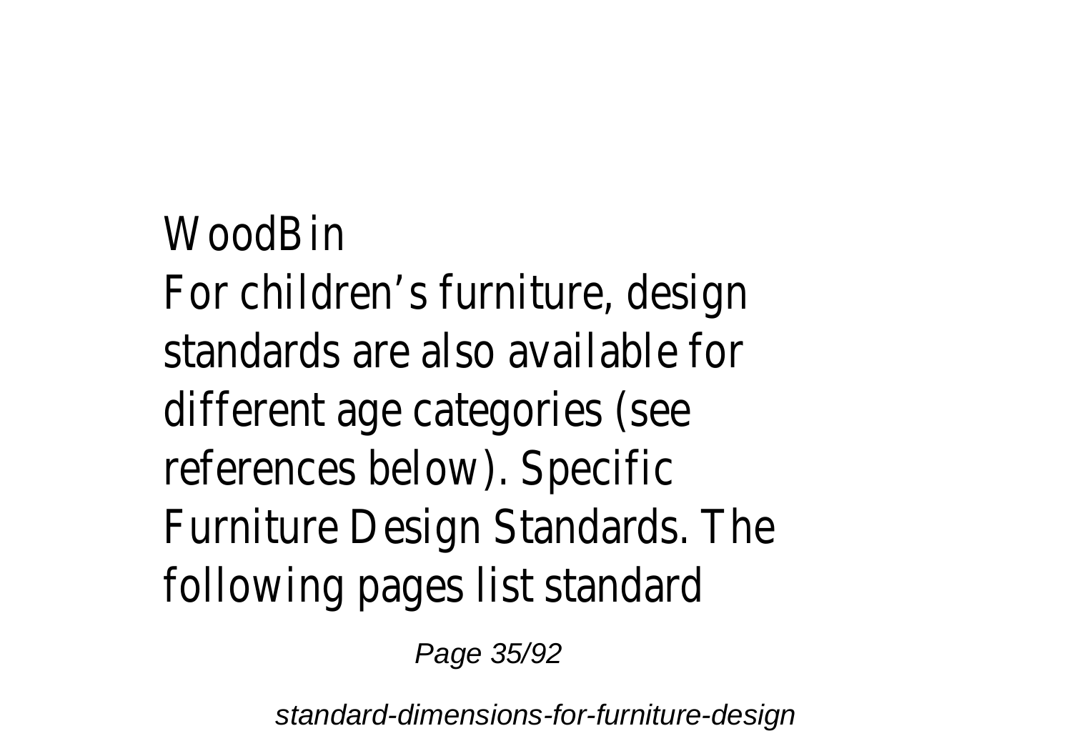WoodBin

For children's furniture, design standards are also available for different age categories (see references below). Specific Furniture Design Standards. The following pages list standard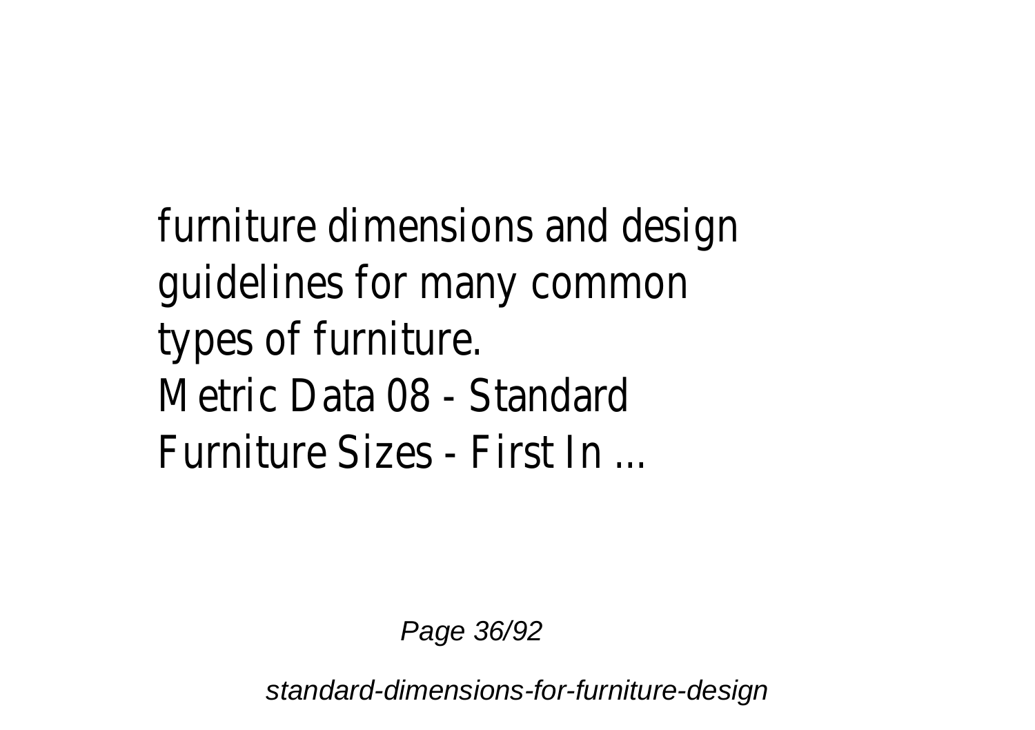furniture dimensions and design guidelines for many common types of furniture.

Metric Data 08 - Standard Furniture Sizes - First In ...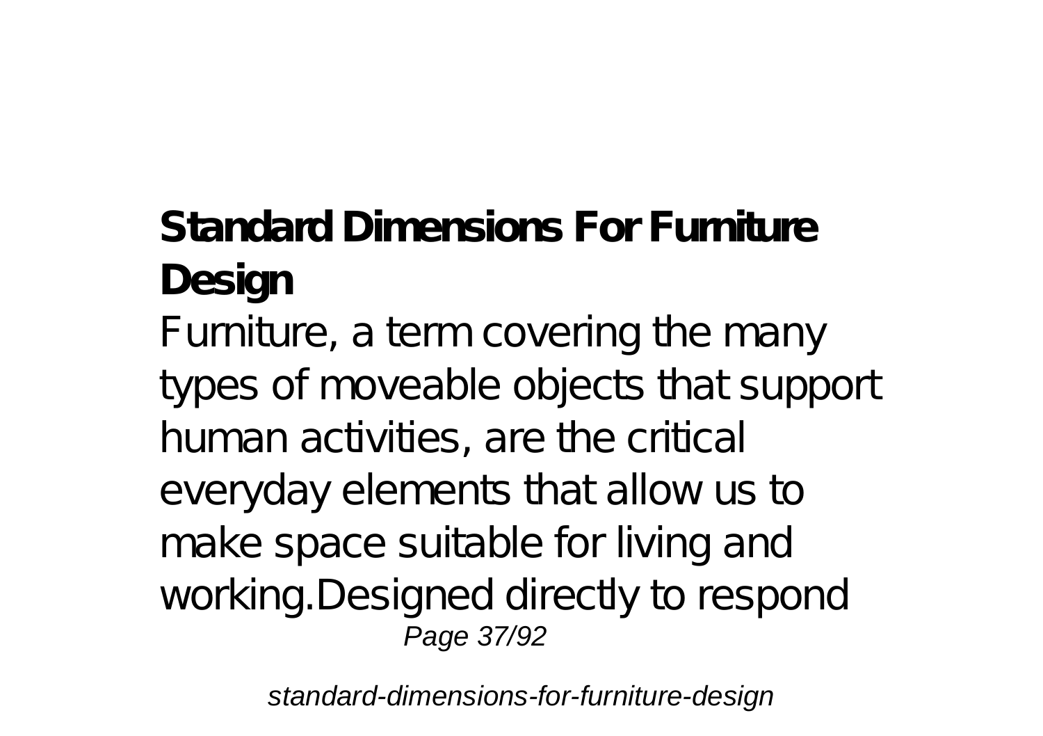**Standard Dimensions For Furniture Design**

Furniture, a term covering the many types of moveable objects that support human activities, are the critical everyday elements that allow us to make space suitable for living and working.Designed directly to respond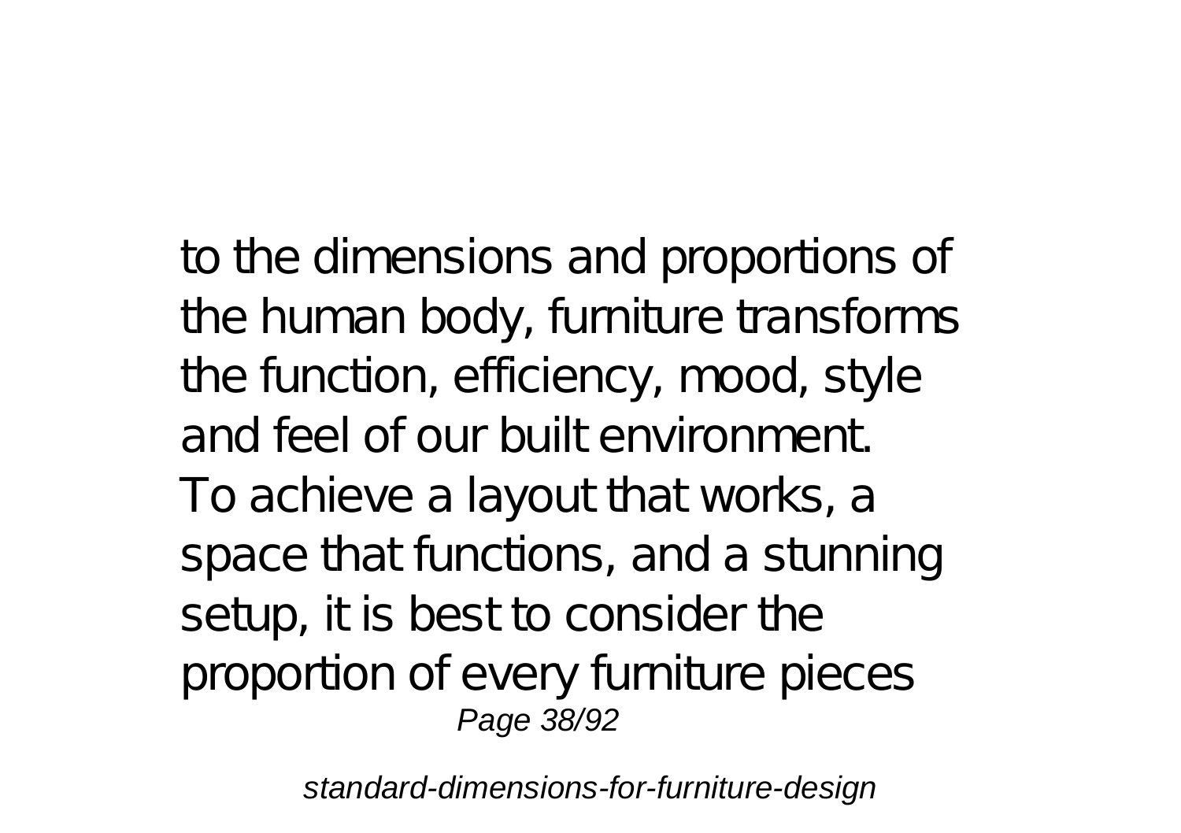to the dimensions and proportions of the human body, furniture transforms the function, efficiency, mood, style and feel of our built environment.
To achieve a layout that works, a space that functions, and a stunning setup, it is best to consider the proportion of every furniture pieces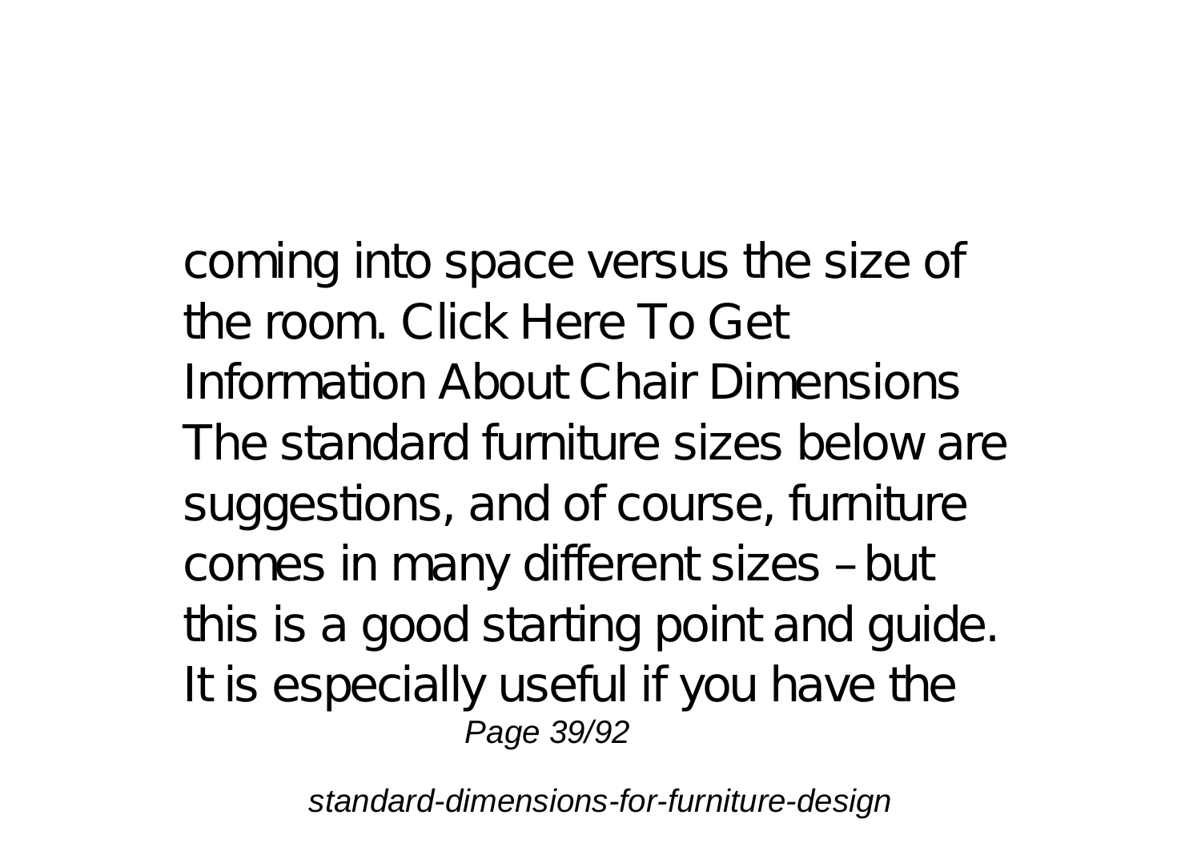coming into space versus the size of the room. Click Here To Get Information About Chair Dimensions The standard furniture sizes below are suggestions, and of course, furniture comes in many different sizes – but this is a good starting point and guide. It is especially useful if you have the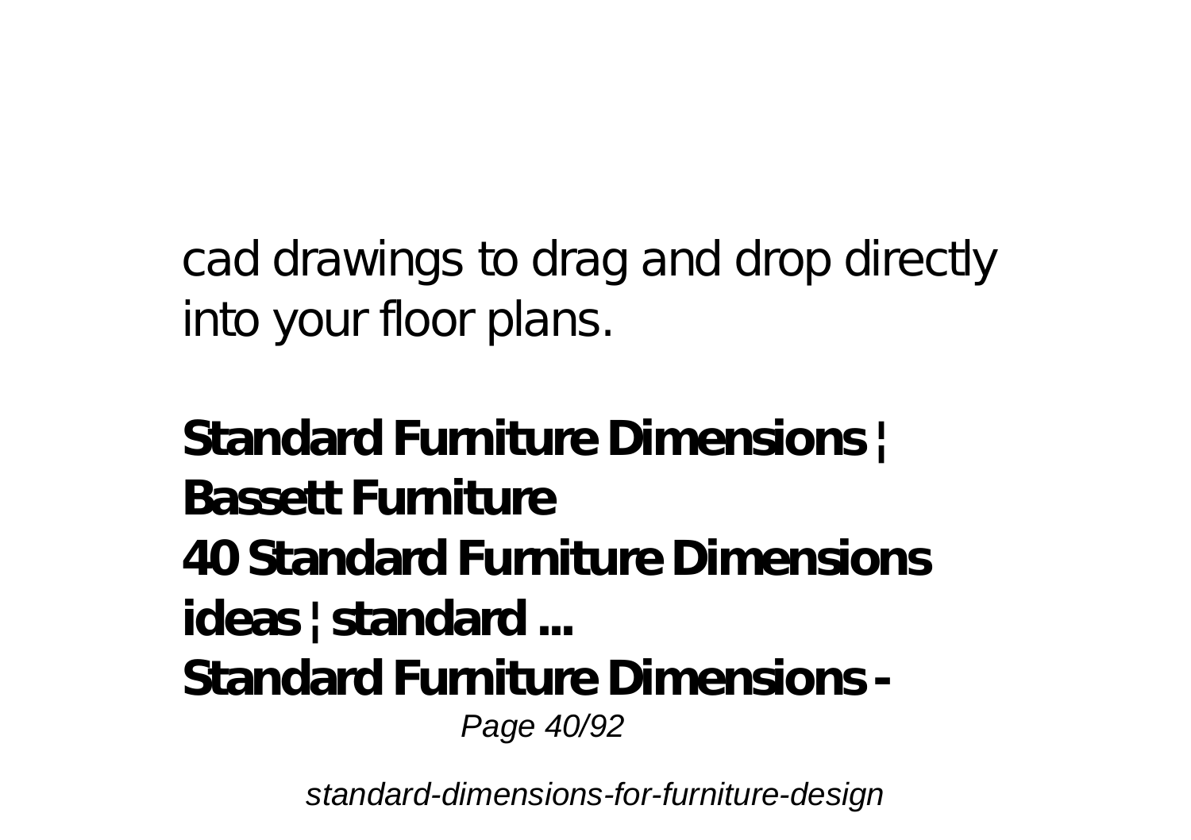cad drawings to drag and drop directly into your floor plans.

**Standard Furniture Dimensions | Bassett Furniture**
**40 Standard Furniture Dimensions ideas | standard ...**
**Standard Furniture Dimensions -**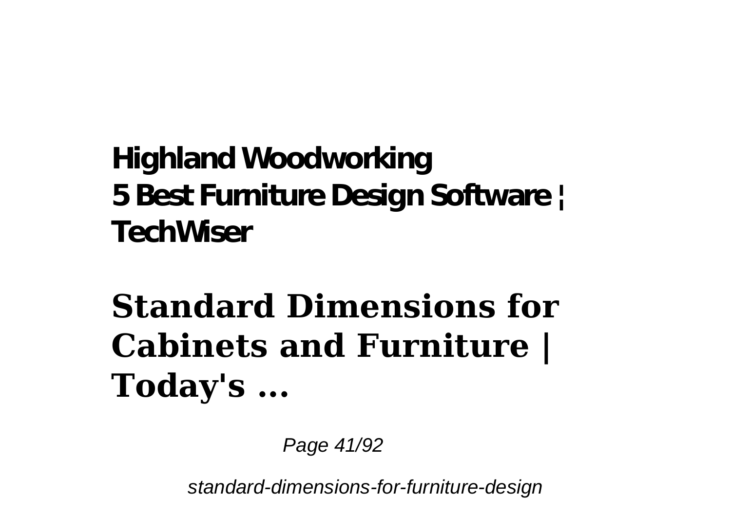**Highland Woodworking**
**5 Best Furniture Design Software ¦ TechWiser**

# Standard Dimensions for Cabinets and Furniture | Today's ...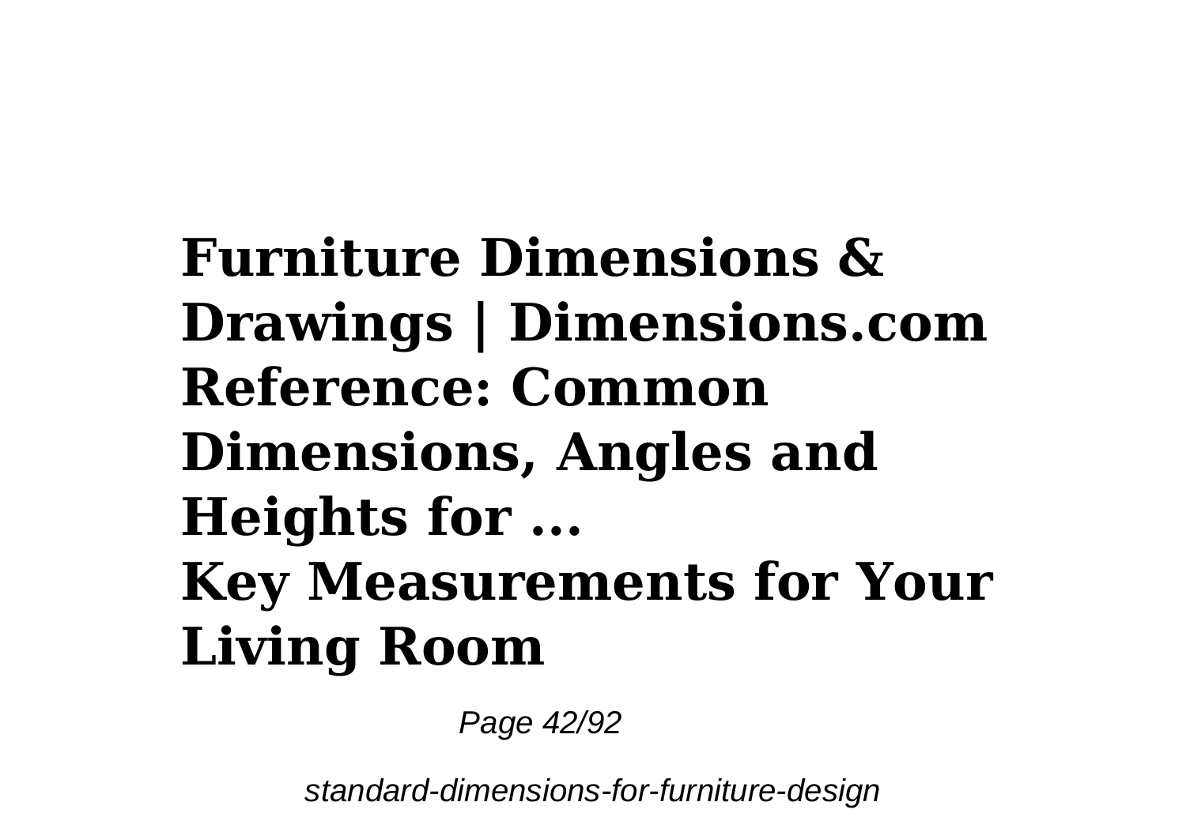**Furniture Dimensions & Drawings | Dimensions.com**
**Reference: Common Dimensions, Angles and Heights for ...**
**Key Measurements for Your Living Room**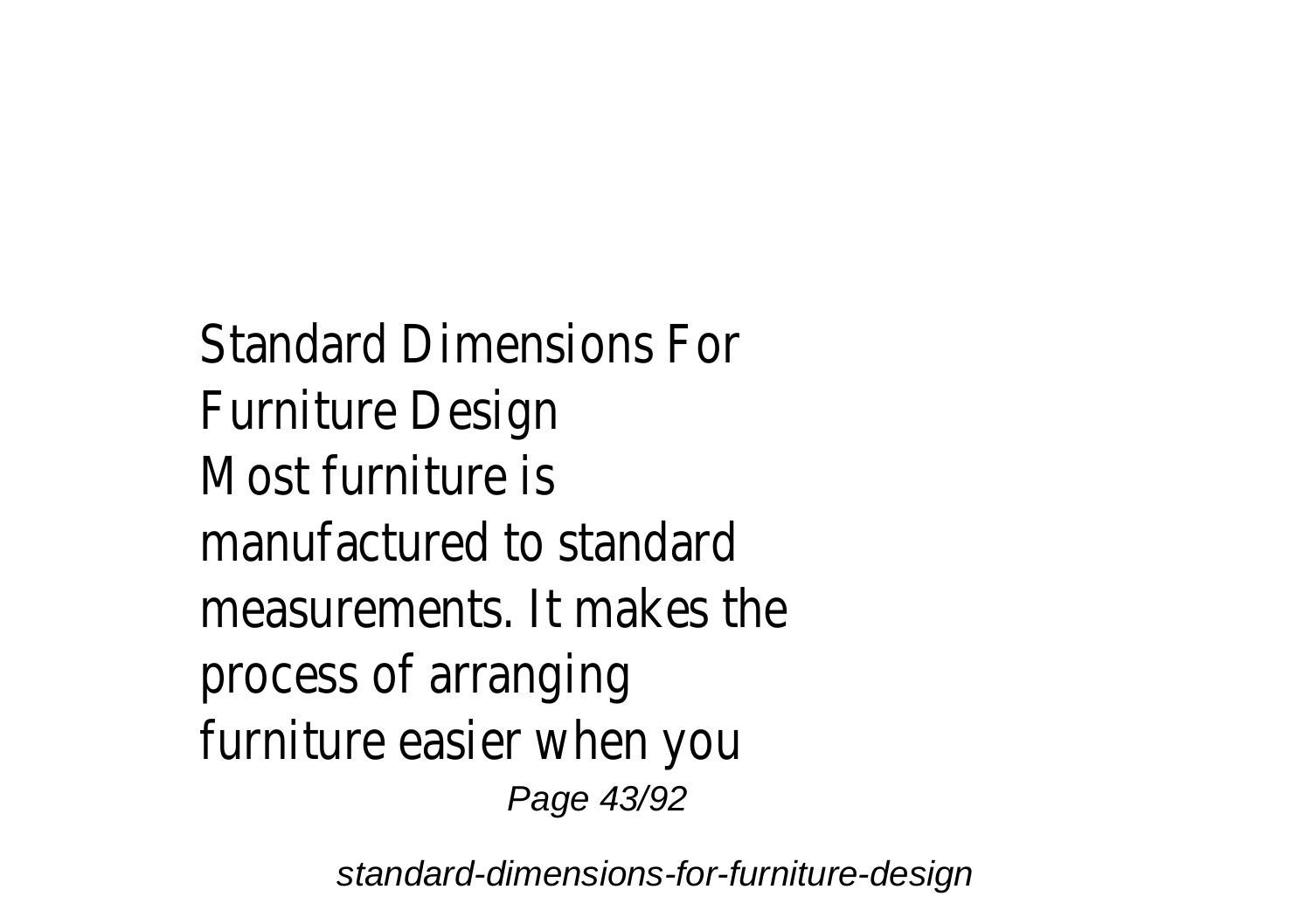Standard Dimensions For Furniture Design

Most furniture is manufactured to standard measurements. It makes the process of arranging furniture easier when you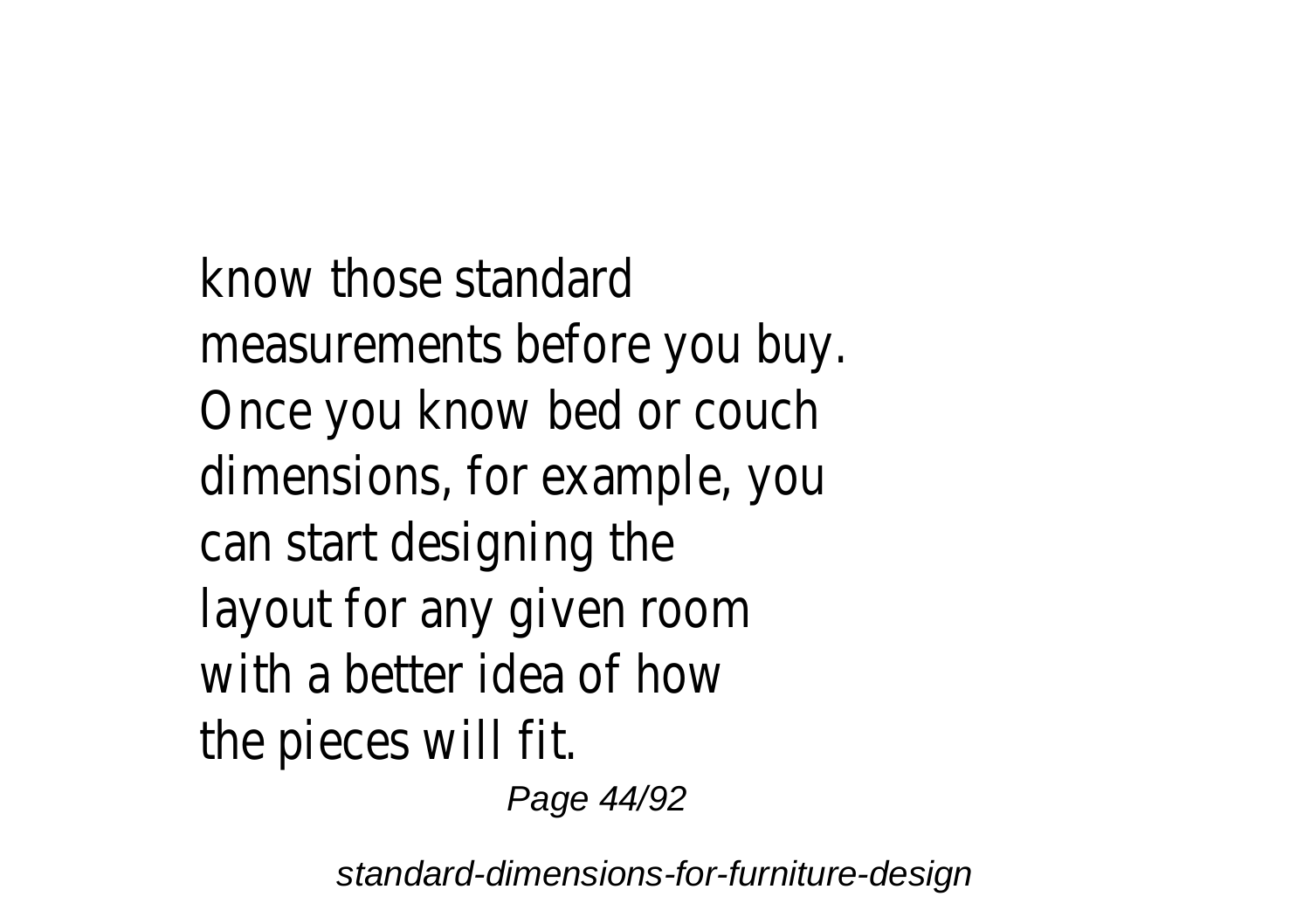know those standard measurements before you buy. Once you know bed or couch dimensions, for example, you can start designing the layout for any given room with a better idea of how the pieces will fit.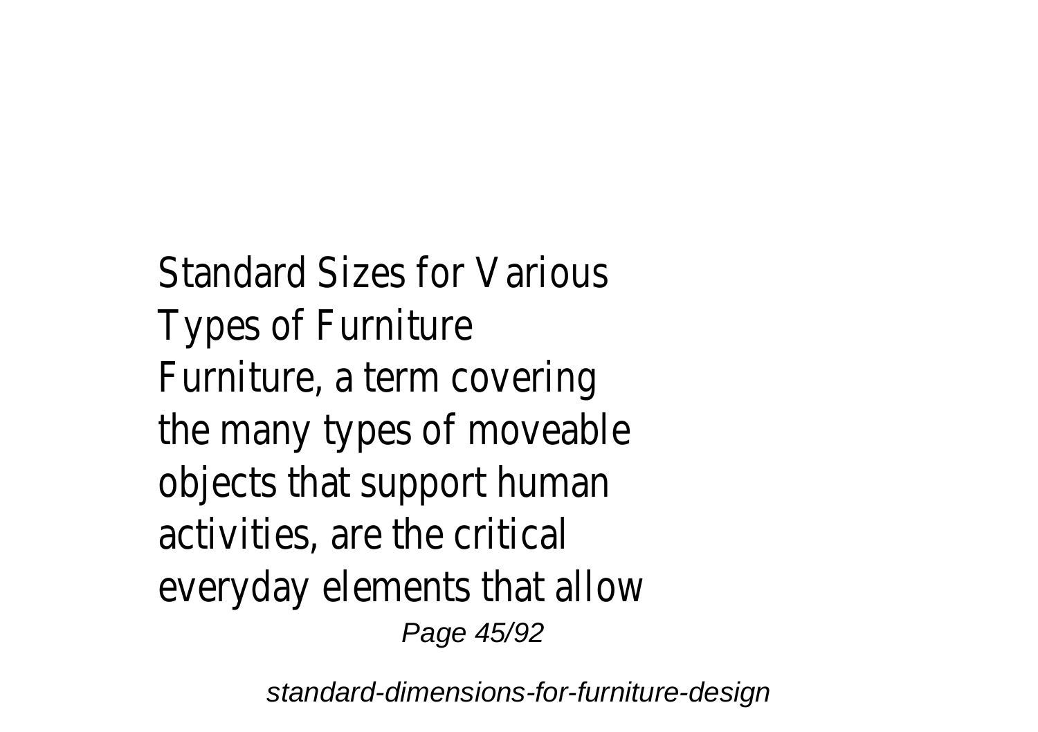Standard Sizes for Various Types of Furniture
Furniture, a term covering the many types of moveable objects that support human activities, are the critical everyday elements that allow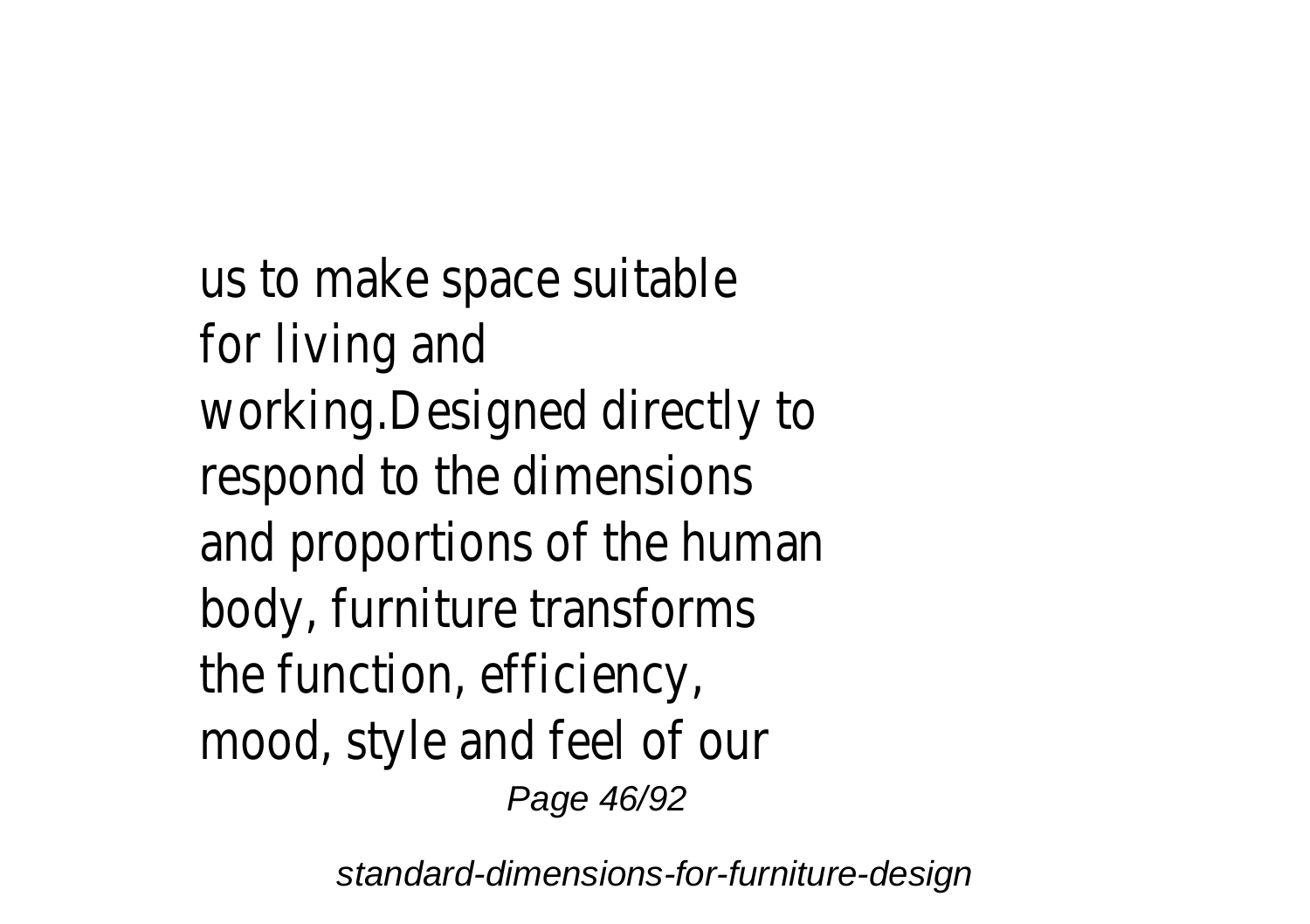us to make space suitable for living and working.Designed directly to respond to the dimensions and proportions of the human body, furniture transforms the function, efficiency, mood, style and feel of our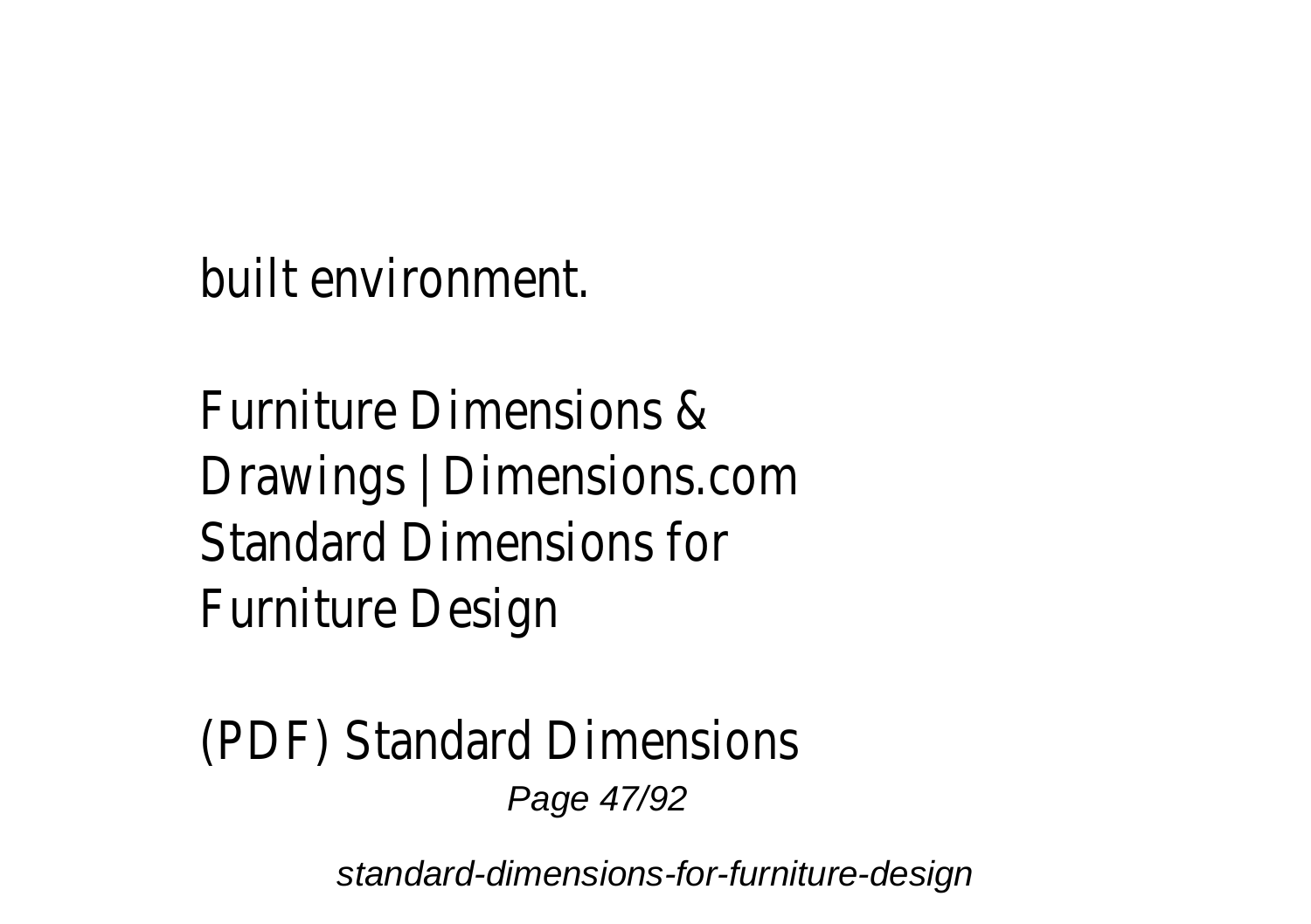built environment.

Furniture Dimensions & Drawings | Dimensions.com Standard Dimensions for Furniture Design

(PDF) Standard Dimensions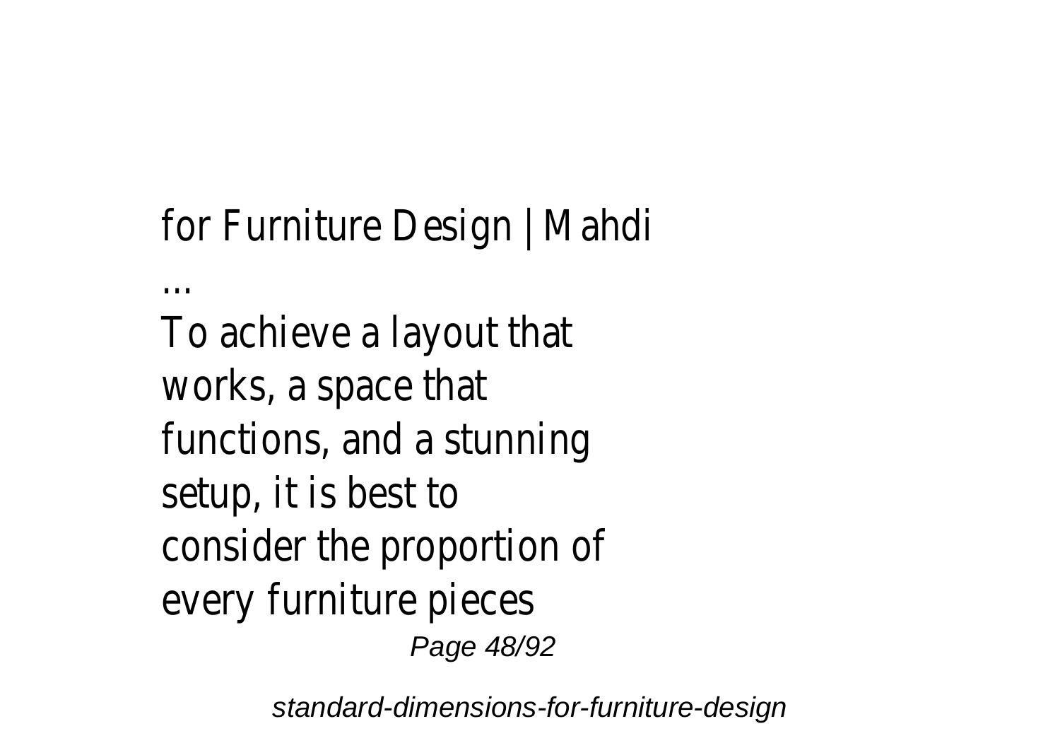for Furniture Design | Mahdi ...

To achieve a layout that works, a space that functions, and a stunning setup, it is best to consider the proportion of every furniture pieces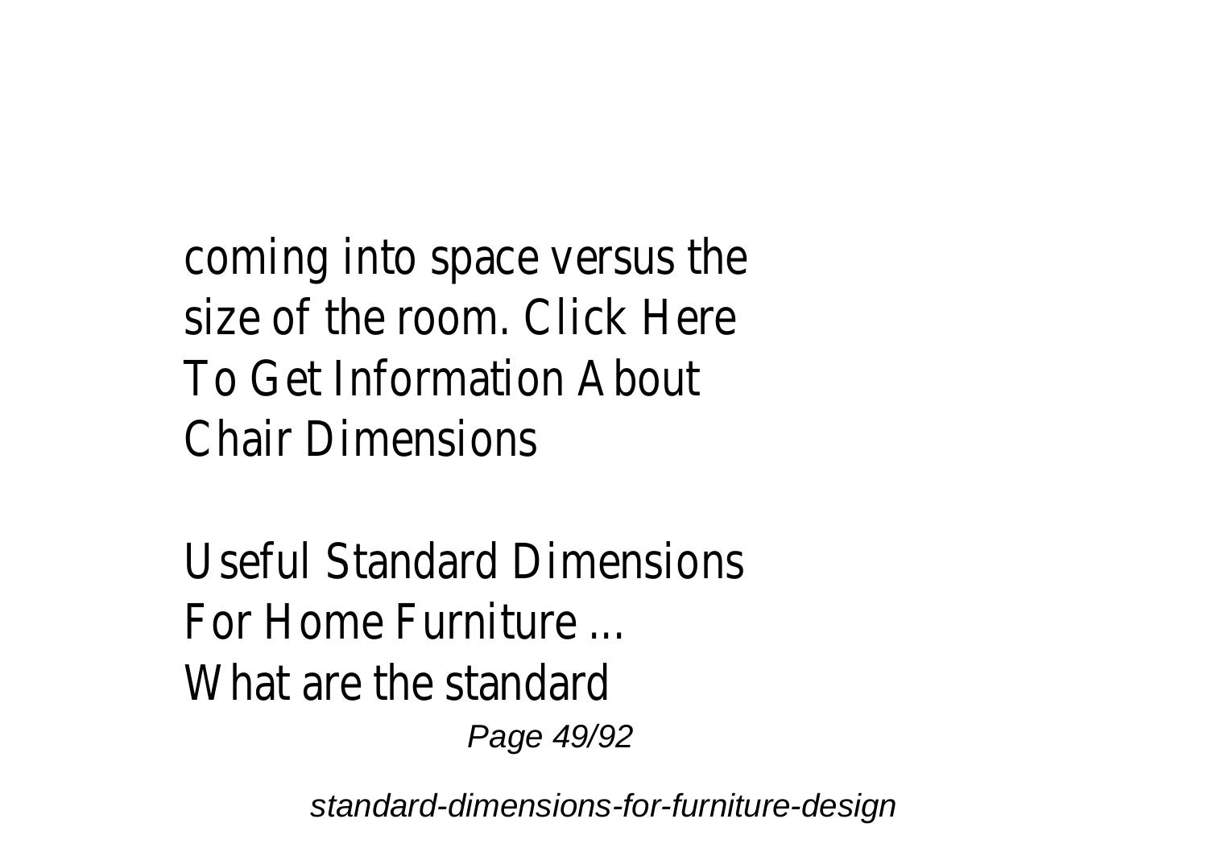coming into space versus the size of the room. Click Here To Get Information About Chair Dimensions

Useful Standard Dimensions For Home Furniture ...
What are the standard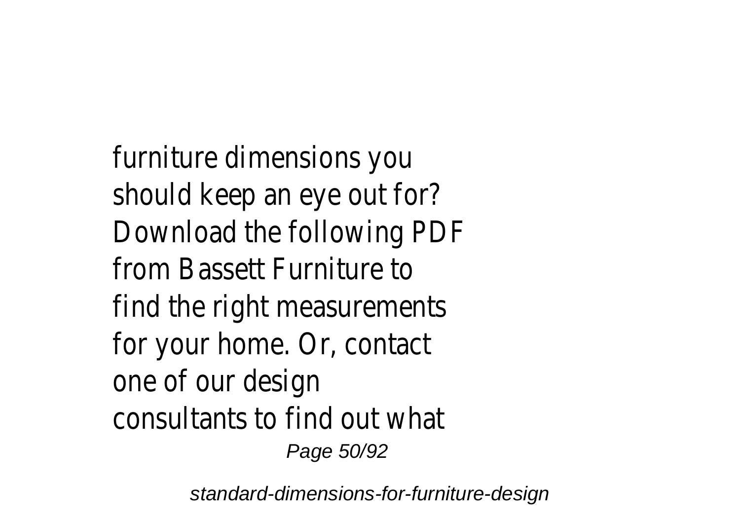furniture dimensions you should keep an eye out for? Download the following PDF from Bassett Furniture to find the right measurements for your home. Or, contact one of our design consultants to find out what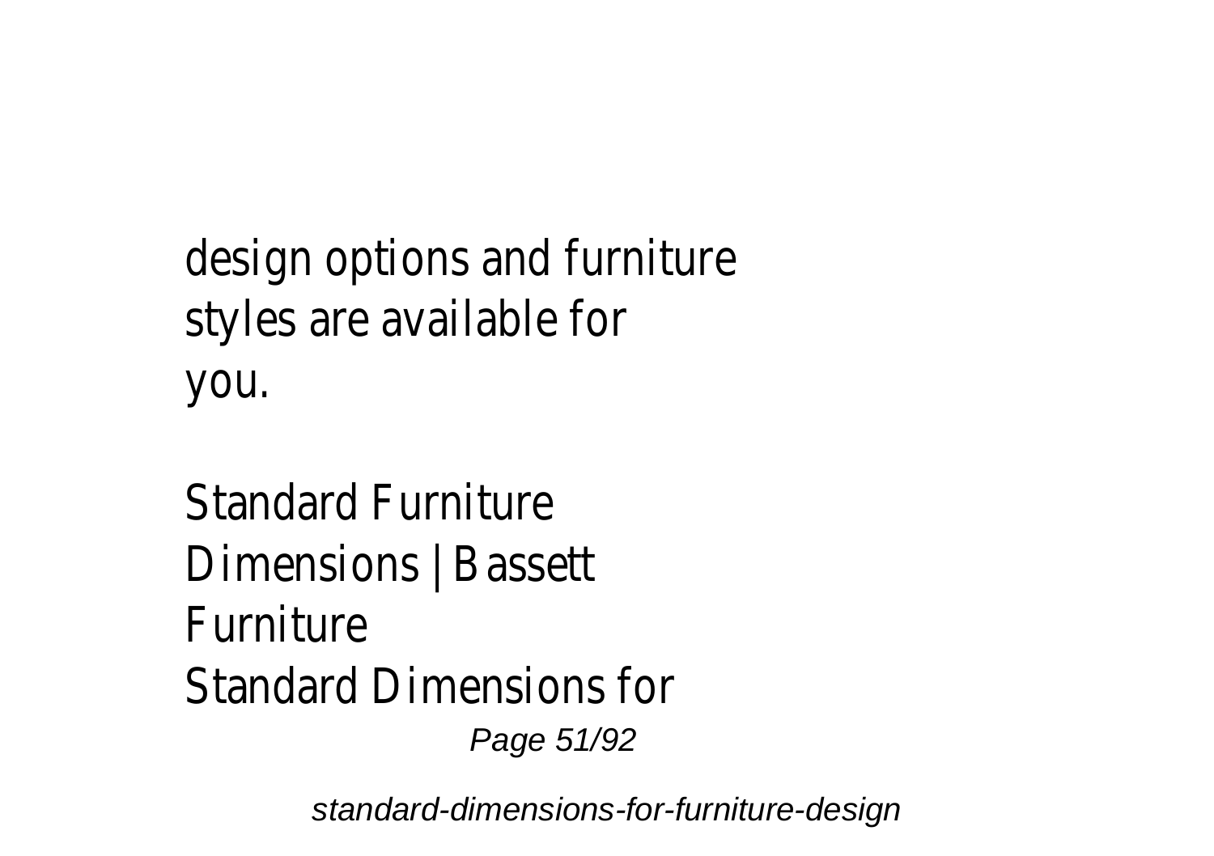design options and furniture styles are available for you.

Standard Furniture Dimensions | Bassett Furniture
Standard Dimensions for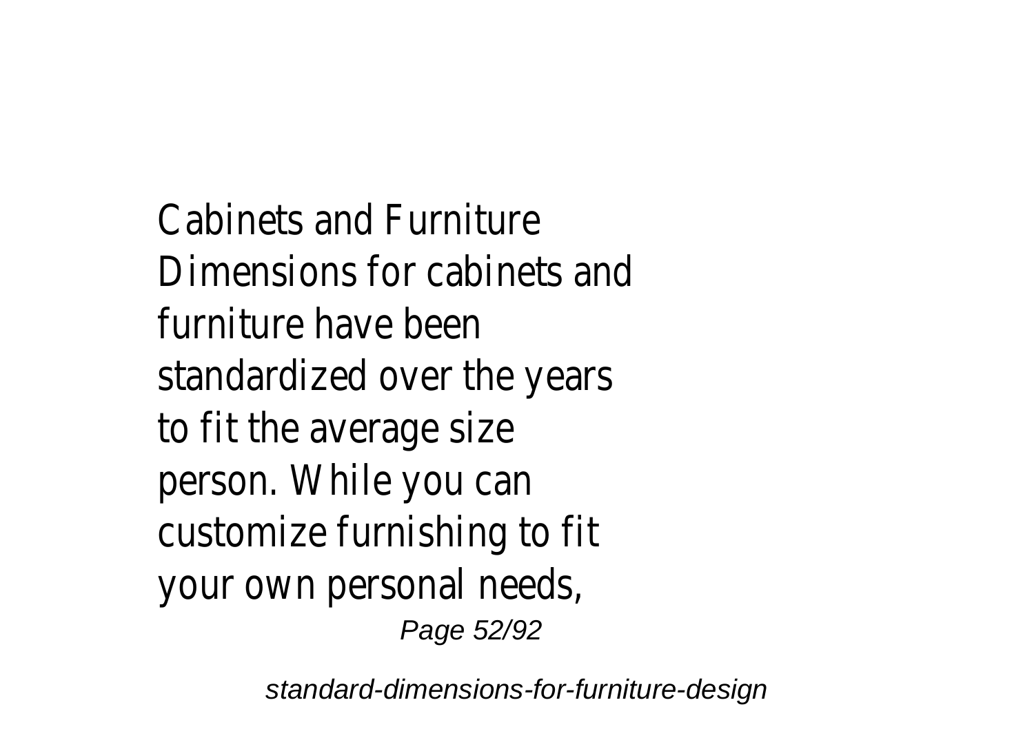Cabinets and Furniture Dimensions for cabinets and furniture have been standardized over the years to fit the average size person. While you can customize furnishing to fit your own personal needs,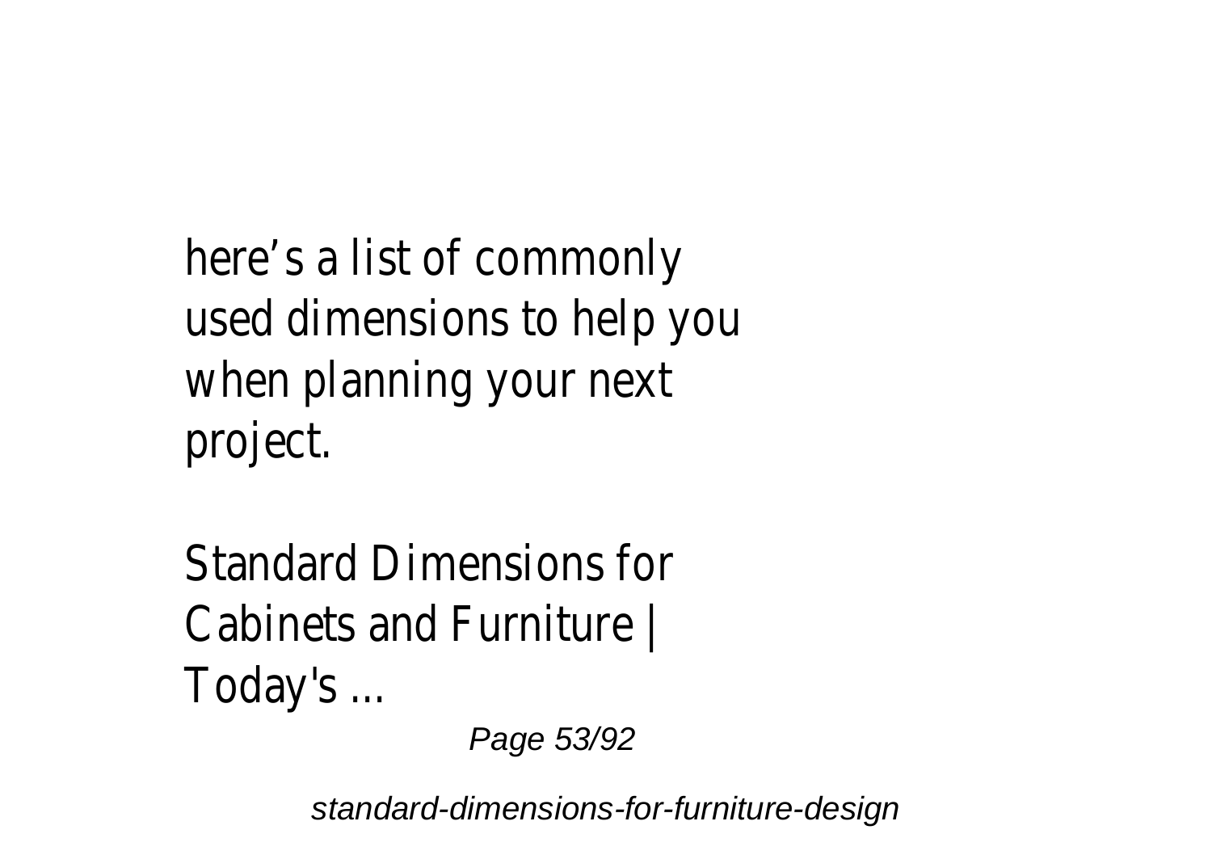here’s a list of commonly used dimensions to help you when planning your next project.

Standard Dimensions for Cabinets and Furniture | Today's ...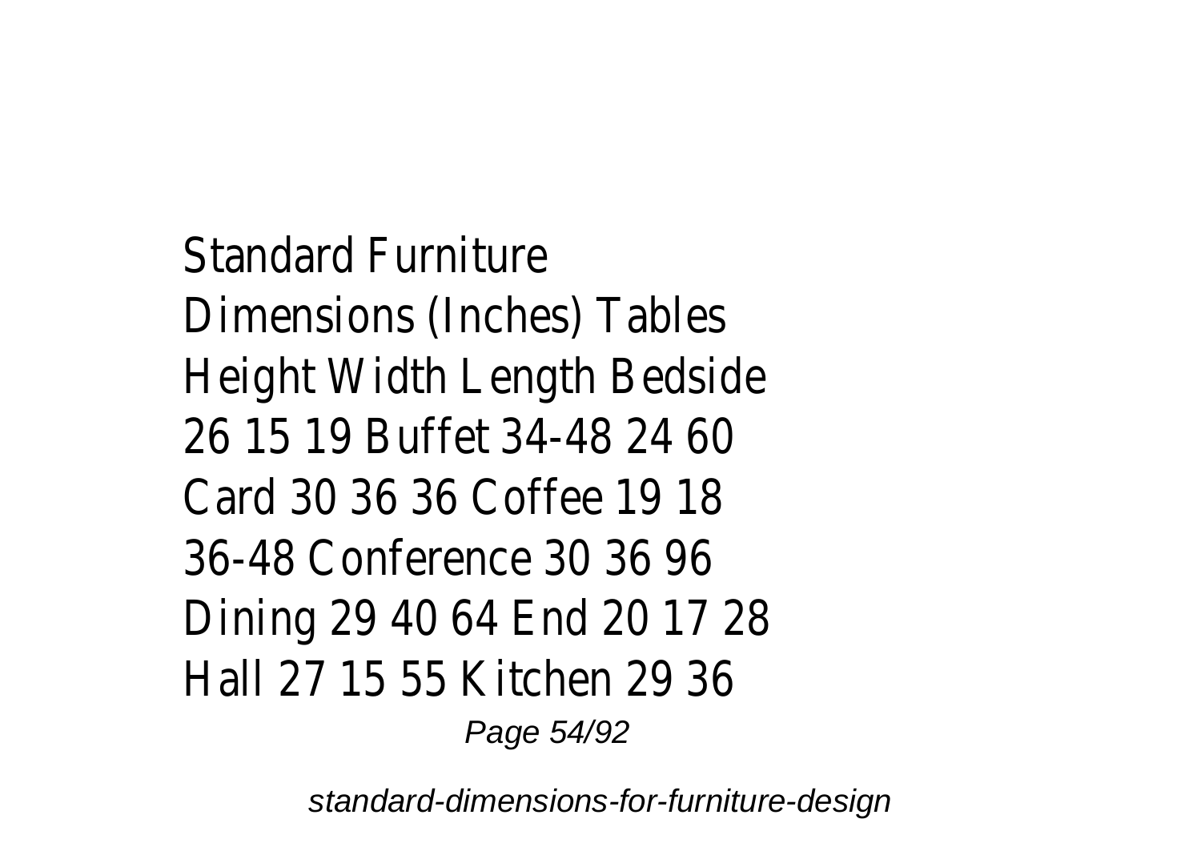Standard Furniture Dimensions (Inches) Tables Height Width Length Bedside 26 15 19 Buffet 34-48 24 60 Card 30 36 36 Coffee 19 18 36-48 Conference 30 36 96 Dining 29 40 64 End 20 17 28 Hall 27 15 55 Kitchen 29 36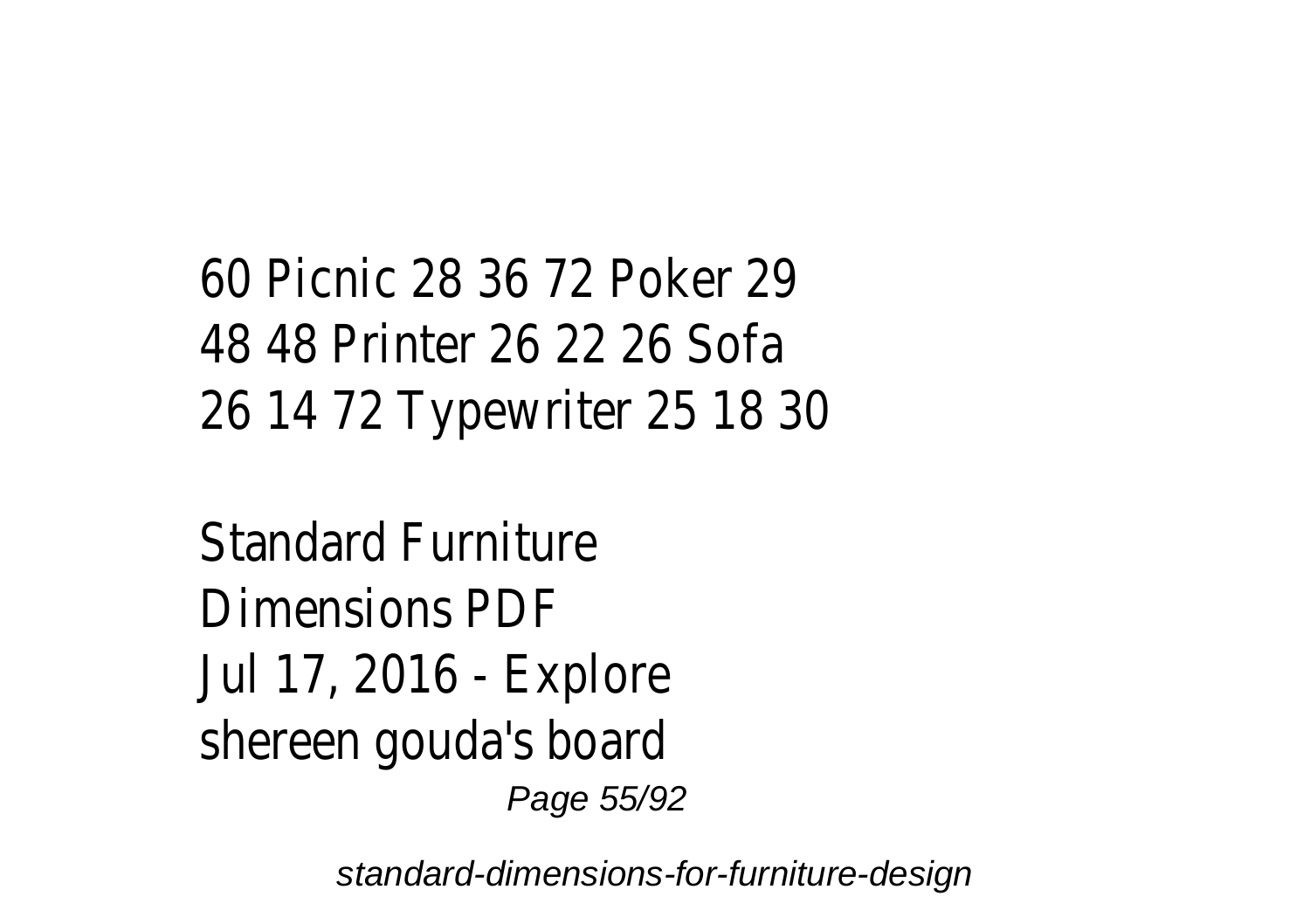60 Picnic 28 36 72 Poker 29 48 48 Printer 26 22 26 Sofa 26 14 72 Typewriter 25 18 30

Standard Furniture Dimensions PDF
Jul 17, 2016 - Explore shereen gouda's board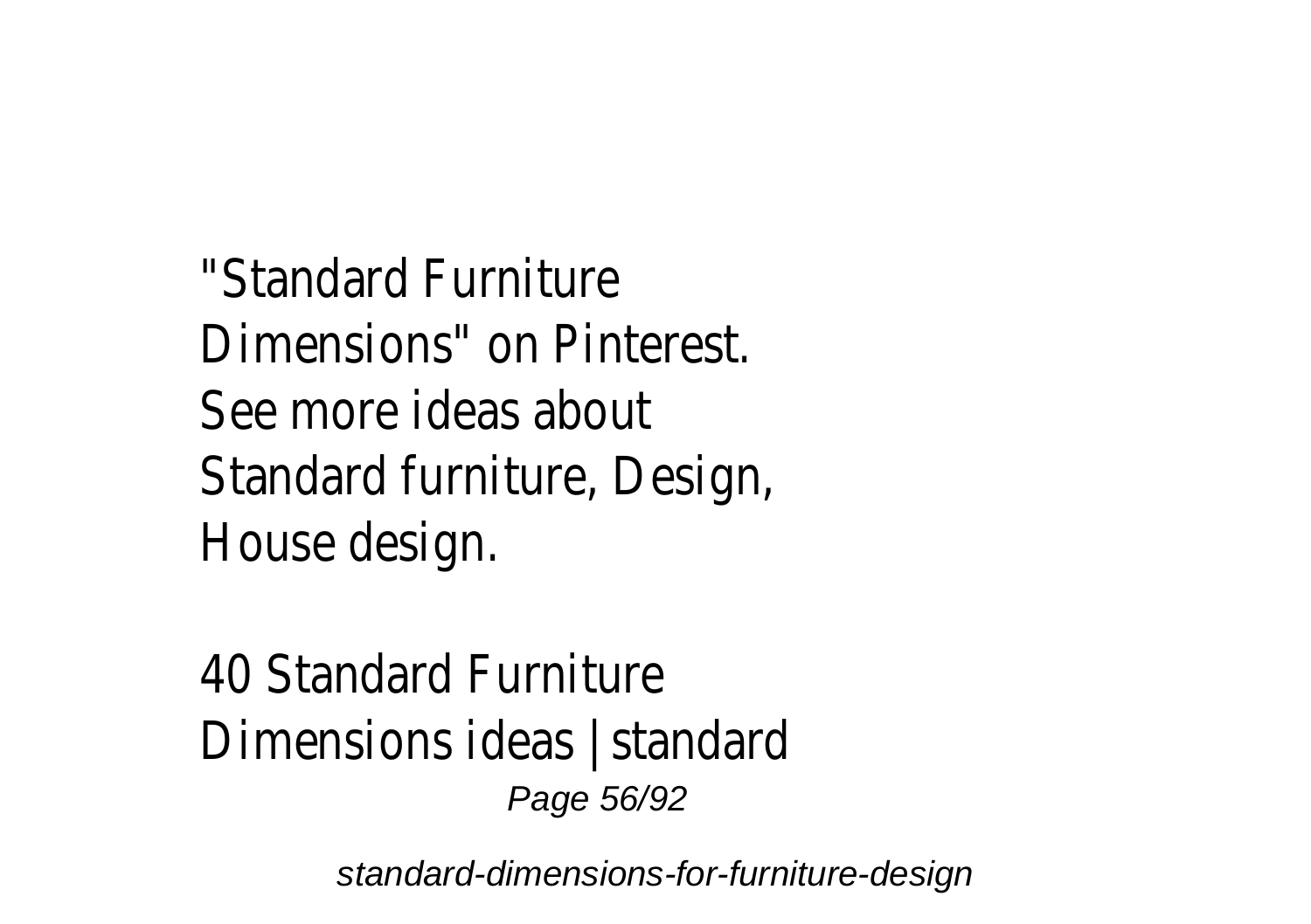"Standard Furniture Dimensions" on Pinterest. See more ideas about Standard furniture, Design, House design.

40 Standard Furniture Dimensions ideas | standard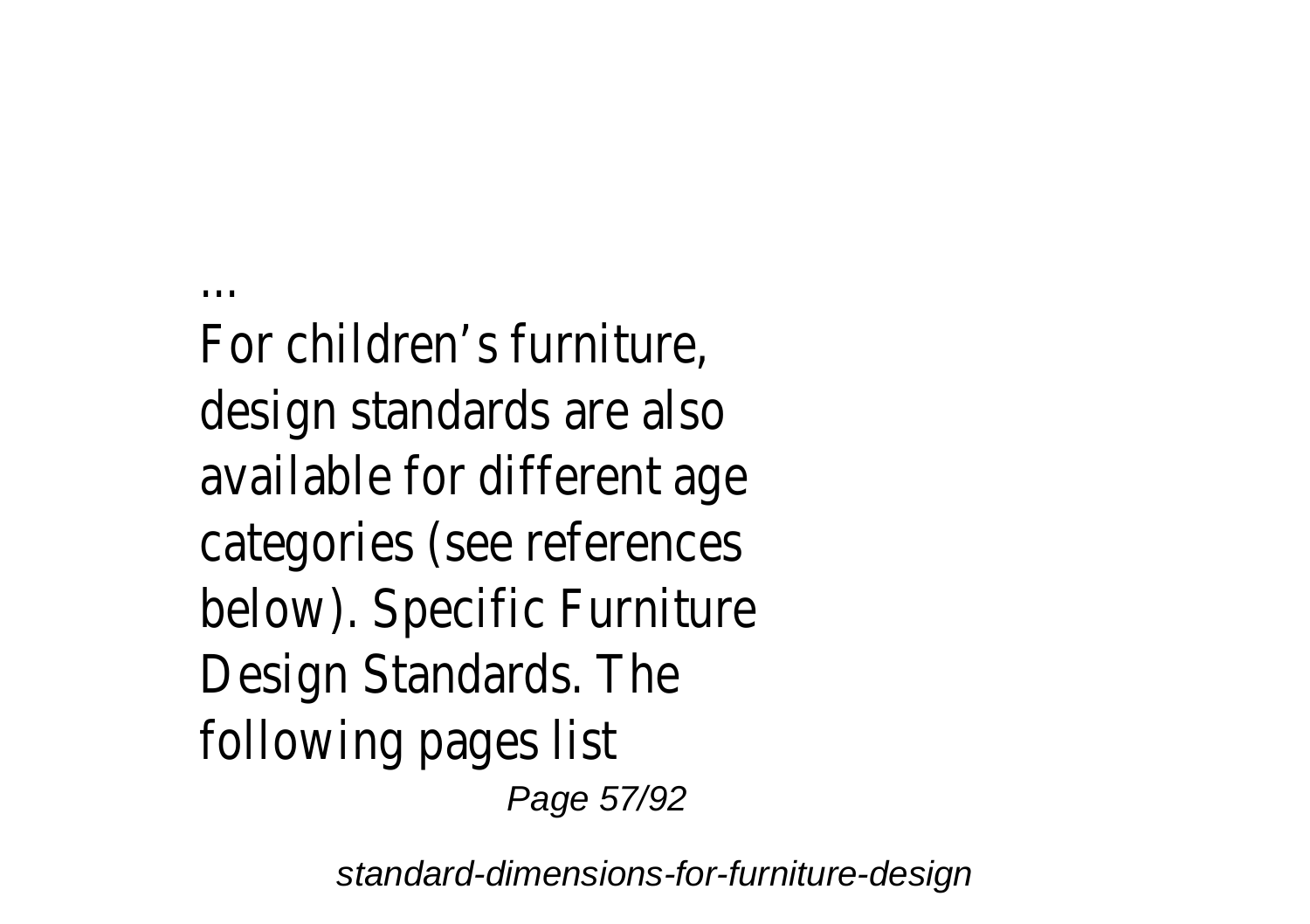...

For children's furniture, design standards are also available for different age categories (see references below). Specific Furniture Design Standards. The following pages list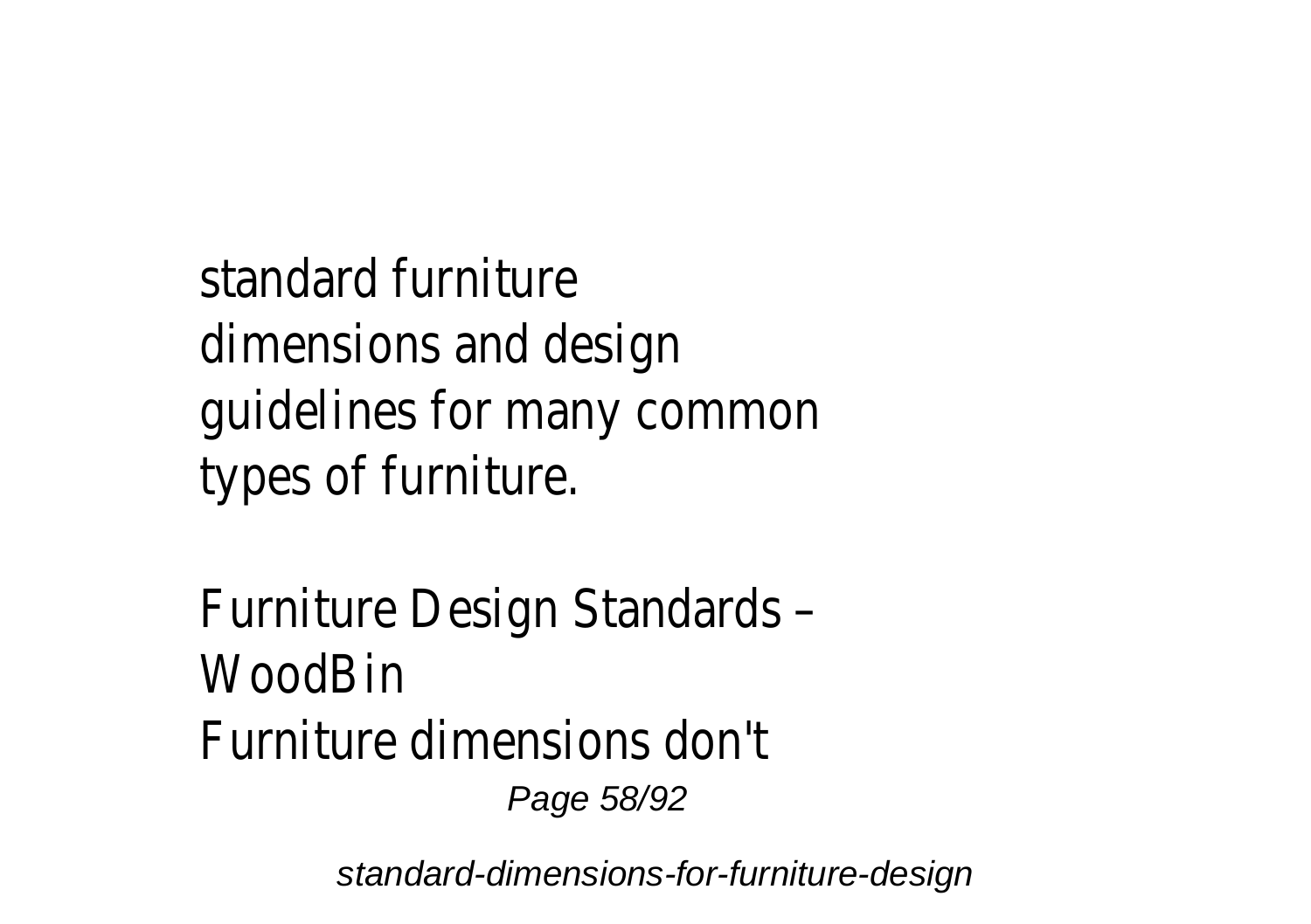standard furniture dimensions and design guidelines for many common types of furniture.

Furniture Design Standards – WoodBin

Furniture dimensions don't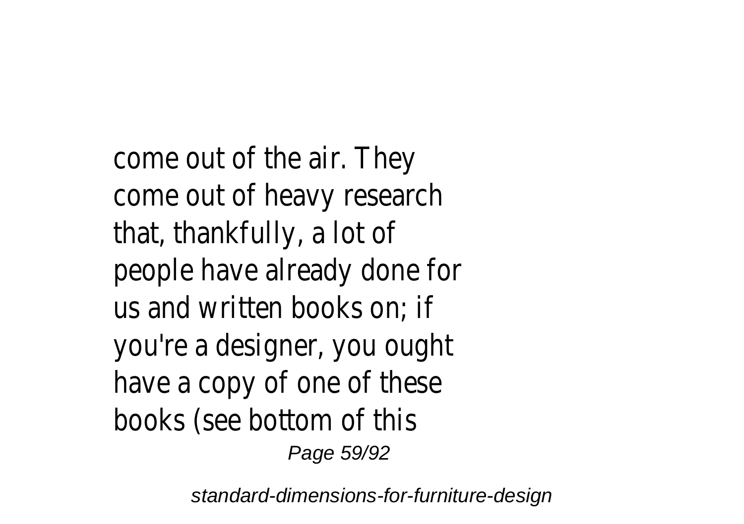come out of the air. They come out of heavy research that, thankfully, a lot of people have already done for us and written books on; if you're a designer, you ought have a copy of one of these books (see bottom of this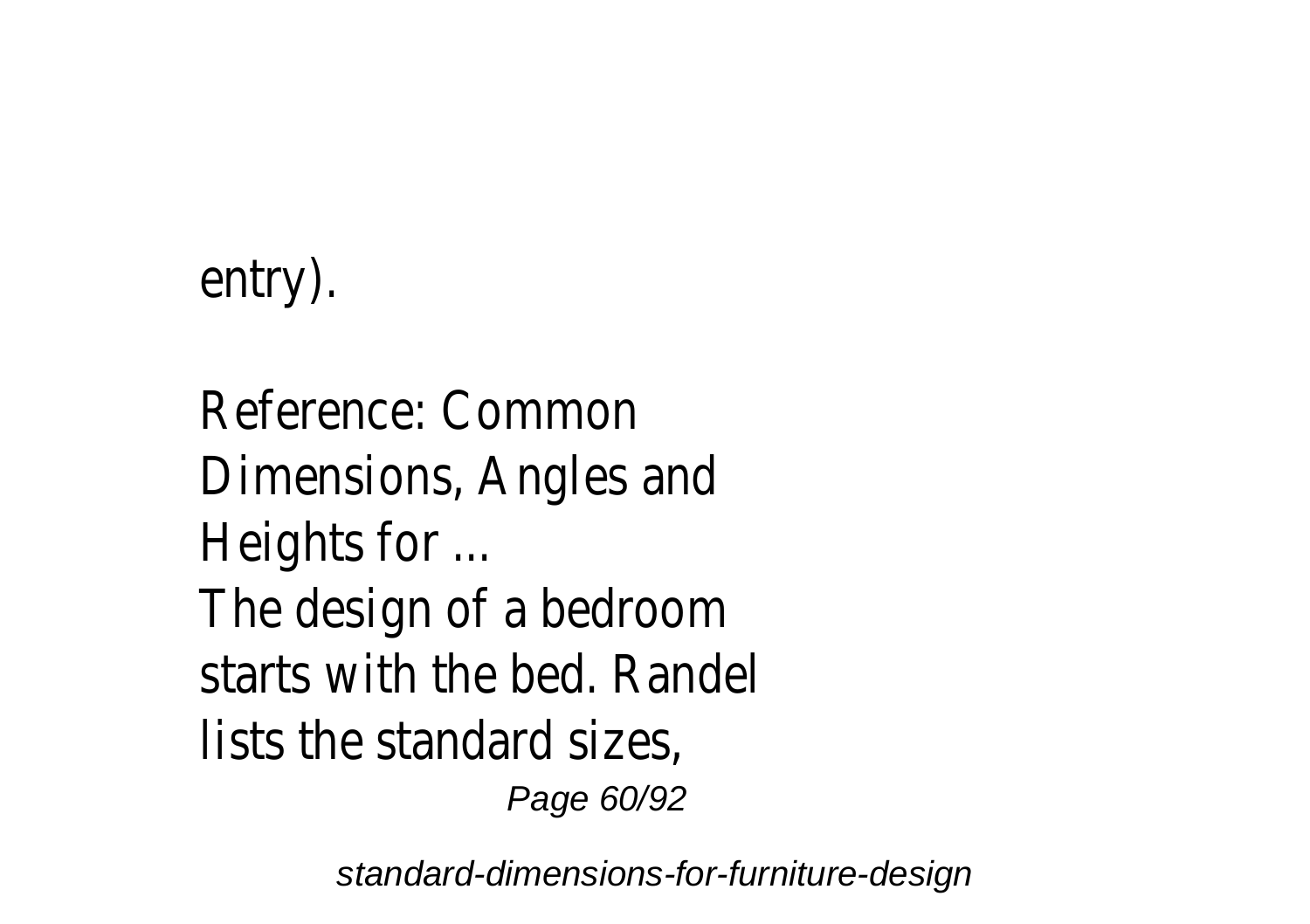entry).

Reference: Common Dimensions, Angles and Heights for ...

The design of a bedroom starts with the bed. Randel lists the standard sizes,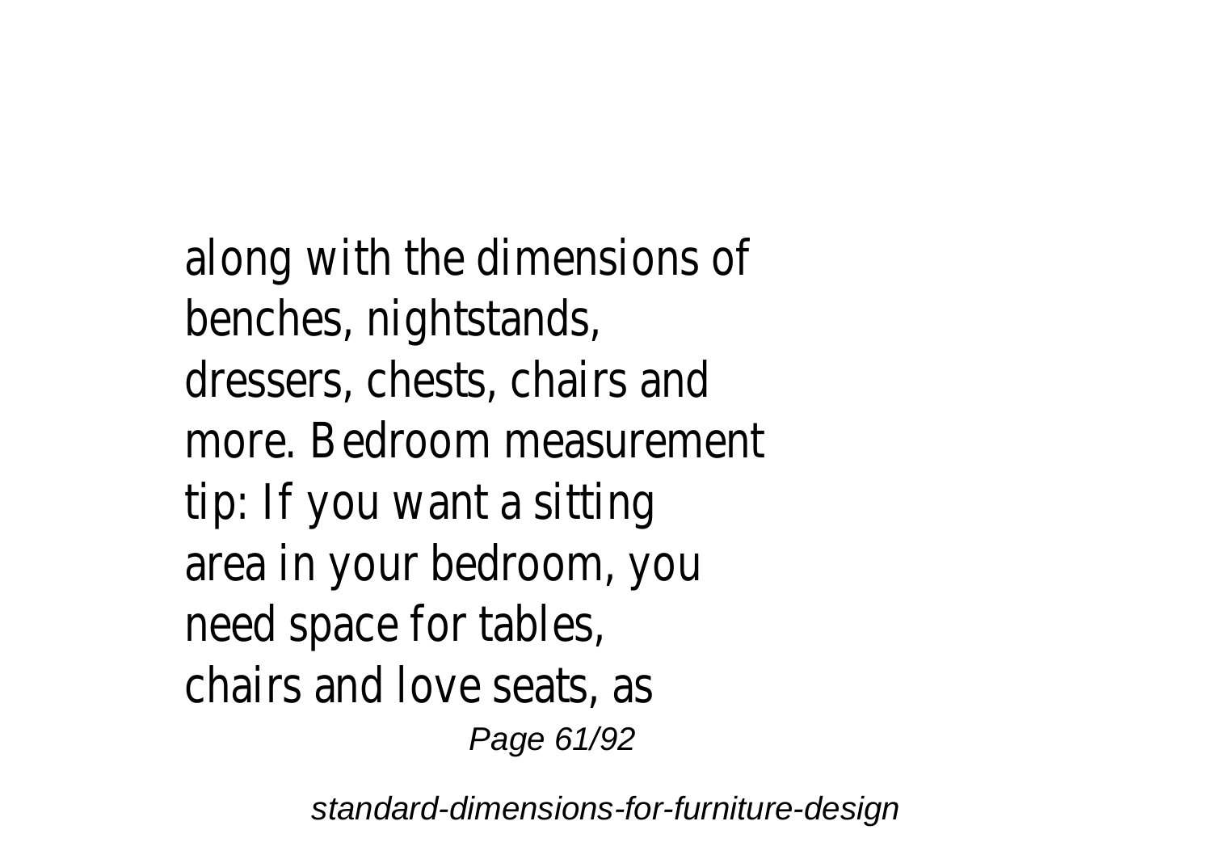along with the dimensions of benches, nightstands, dressers, chests, chairs and more. Bedroom measurement tip: If you want a sitting area in your bedroom, you need space for tables, chairs and love seats, as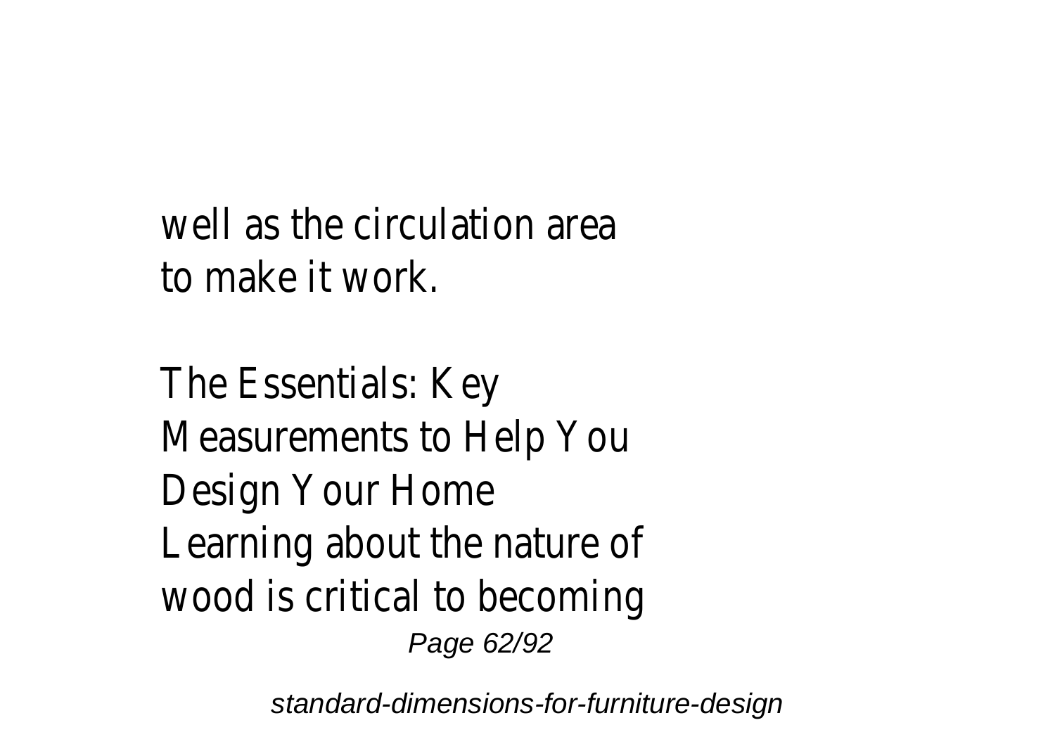well as the circulation area to make it work.

The Essentials: Key Measurements to Help You Design Your Home
Learning about the nature of wood is critical to becoming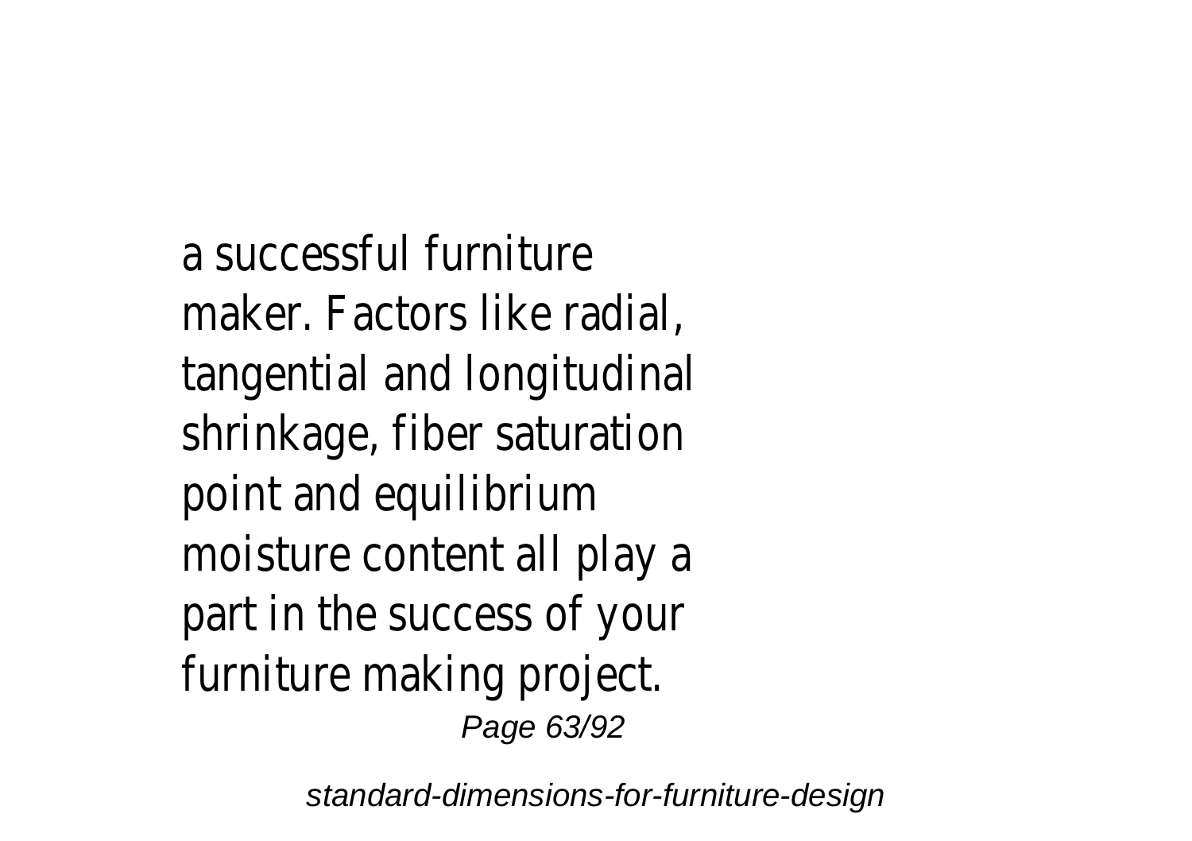a successful furniture maker. Factors like radial, tangential and longitudinal shrinkage, fiber saturation point and equilibrium moisture content all play a part in the success of your furniture making project.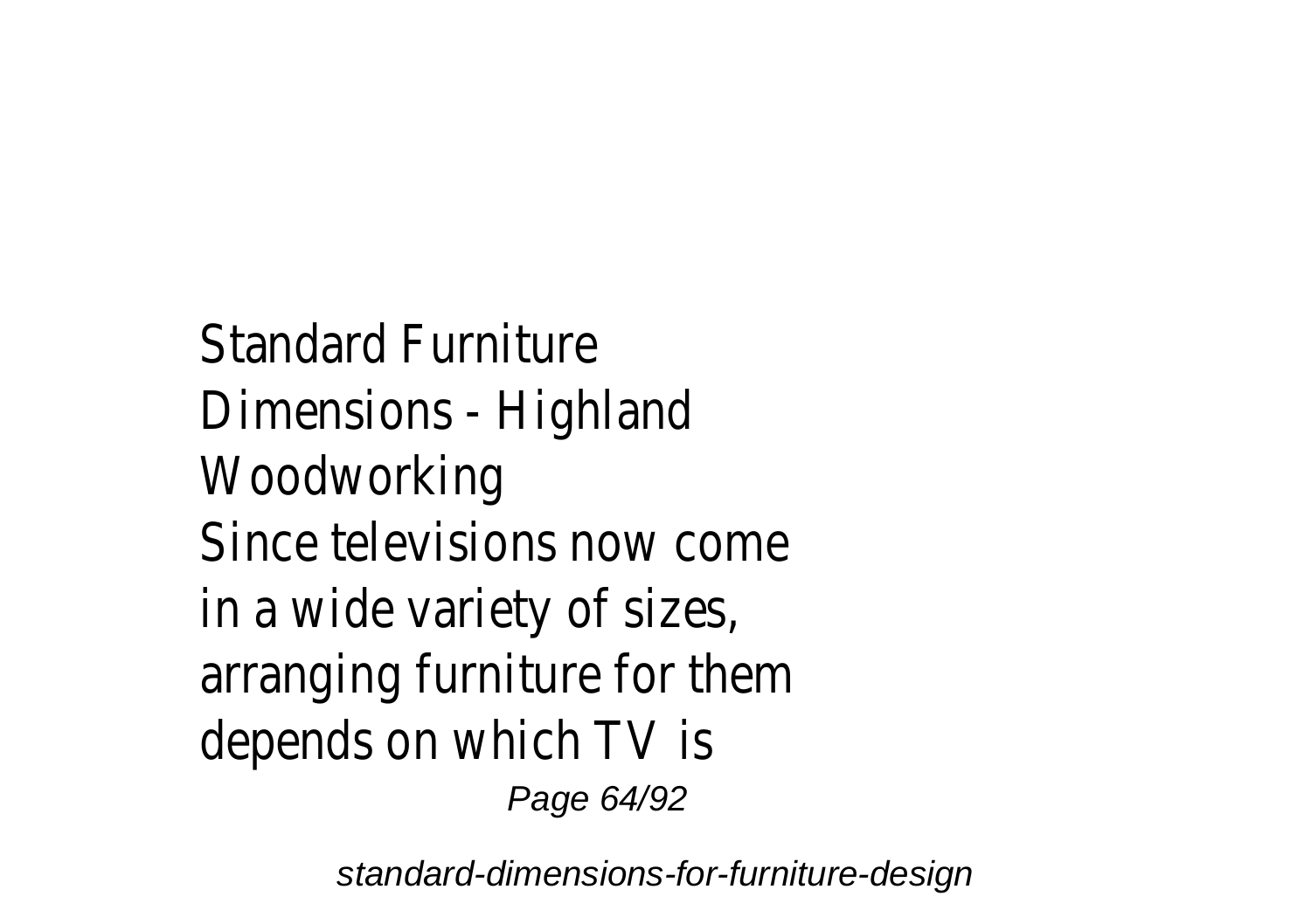Standard Furniture Dimensions - Highland Woodworking

Since televisions now come in a wide variety of sizes, arranging furniture for them depends on which TV is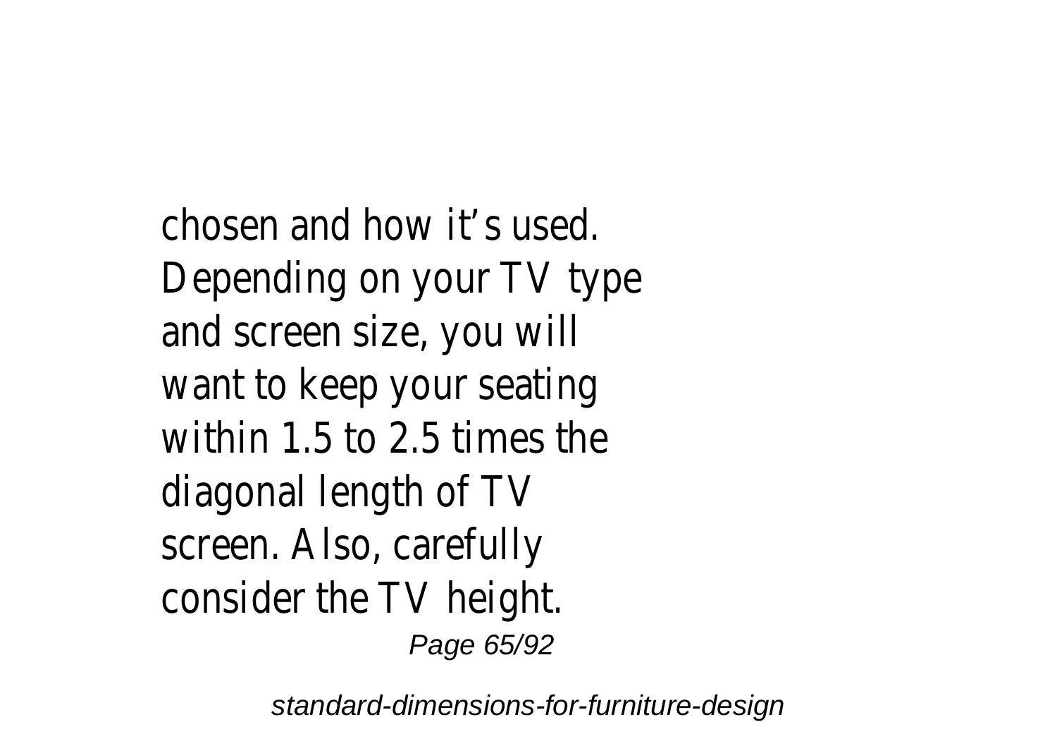chosen and how it’s used. Depending on your TV type and screen size, you will want to keep your seating within 1.5 to 2.5 times the diagonal length of TV screen. Also, carefully consider the TV height.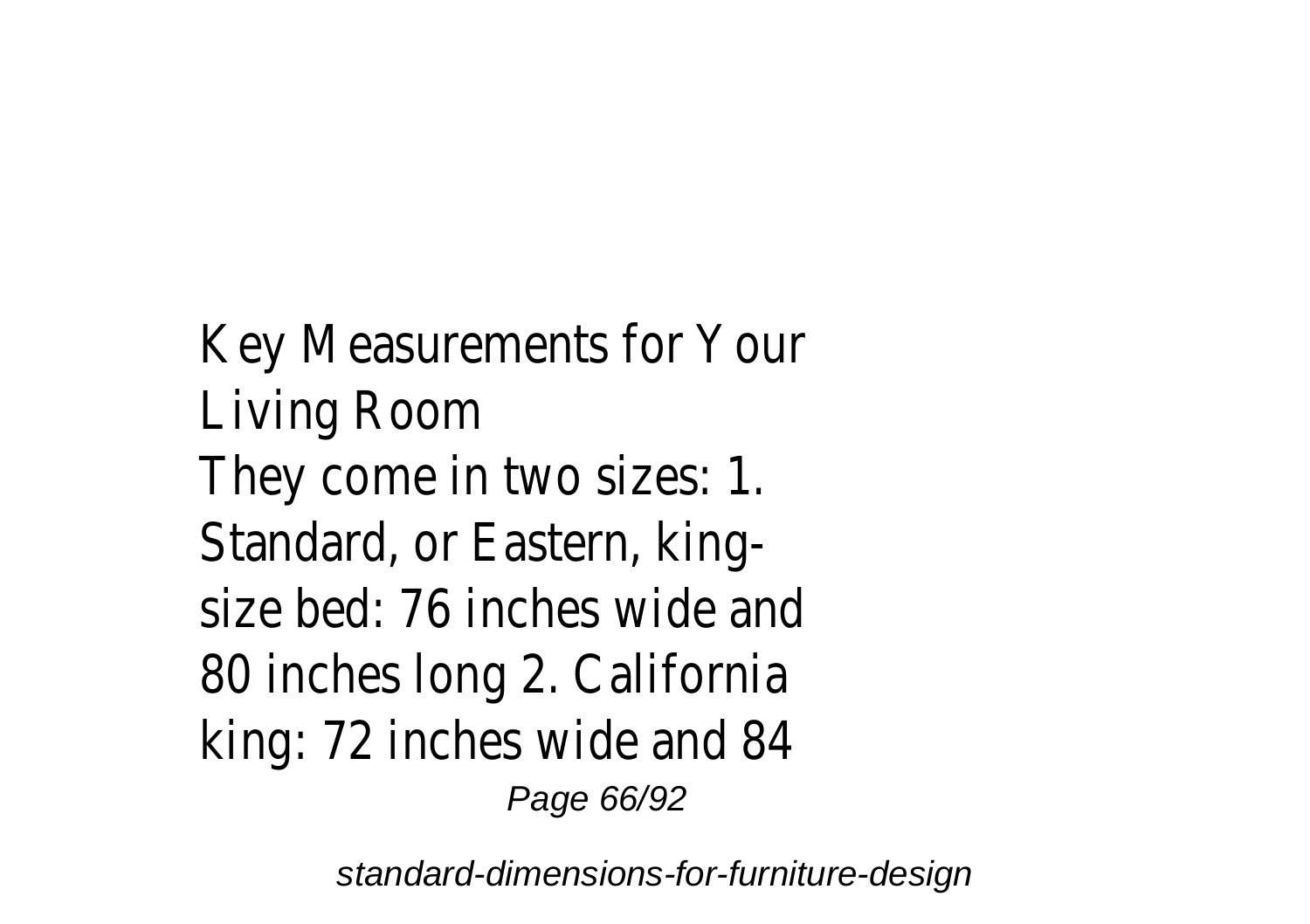Key Measurements for Your Living Room

They come in two sizes: 1. Standard, or Eastern, king-size bed: 76 inches wide and 80 inches long 2. California king: 72 inches wide and 84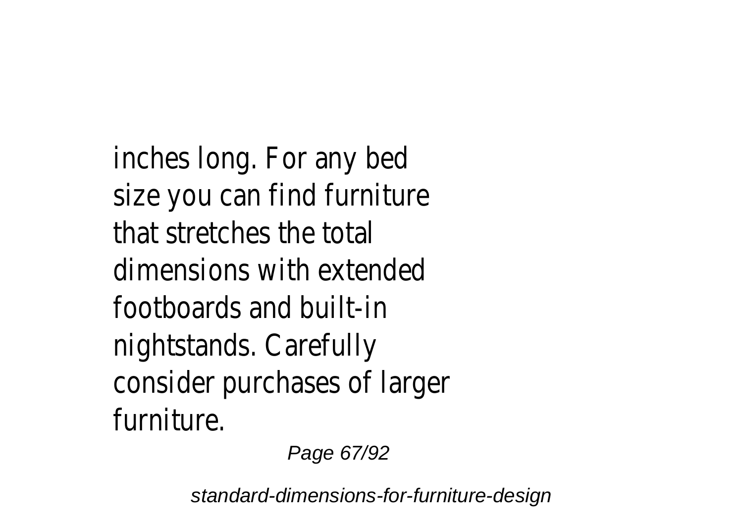inches long. For any bed size you can find furniture that stretches the total dimensions with extended footboards and built-in nightstands. Carefully consider purchases of larger furniture.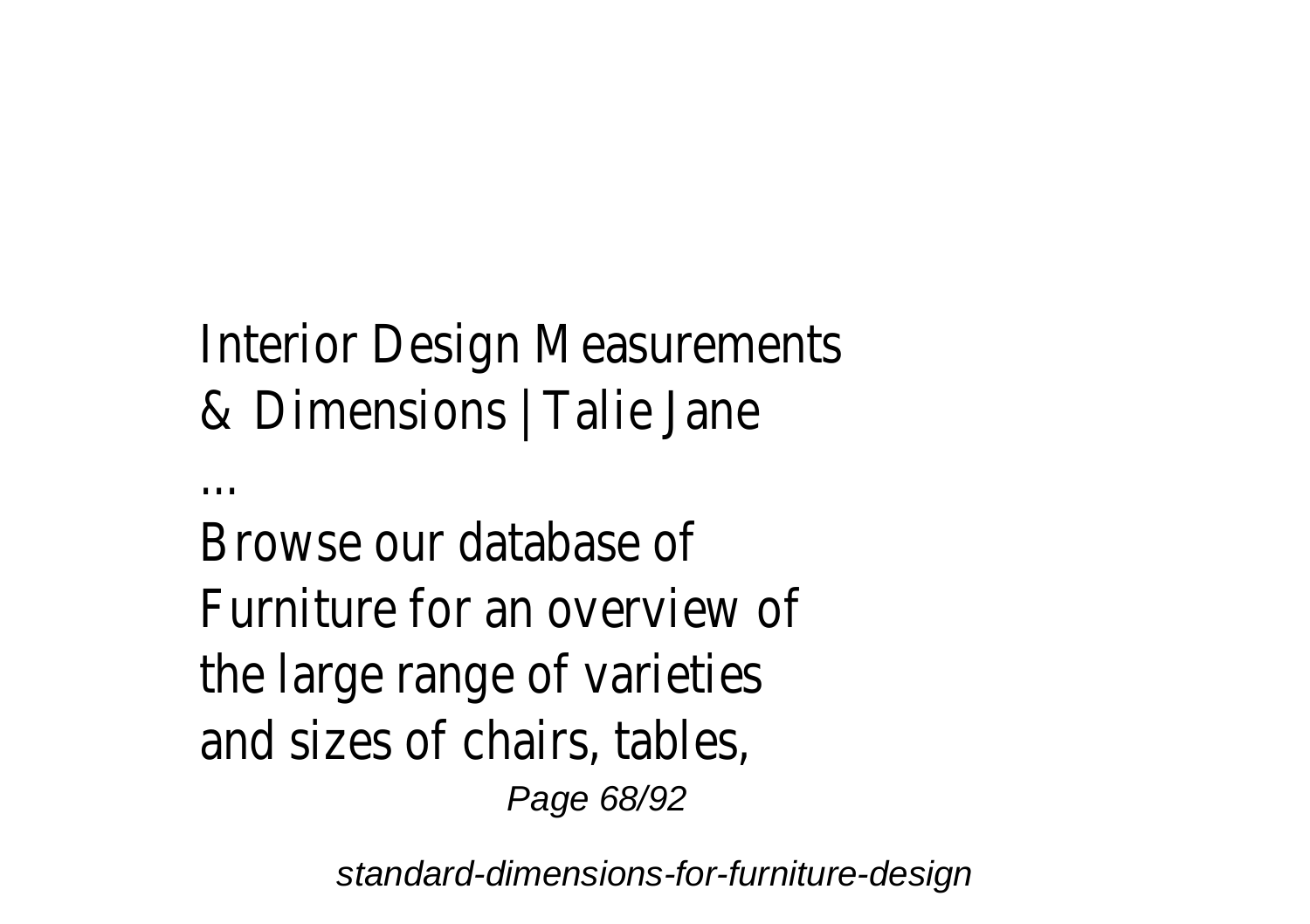Interior Design Measurements & Dimensions | Talie Jane ...

Browse our database of Furniture for an overview of the large range of varieties and sizes of chairs, tables,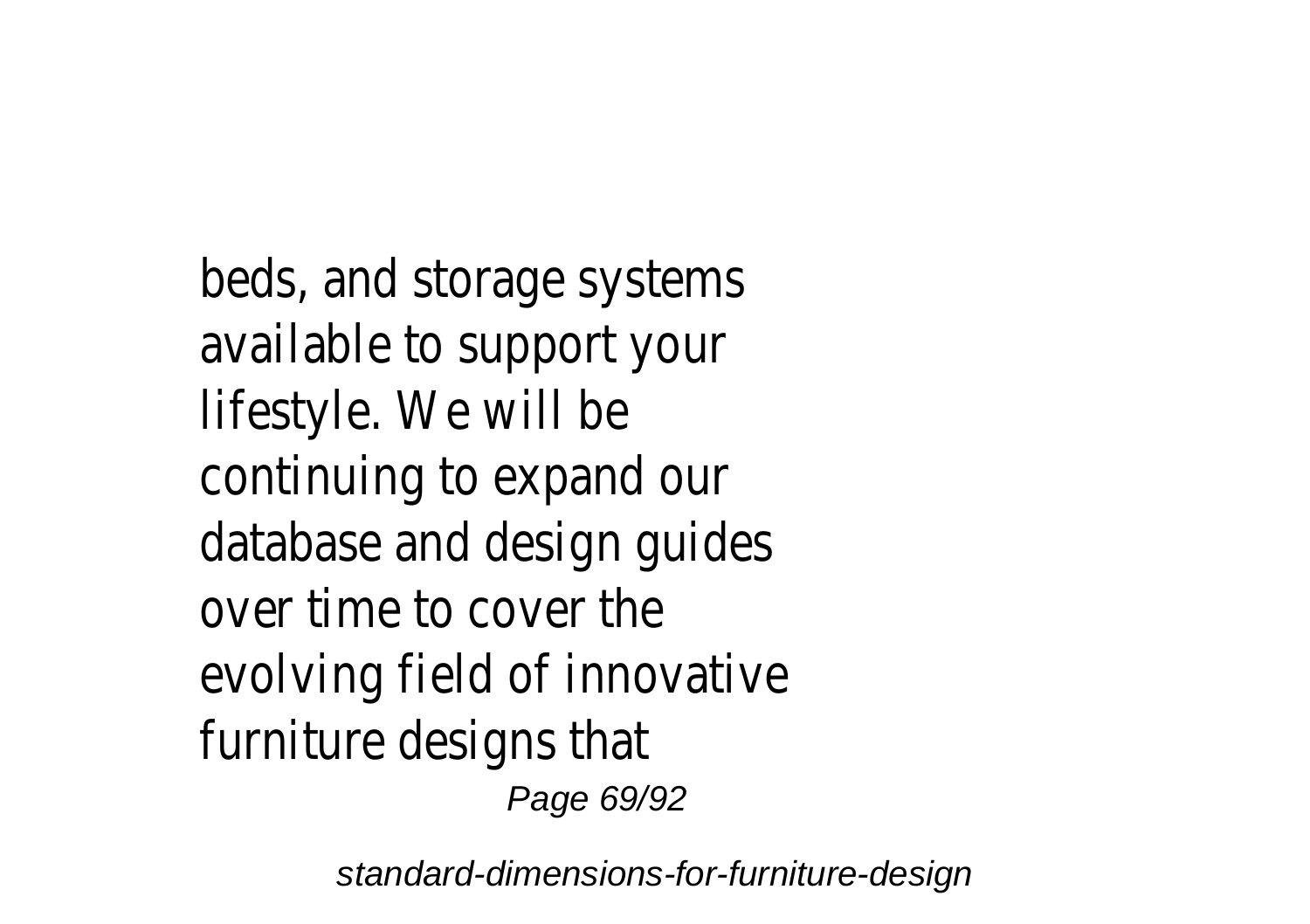beds, and storage systems available to support your lifestyle. We will be continuing to expand our database and design guides over time to cover the evolving field of innovative furniture designs that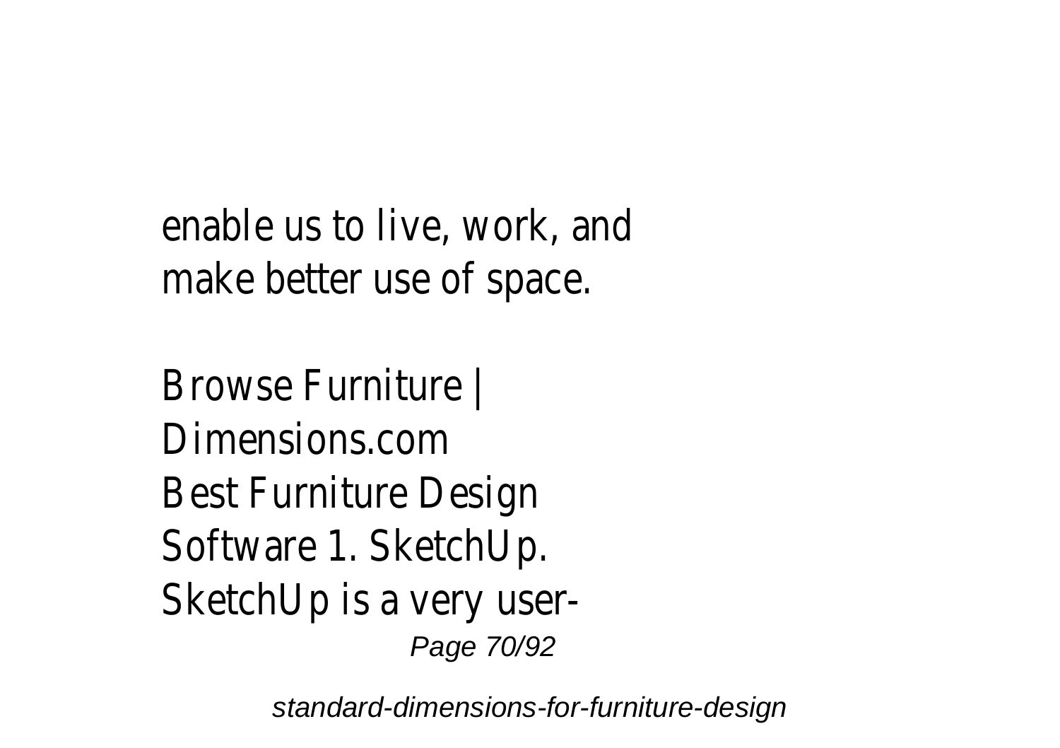enable us to live, work, and make better use of space.

Browse Furniture | Dimensions.com
Best Furniture Design Software 1. SketchUp. SketchUp is a very user-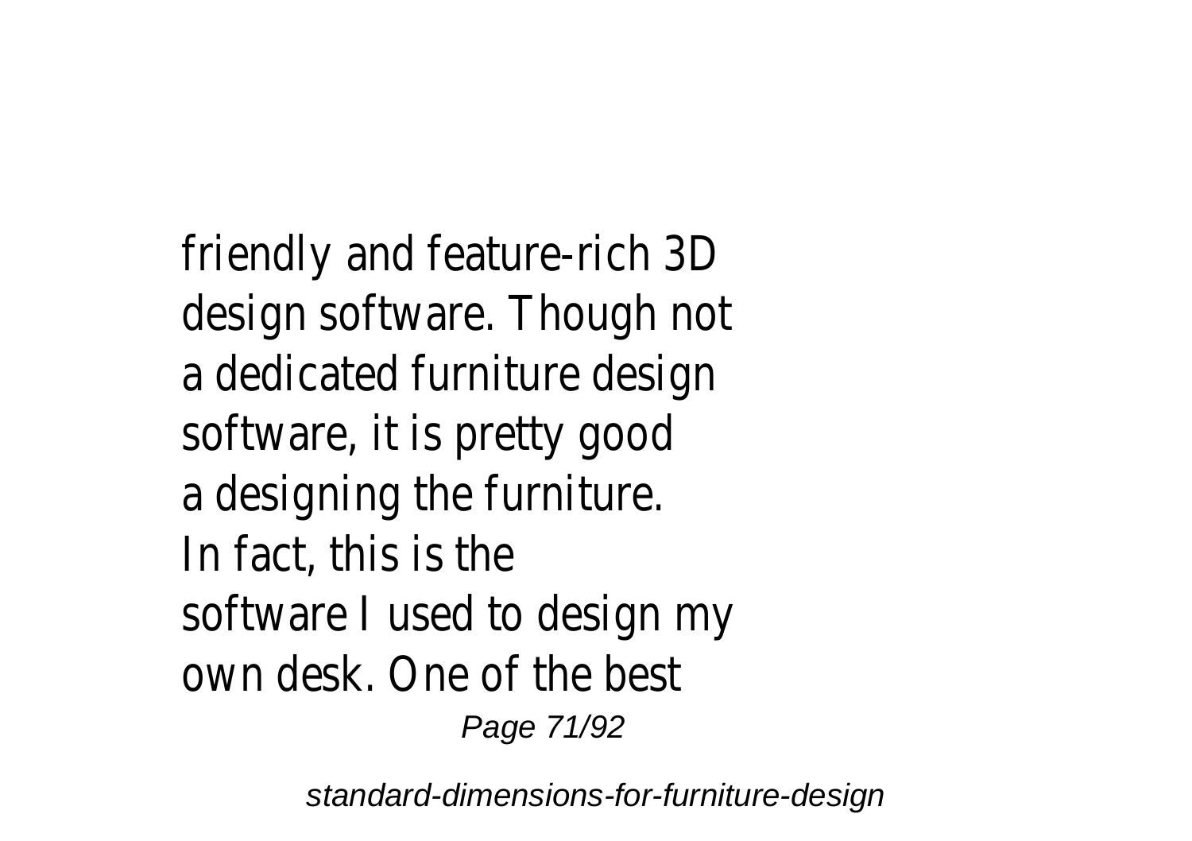friendly and feature-rich 3D design software. Though not a dedicated furniture design software, it is pretty good a designing the furniture. In fact, this is the software I used to design my own desk. One of the best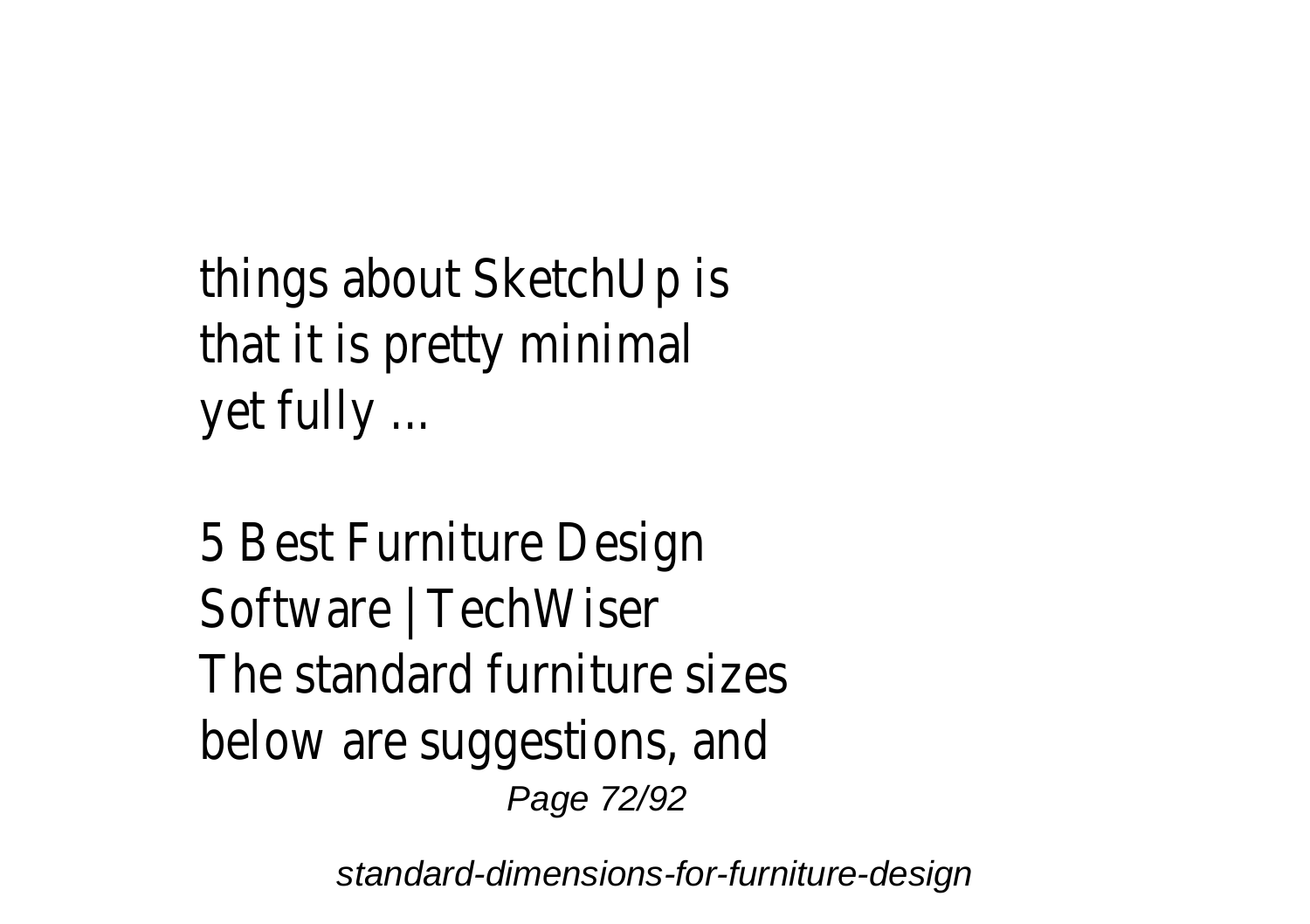things about SketchUp is that it is pretty minimal yet fully ...

5 Best Furniture Design Software | TechWiser
The standard furniture sizes below are suggestions, and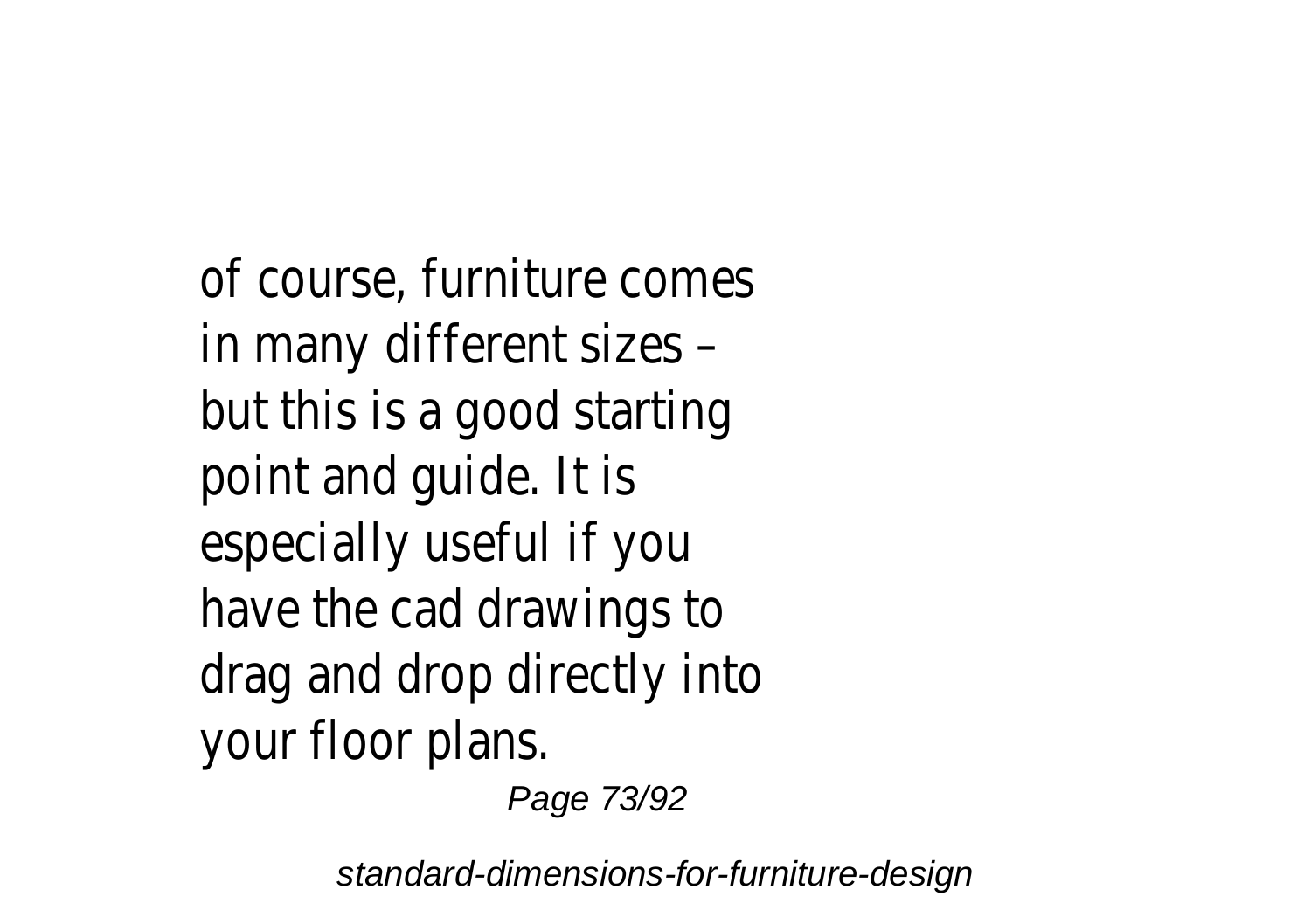of course, furniture comes in many different sizes – but this is a good starting point and guide. It is especially useful if you have the cad drawings to drag and drop directly into your floor plans.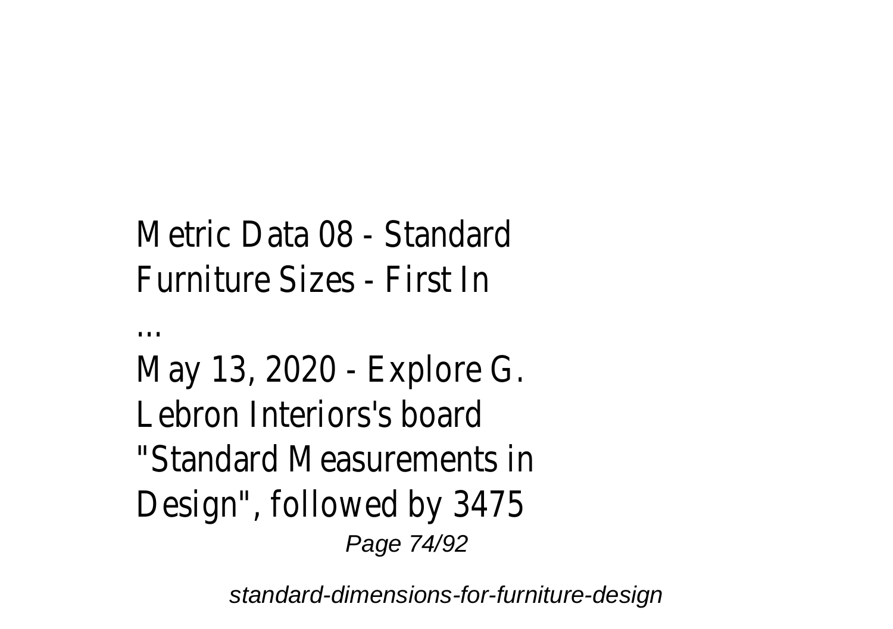Metric Data 08 - Standard Furniture Sizes - First In

...

May 13, 2020 - Explore G. Lebron Interiors's board "Standard Measurements in Design", followed by 3475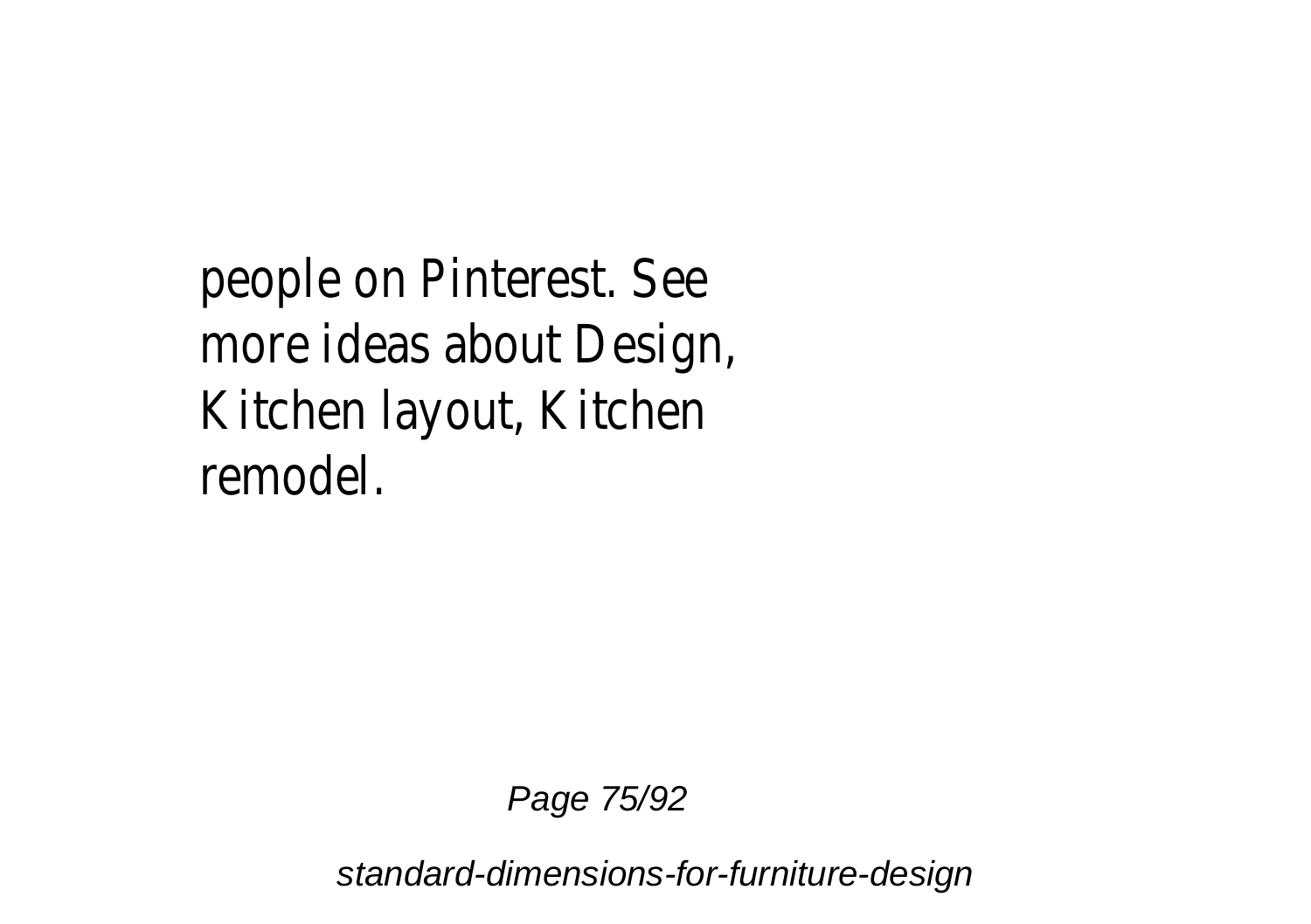people on Pinterest. See more ideas about Design, Kitchen layout, Kitchen remodel.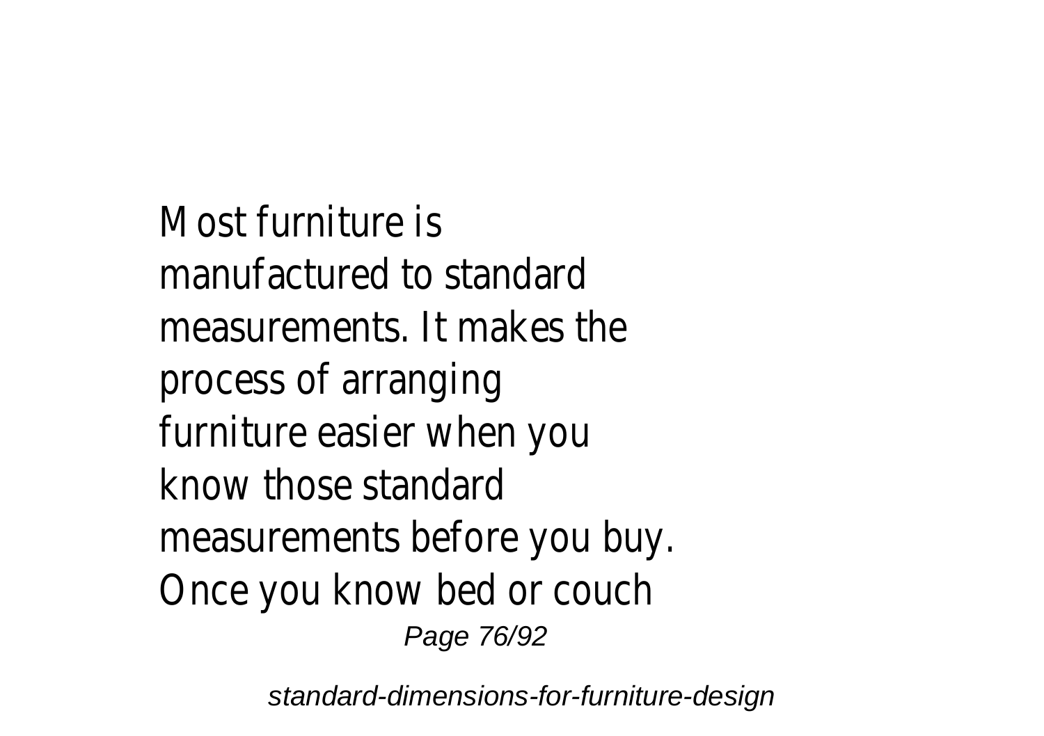Most furniture is manufactured to standard measurements. It makes the process of arranging furniture easier when you know those standard measurements before you buy. Once you know bed or couch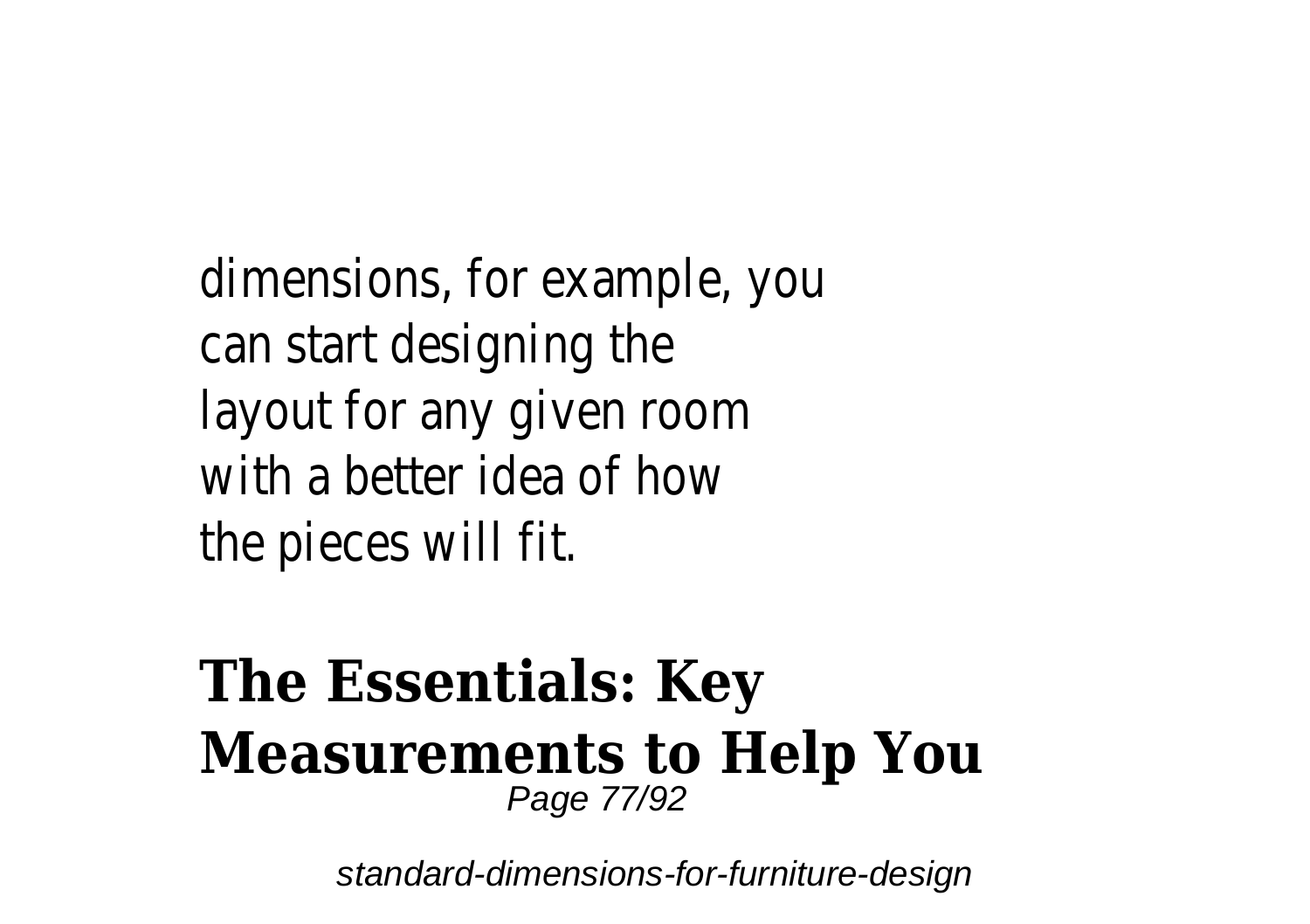dimensions, for example, you can start designing the layout for any given room with a better idea of how the pieces will fit.

## The Essentials: Key Measurements to Help You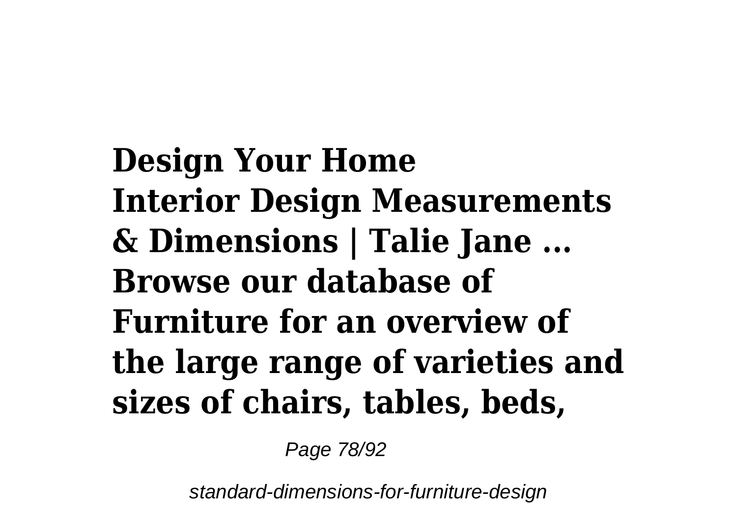**Design Your Home**
**Interior Design Measurements & Dimensions | Talie Jane ...**
**Browse our database of Furniture for an overview of the large range of varieties and sizes of chairs, tables, beds,**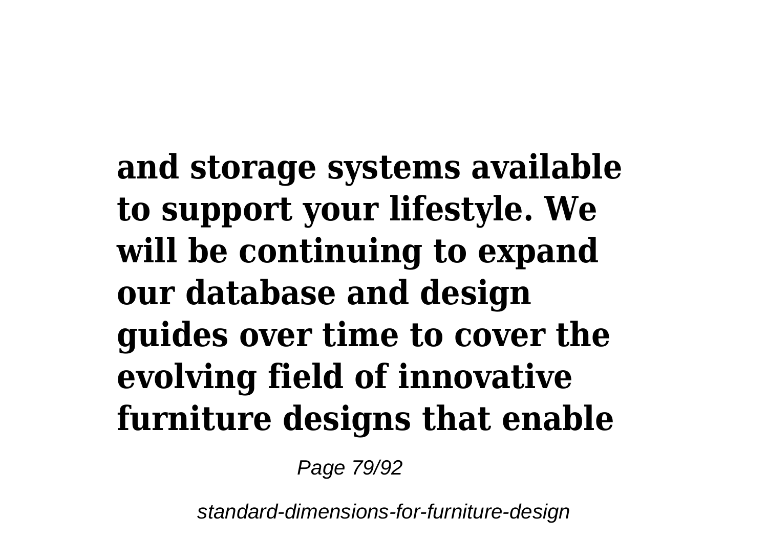**and storage systems available to support your lifestyle. We will be continuing to expand our database and design guides over time to cover the evolving field of innovative furniture designs that enable**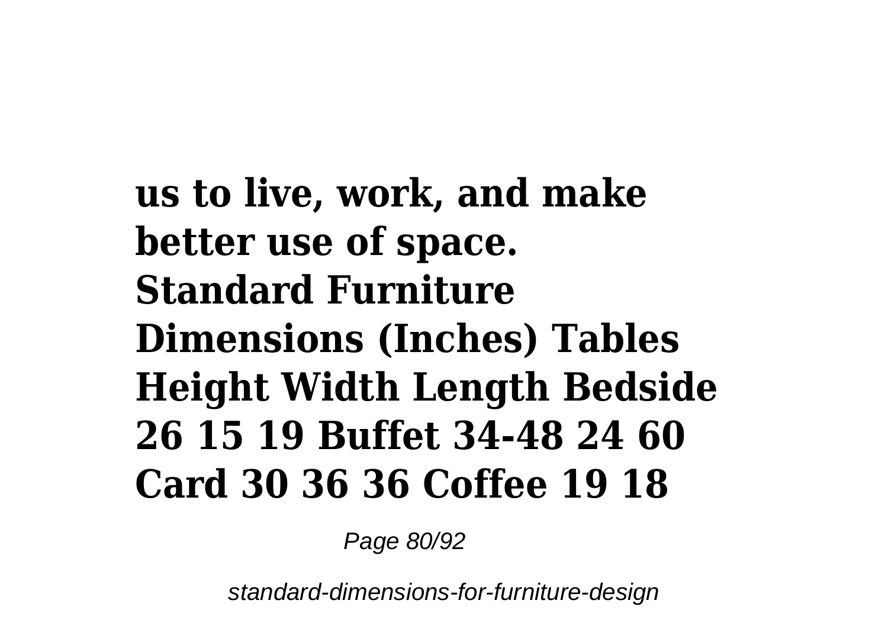**us to live, work, and make better use of space.**
**Standard Furniture Dimensions (Inches) Tables Height Width Length Bedside 26 15 19 Buffet 34-48 24 60 Card 30 36 36 Coffee 19 18**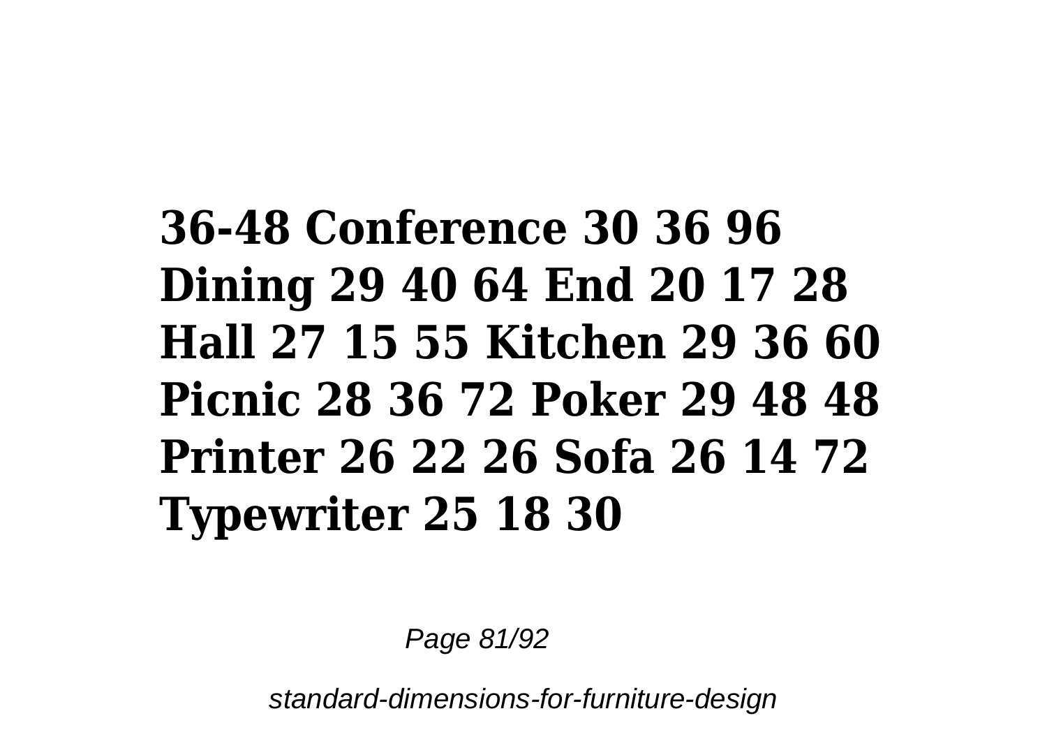**36-48 Conference 30 36 96 Dining 29 40 64 End 20 17 28 Hall 27 15 55 Kitchen 29 36 60 Picnic 28 36 72 Poker 29 48 48 Printer 26 22 26 Sofa 26 14 72 Typewriter 25 18 30**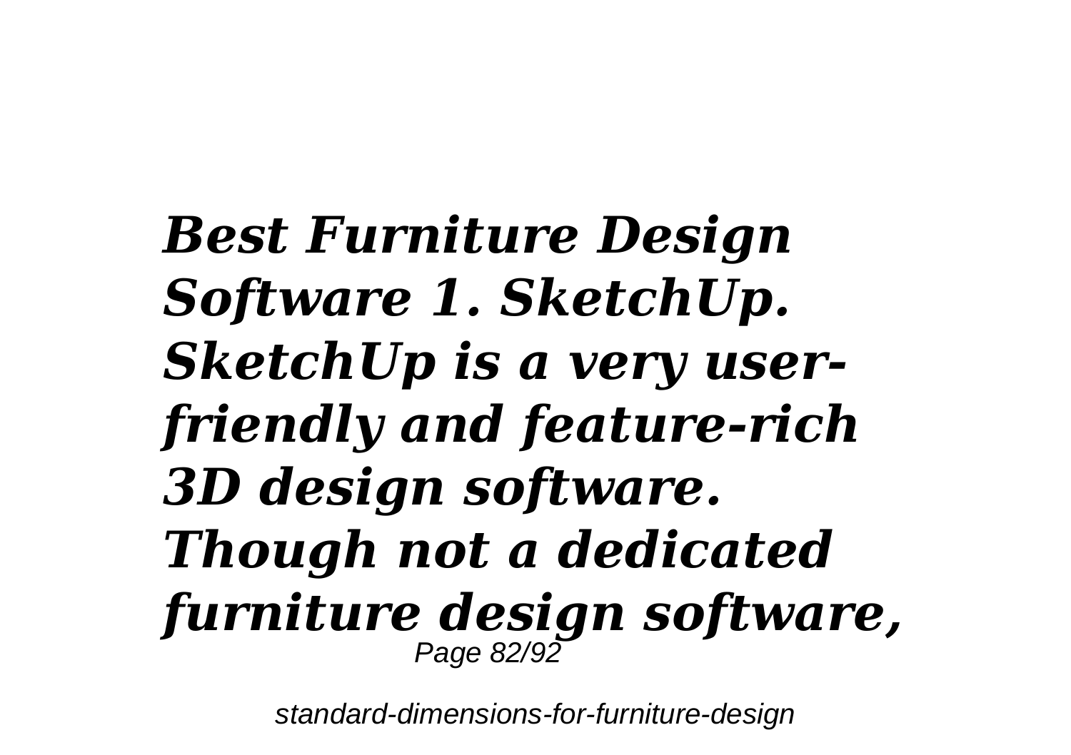***Best Furniture Design Software 1. SketchUp. SketchUp is a very user-friendly and feature-rich 3D design software. Though not a dedicated furniture design software,***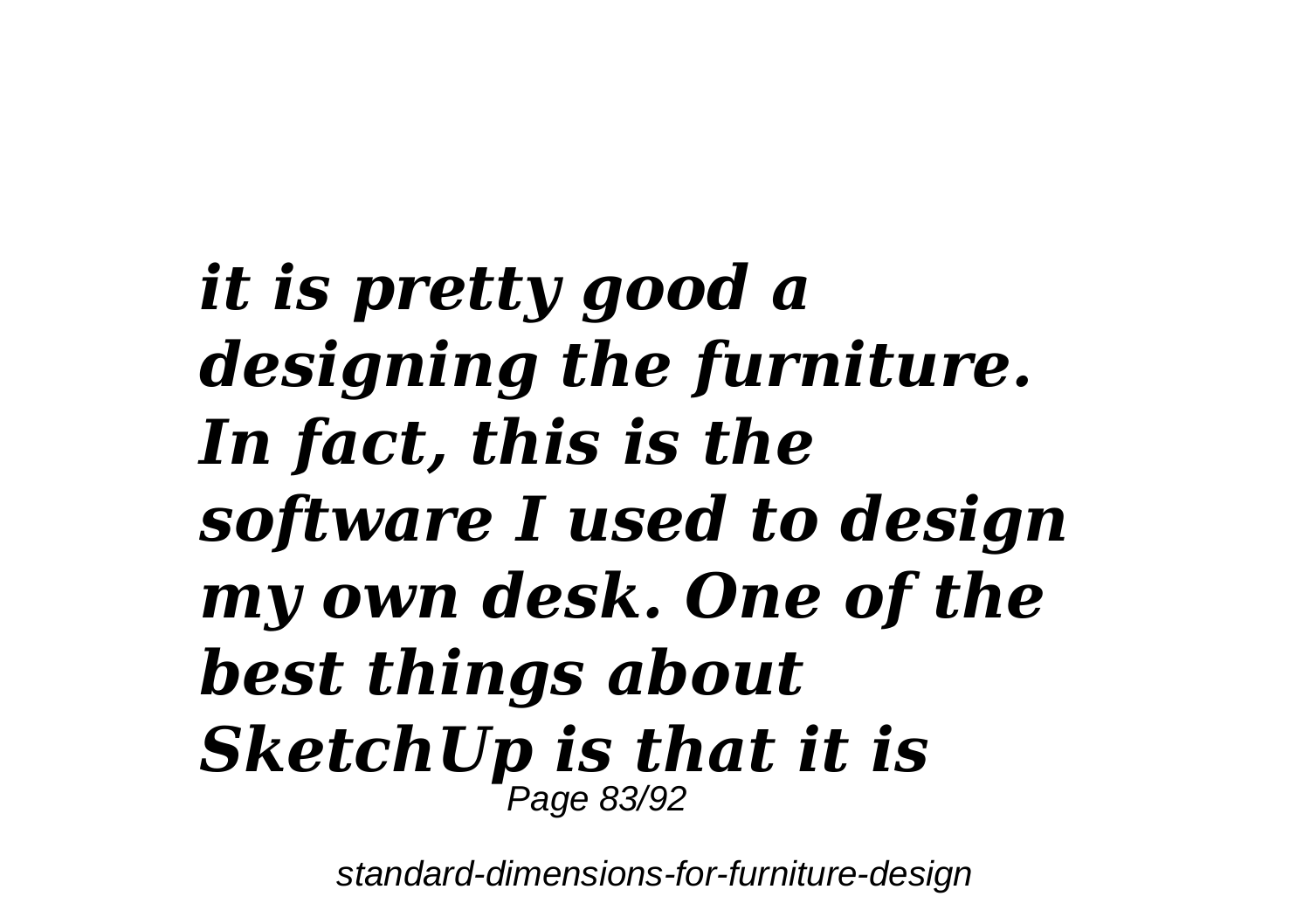*it is pretty good a designing the furniture. In fact, this is the software I used to design my own desk. One of the best things about SketchUp is that it is*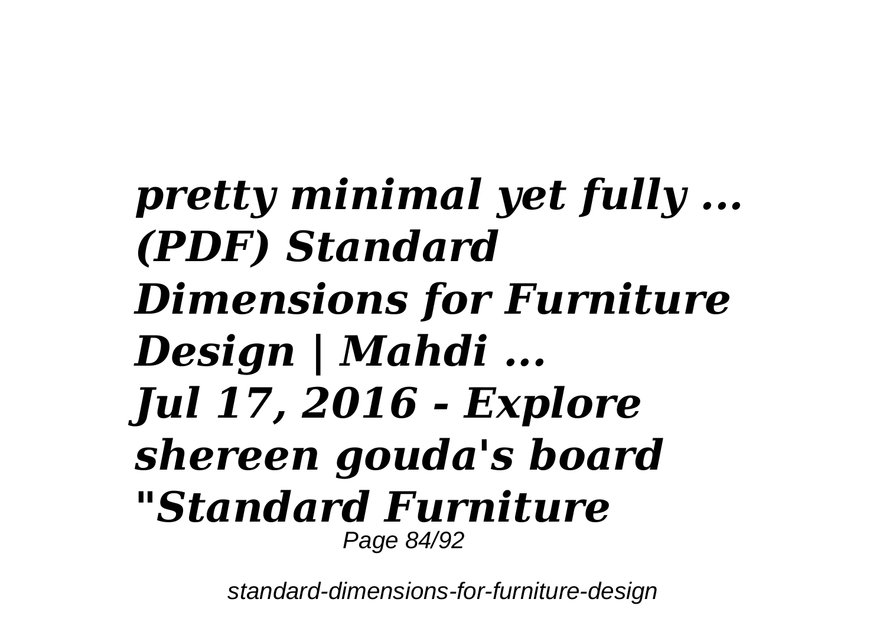***pretty minimal yet fully ...***
***(PDF) Standard Dimensions for Furniture Design | Mahdi ...***
***Jul 17, 2016 - Explore shereen gouda's board "Standard Furniture***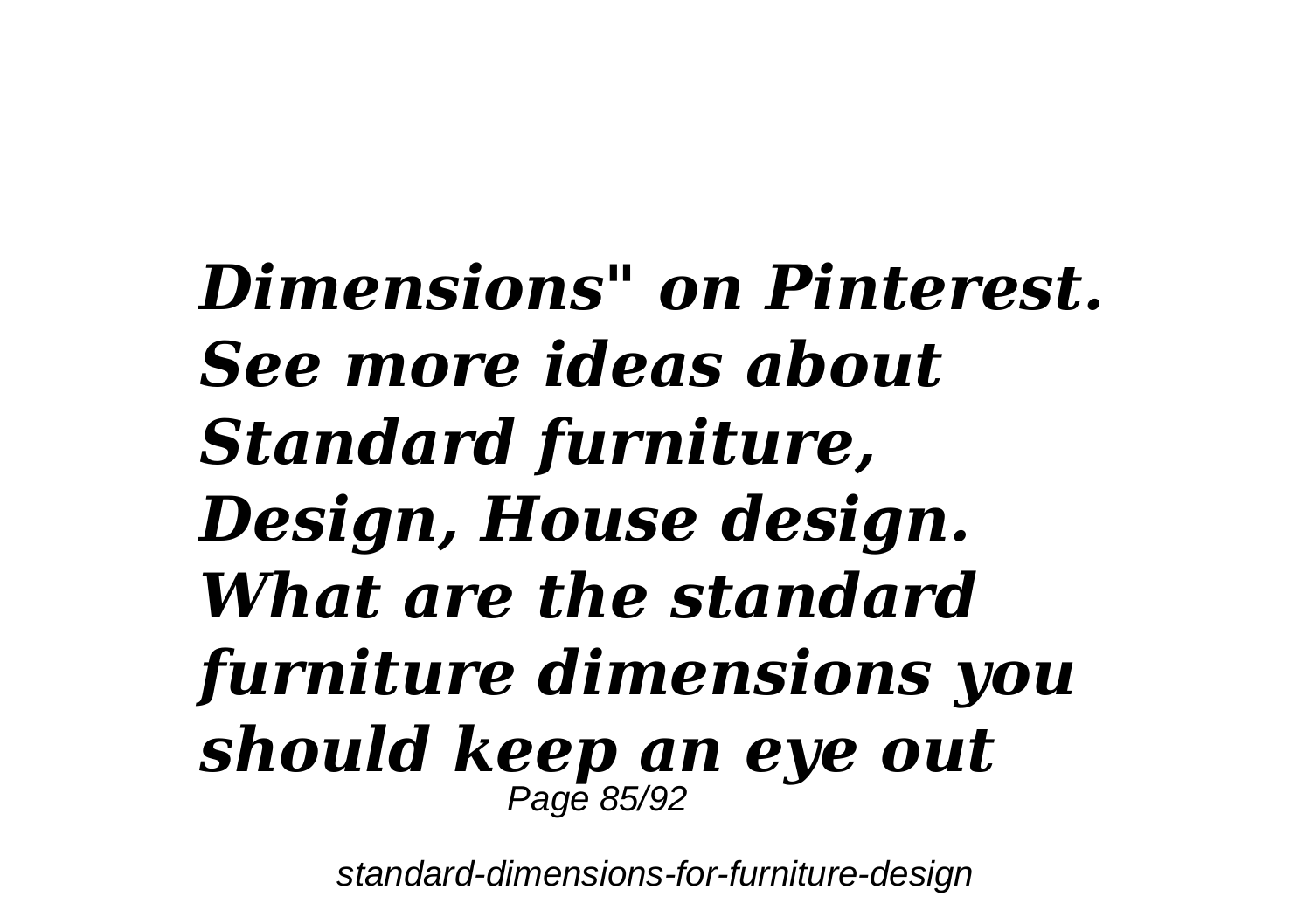***Dimensions" on Pinterest. See more ideas about Standard furniture, Design, House design. What are the standard furniture dimensions you should keep an eye out***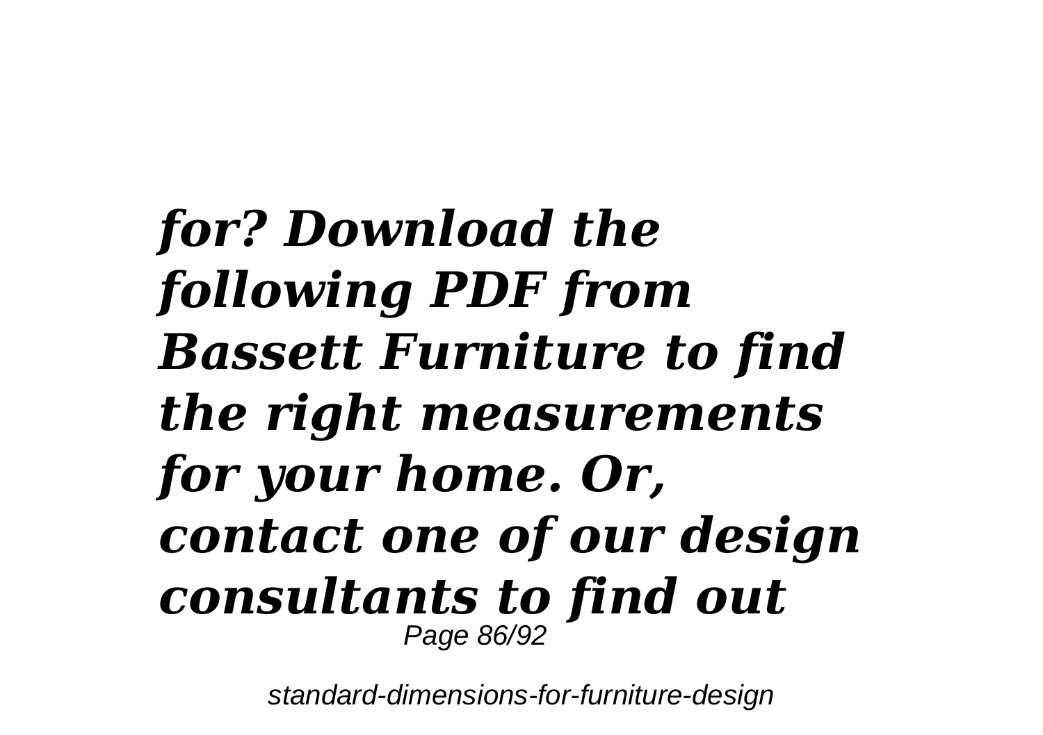***for? Download the following PDF from Bassett Furniture to find the right measurements for your home. Or, contact one of our design consultants to find out***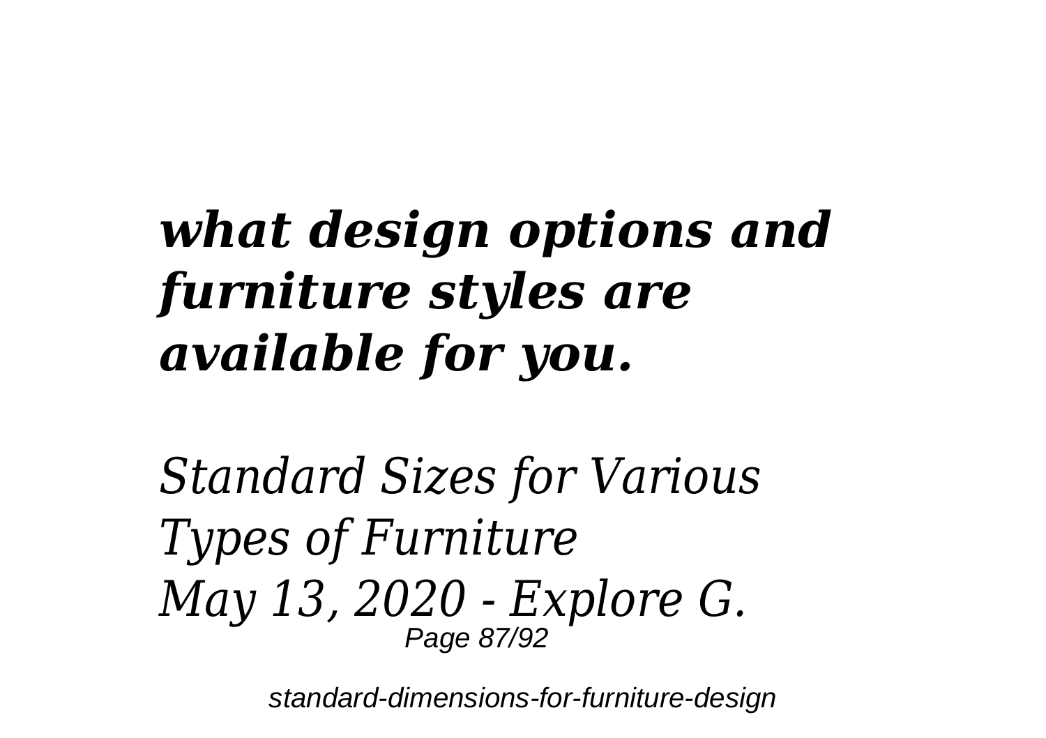***what design options and furniture styles are available for you.***

*Standard Sizes for Various Types of Furniture*
*May 13, 2020 - Explore G.*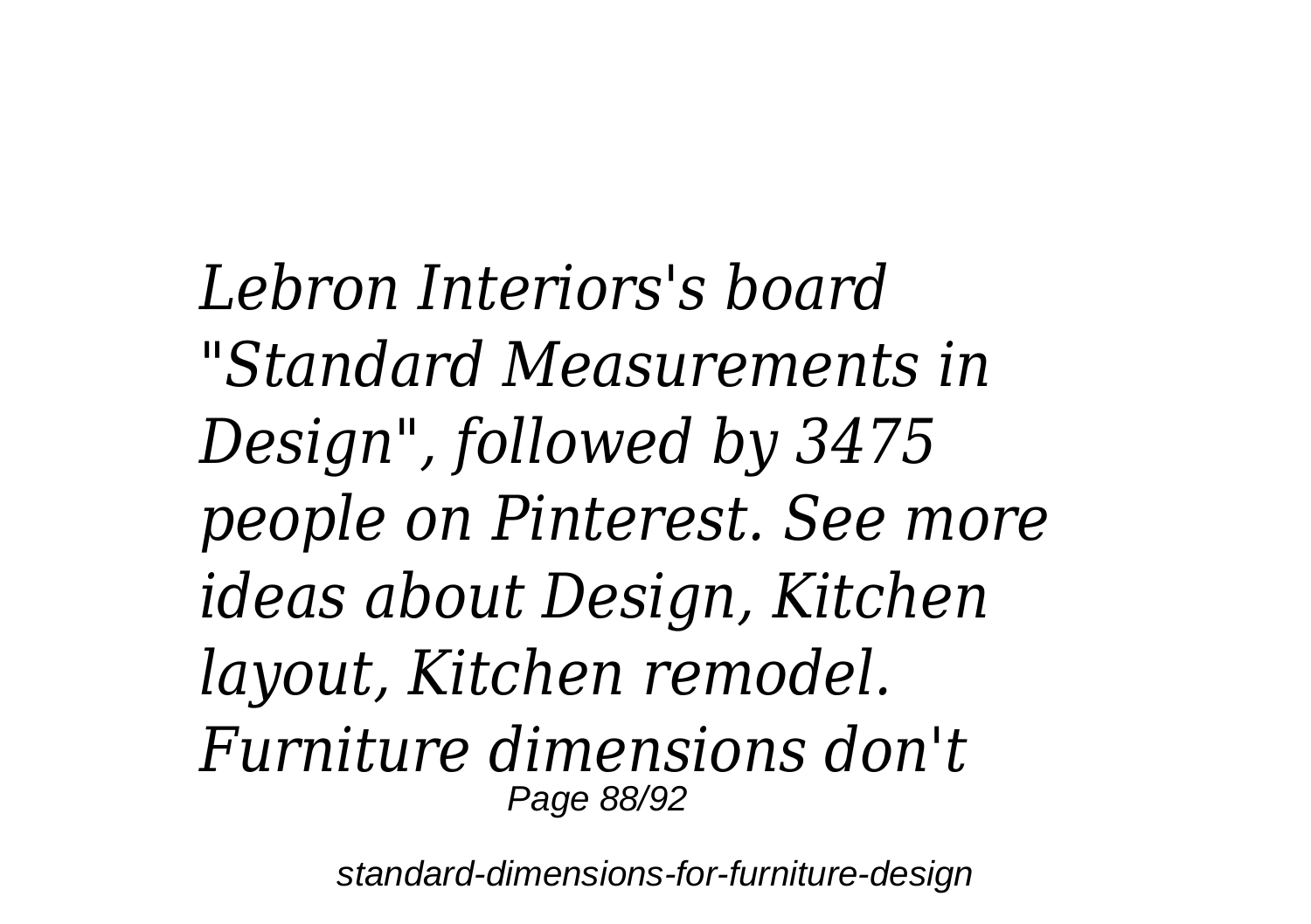*Lebron Interiors's board "Standard Measurements in Design", followed by 3475 people on Pinterest. See more ideas about Design, Kitchen layout, Kitchen remodel. Furniture dimensions don't*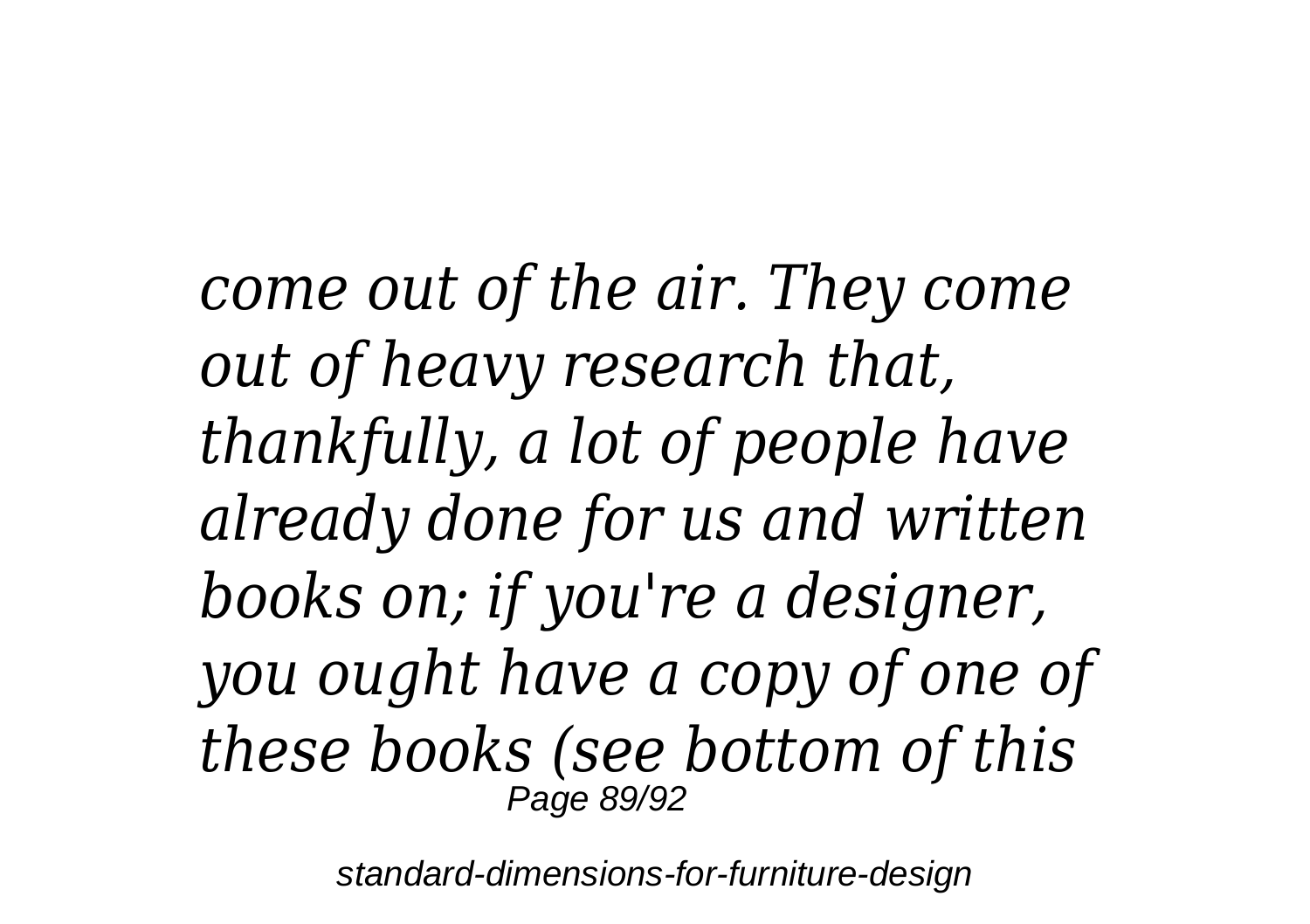*come out of the air. They come out of heavy research that, thankfully, a lot of people have already done for us and written books on; if you're a designer, you ought have a copy of one of these books (see bottom of this*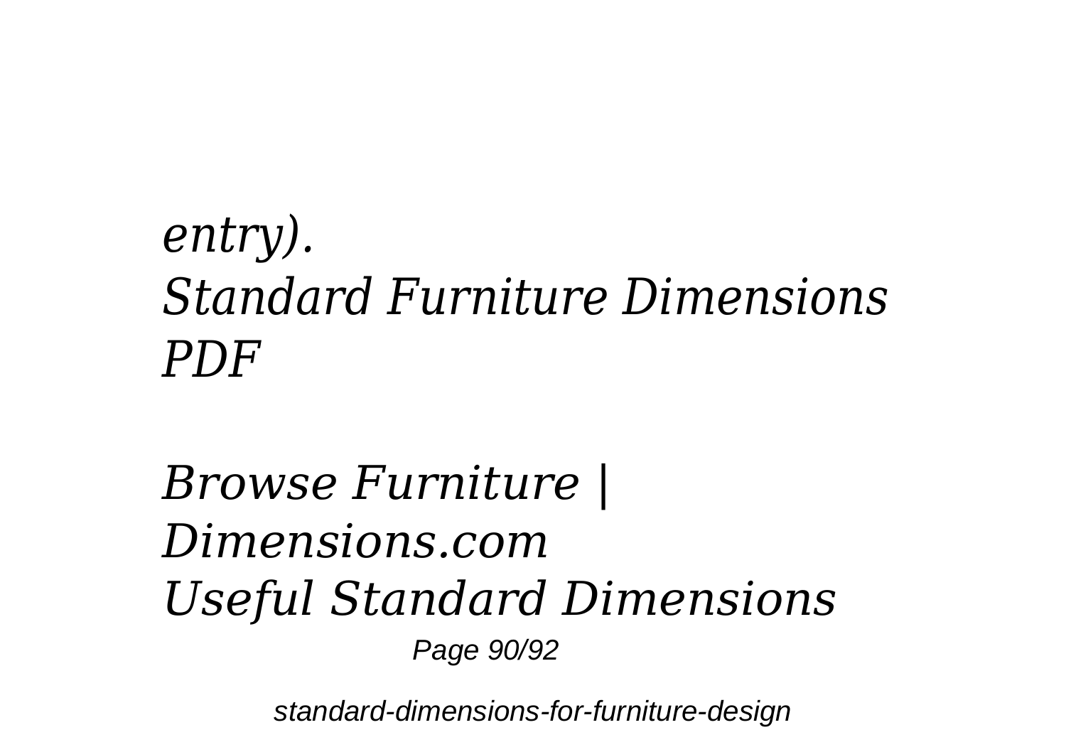*entry).*
*Standard Furniture Dimensions PDF*

*Browse Furniture | Dimensions.com*
*Useful Standard Dimensions*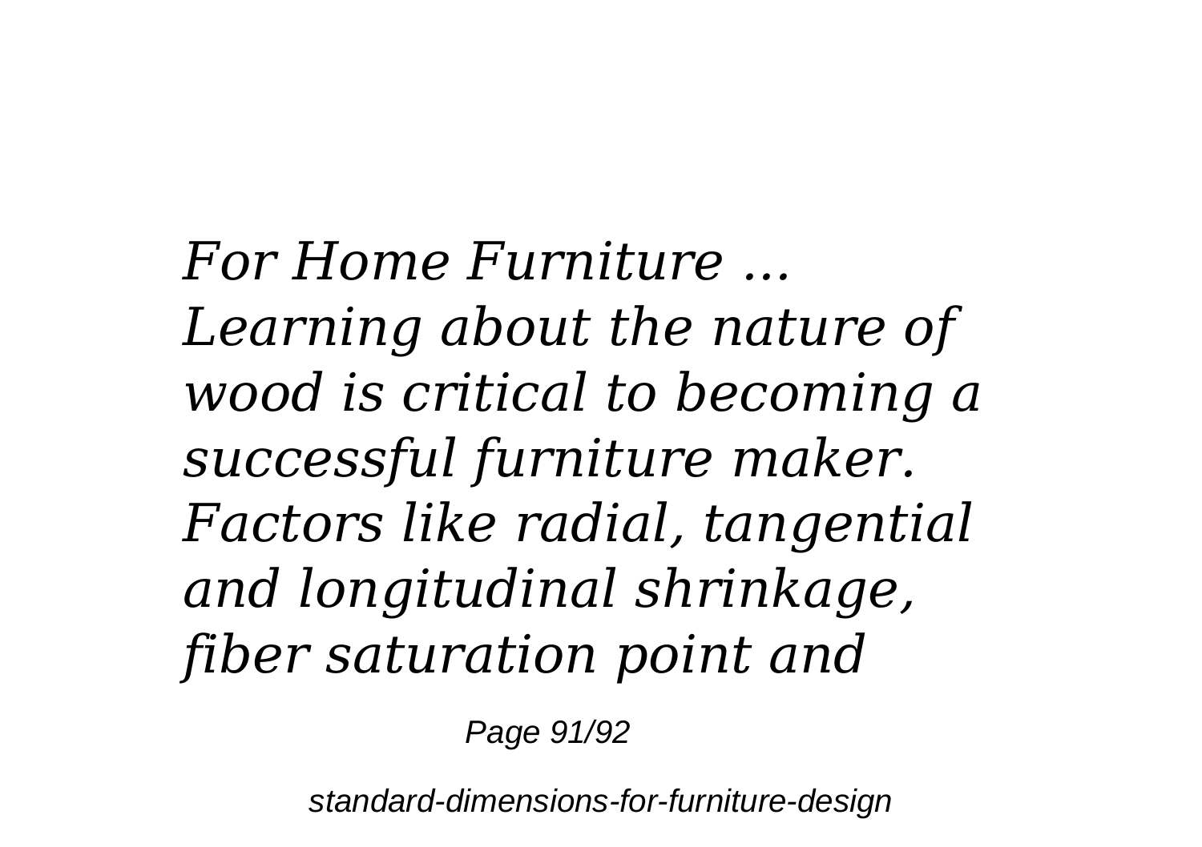*For Home Furniture ...*
*Learning about the nature of wood is critical to becoming a successful furniture maker. Factors like radial, tangential and longitudinal shrinkage, fiber saturation point and*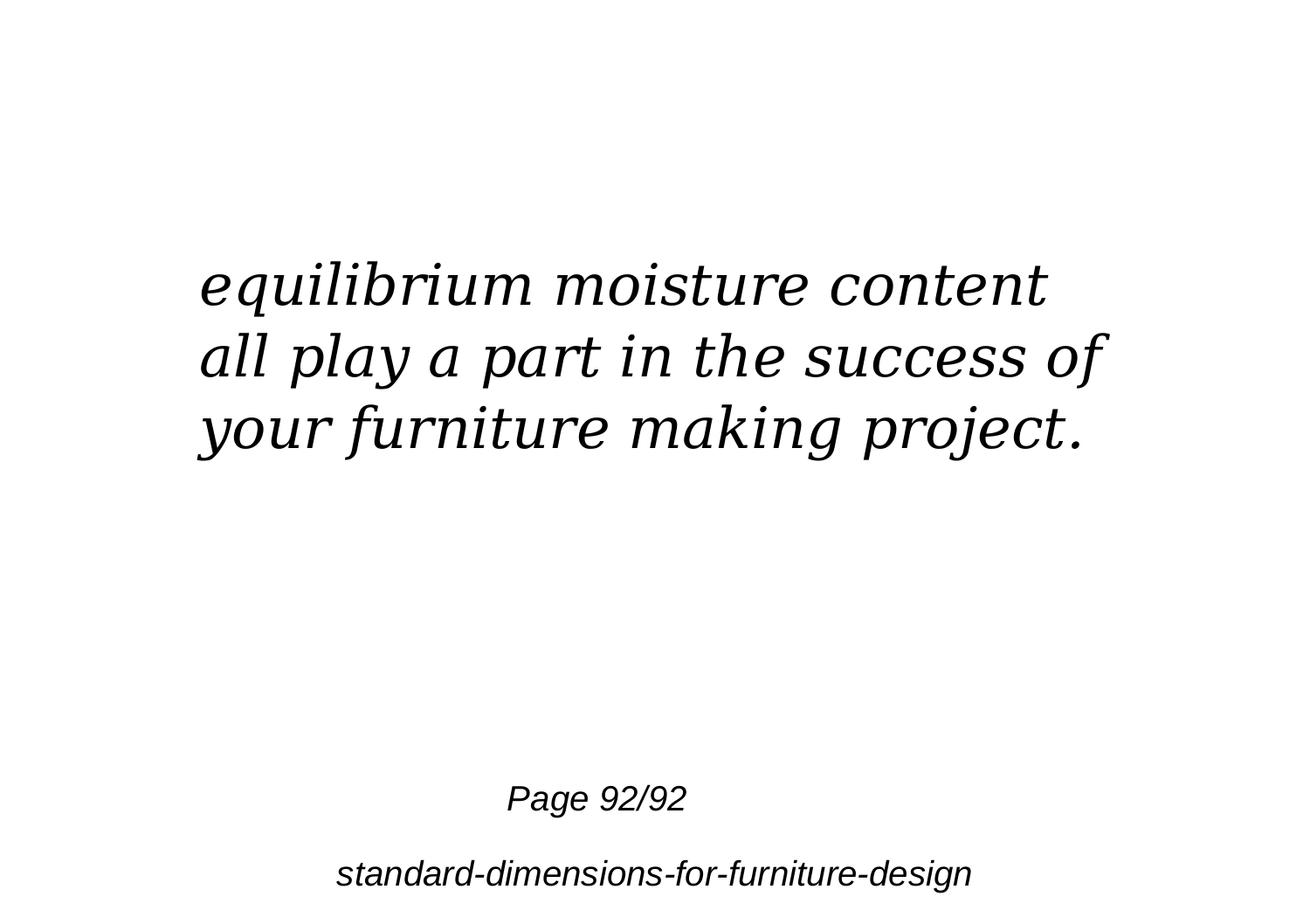*equilibrium moisture content all play a part in the success of your furniture making project.*